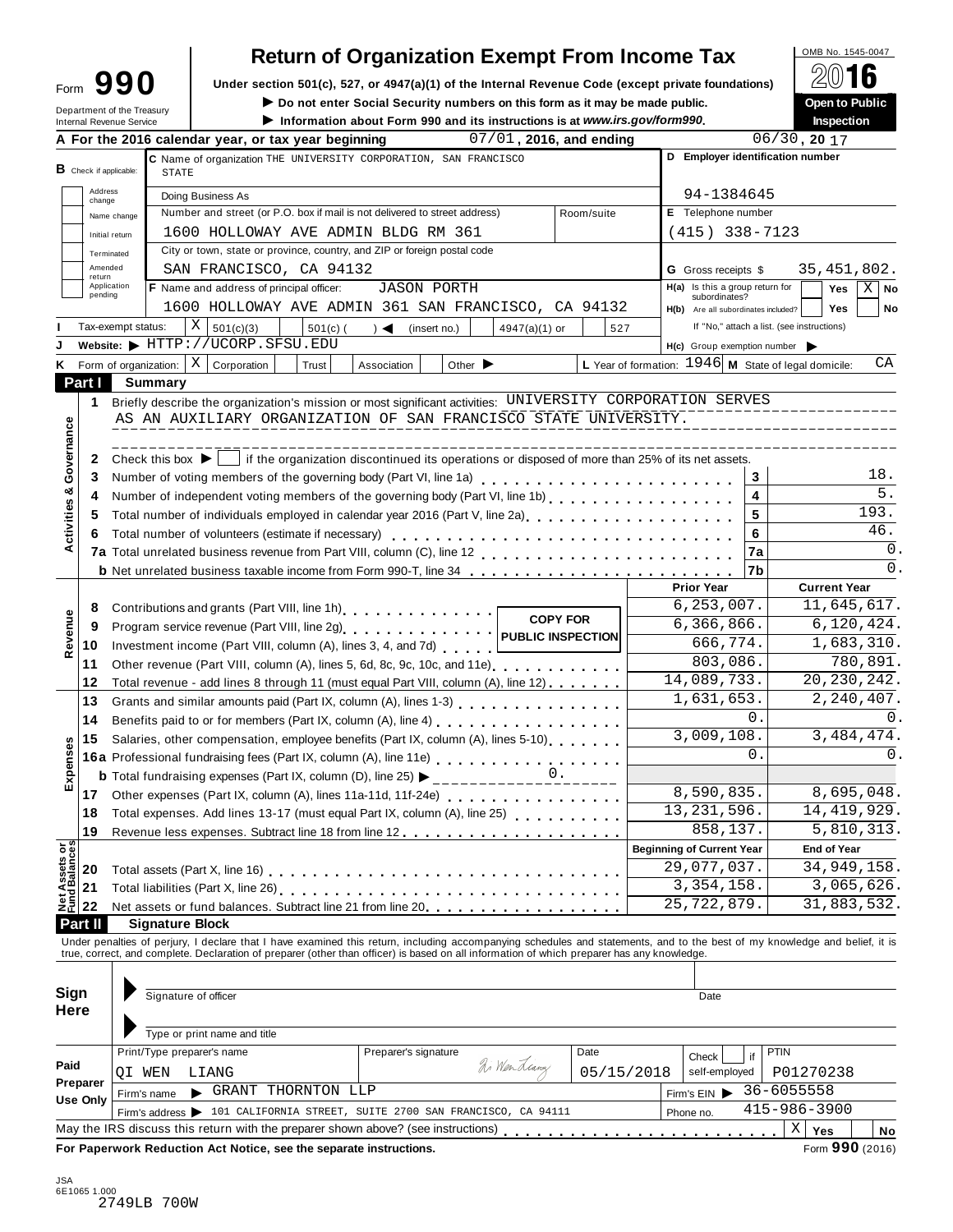Form **990**

Department of the Treasury
Internal Revenue Service

# Return of Organization Exempt From Income Tax

**Under section 501(c), 527, or 4947(a)(1) of the Internal Revenue Code (except private foundations)**

▶ **Do not enter Social Security numbers on this form as it may be made public.**

▶ **Information about Form 990 and its instructions is at www.irs.gov/form990.**

OMB No. 1545-0047

**2016**

**Open to Public Inspection**

**A** For the 2016 calendar year, or tax year beginning 07/01, 2016, and ending 06/30, 20 17

**B** Check if applicable: Address change / Name change / Initial return / Terminated / Amended return / Application pending

**C** Name of organization THE UNIVERSITY CORPORATION, SAN FRANCISCO STATE

Doing Business As

Number and street (or P.O. box if mail is not delivered to street address): 1600 HOLLOWAY AVE ADMIN BLDG RM 361 — Room/suite

City or town, state or province, country, and ZIP or foreign postal code: SAN FRANCISCO, CA 94132

**D** Employer identification number: 94-1384645

**E** Telephone number: (415) 338-7123

**G** Gross receipts $ 35,451,802.

**F** Name and address of principal officer: JASON PORTH
1600 HOLLOWAY AVE ADMIN 361 SAN FRANCISCO, CA 94132

**H(a)** Is this a group return for subordinates? Yes [ ] No [X]

**H(b)** Are all subordinates included? Yes [ ] No [ ]
If "No," attach a list. (see instructions)

**I** Tax-exempt status: [X] 501(c)(3) [ ] 501(c) ( ) ◀ (insert no.) [ ] 4947(a)(1) or [ ] 527

**J** Website: ▶ HTTP://UCORP.SFSU.EDU

**H(c)** Group exemption number ▶

**K** Form of organization: [X] Corporation [ ] Trust [ ] Association [ ] Other ▶

**L** Year of formation: 1946 **M** State of legal domicile: CA

## Part I Summary

**Activities & Governance**

1 Briefly describe the organization's mission or most significant activities: UNIVERSITY CORPORATION SERVES AS AN AUXILIARY ORGANIZATION OF SAN FRANCISCO STATE UNIVERSITY.

2 Check this box ▶ [ ] if the organization discontinued its operations or disposed of more than 25% of its net assets.

| | | | |
|---|---|---|---|
| 3 | Number of voting members of the governing body (Part VI, line 1a) | 3 | 18. |
| 4 | Number of independent voting members of the governing body (Part VI, line 1b) | 4 | 5. |
| 5 | Total number of individuals employed in calendar year 2016 (Part V, line 2a) | 5 | 193. |
| 6 | Total number of volunteers (estimate if necessary) | 6 | 46. |
| 7a | Total unrelated business revenue from Part VIII, column (C), line 12 | 7a | 0. |
| b | Net unrelated business taxable income from Form 990-T, line 34 | 7b | 0. |

**COPY FOR PUBLIC INSPECTION**

| | | | Prior Year | Current Year |
|---|---|---|---|---|
| **Revenue** | 8 | Contributions and grants (Part VIII, line 1h) | 6,253,007. | 11,645,617. |
| | 9 | Program service revenue (Part VIII, line 2g) | 6,366,866. | 6,120,424. |
| | 10 | Investment income (Part VIII, column (A), lines 3, 4, and 7d) | 666,774. | 1,683,310. |
| | 11 | Other revenue (Part VIII, column (A), lines 5, 6d, 8c, 9c, 10c, and 11e) | 803,086. | 780,891. |
| | 12 | Total revenue - add lines 8 through 11 (must equal Part VIII, column (A), line 12) | 14,089,733. | 20,230,242. |
| **Expenses** | 13 | Grants and similar amounts paid (Part IX, column (A), lines 1-3) | 1,631,653. | 2,240,407. |
| | 14 | Benefits paid to or for members (Part IX, column (A), line 4) | 0. | 0. |
| | 15 | Salaries, other compensation, employee benefits (Part IX, column (A), lines 5-10) | 3,009,108. | 3,484,474. |
| | 16a | Professional fundraising fees (Part IX, column (A), line 11e) | 0. | 0. |
| | b | Total fundraising expenses (Part IX, column (D), line 25) ▶ 0. | | |
| | 17 | Other expenses (Part IX, column (A), lines 11a-11d, 11f-24e) | 8,590,835. | 8,695,048. |
| | 18 | Total expenses. Add lines 13-17 (must equal Part IX, column (A), line 25) | 13,231,596. | 14,419,929. |
| | 19 | Revenue less expenses. Subtract line 18 from line 12 | 858,137. | 5,810,313. |
| | | | **Beginning of Current Year** | **End of Year** |
| **Net Assets or Fund Balances** | 20 | Total assets (Part X, line 16) | 29,077,037. | 34,949,158. |
| | 21 | Total liabilities (Part X, line 26) | 3,354,158. | 3,065,626. |
| | 22 | Net assets or fund balances. Subtract line 21 from line 20 | 25,722,879. | 31,883,532. |

## Part II Signature Block

Under penalties of perjury, I declare that I have examined this return, including accompanying schedules and statements, and to the best of my knowledge and belief, it is true, correct, and complete. Declaration of preparer (other than officer) is based on all information of which preparer has any knowledge.

**Sign Here**

Signature of officer — Date

Type or print name and title

**Paid Preparer Use Only**

| Print/Type preparer's name | Preparer's signature | Date | Check [ ] if self-employed | PTIN |
|---|---|---|---|---|
| QI WEN LIANG | Qi Wen Liang | 05/15/2018 | | P01270238 |

Firm's name ▶ GRANT THORNTON LLP — Firm's EIN ▶ 36-6055558

Firm's address ▶ 101 CALIFORNIA STREET, SUITE 2700 SAN FRANCISCO, CA 94111 — Phone no. 415-986-3900

May the IRS discuss this return with the preparer shown above? (see instructions) [X] Yes [ ] No

**For Paperwork Reduction Act Notice, see the separate instructions.** Form **990** (2016)

JSA
6E1065 1.000
2749LB 700W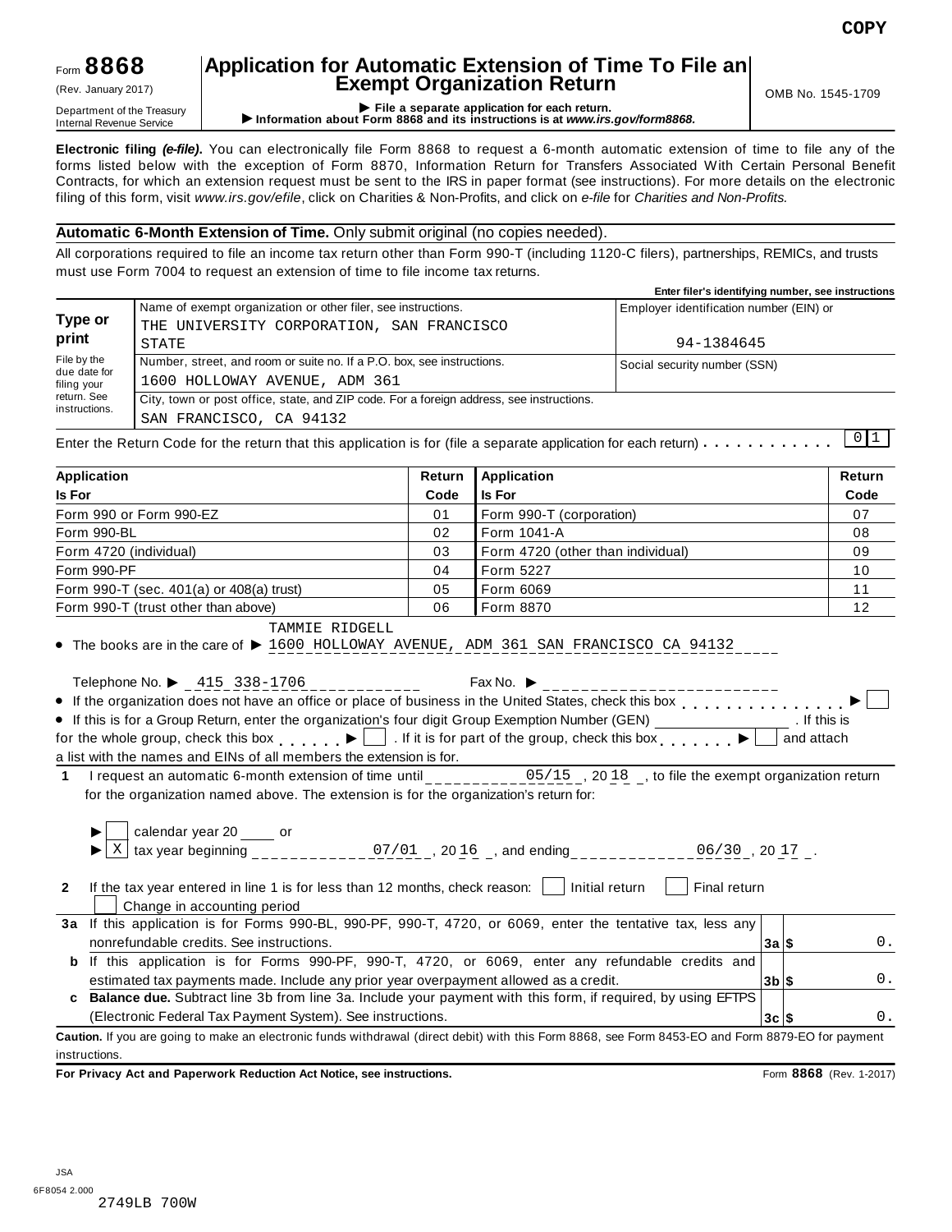COPY

Form **8868** (Rev. January 2017)

Department of the Treasury
Internal Revenue Service

# Application for Automatic Extension of Time To File an Exempt Organization Return

▶ **File a separate application for each return.**
▶ **Information about Form 8868 and its instructions is at *www.irs.gov/form8868*.**

OMB No. 1545-1709

**Electronic filing *(e-file)*.** You can electronically file Form 8868 to request a 6-month automatic extension of time to file any of the forms listed below with the exception of Form 8870, Information Return for Transfers Associated With Certain Personal Benefit Contracts, for which an extension request must be sent to the IRS in paper format (see instructions). For more details on the electronic filing of this form, visit *www.irs.gov/efile*, click on Charities & Non-Profits, and click on *e-file* for *Charities and Non-Profits.*

**Automatic 6-Month Extension of Time.** Only submit original (no copies needed).

All corporations required to file an income tax return other than Form 990-T (including 1120-C filers), partnerships, REMICs, and trusts must use Form 7004 to request an extension of time to file income tax returns.

| | | **Enter filer's identifying number, see instructions** |
|---|---|---|
| **Type or print** | Name of exempt organization or other filer, see instructions. THE UNIVERSITY CORPORATION, SAN FRANCISCO STATE | Employer identification number (EIN) or 94-1384645 |
| File by the due date for filing your return. See instructions. | Number, street, and room or suite no. If a P.O. box, see instructions. 1600 HOLLOWAY AVENUE, ADM 361 | Social security number (SSN) |
| | City, town or post office, state, and ZIP code. For a foreign address, see instructions. SAN FRANCISCO, CA 94132 | |

Enter the Return Code for the return that this application is for (file a separate application for each return) . . . . . . . . . . . 0 1

| Application Is For | Return Code | Application Is For | Return Code |
|---|---|---|---|
| Form 990 or Form 990-EZ | 01 | Form 990-T (corporation) | 07 |
| Form 990-BL | 02 | Form 1041-A | 08 |
| Form 4720 (individual) | 03 | Form 4720 (other than individual) | 09 |
| Form 990-PF | 04 | Form 5227 | 10 |
| Form 990-T (sec. 401(a) or 408(a) trust) | 05 | Form 6069 | 11 |
| Form 990-T (trust other than above) | 06 | Form 8870 | 12 |

- The books are in the care of ▶ TAMMIE RIDGELL 1600 HOLLOWAY AVENUE, ADM 361 SAN FRANCISCO CA 94132

  Telephone No. ▶ 415 338-1706    Fax No. ▶
- If the organization does not have an office or place of business in the United States, check this box . . . . . . . . . . . . . . . ▶ ☐
- If this is for a Group Return, enter the organization's four digit Group Exemption Number (GEN) ________ . If this is for the whole group, check this box . . . . . . ▶ ☐ . If it is for part of the group, check this box . . . . . . . ▶ ☐ and attach a list with the names and EINs of all members the extension is for.

**1** I request an automatic 6-month extension of time until 05/15 , 20 18 , to file the exempt organization return for the organization named above. The extension is for the organization's return for:

▶ ☐ calendar year 20 ____ or
▶ ☒ tax year beginning 07/01 , 20 16 , and ending 06/30 , 20 17 .

**2** If the tax year entered in line 1 is for less than 12 months, check reason: ☐ Initial return ☐ Final return ☐ Change in accounting period

| | | | |
|---|---|---|---|
| **3a** | If this application is for Forms 990-BL, 990-PF, 990-T, 4720, or 6069, enter the tentative tax, less any nonrefundable credits. See instructions. | **3a** $ | 0. |
| **b** | If this application is for Forms 990-PF, 990-T, 4720, or 6069, enter any refundable credits and estimated tax payments made. Include any prior year overpayment allowed as a credit. | **3b** $ | 0. |
| **c** | **Balance due.** Subtract line 3b from line 3a. Include your payment with this form, if required, by using EFTPS (Electronic Federal Tax Payment System). See instructions. | **3c** $ | 0. |

**Caution.** If you are going to make an electronic funds withdrawal (direct debit) with this Form 8868, see Form 8453-EO and Form 8879-EO for payment instructions.

**For Privacy Act and Paperwork Reduction Act Notice, see instructions.** Form **8868** (Rev. 1-2017)

JSA
6F8054 2.000
2749LB 700W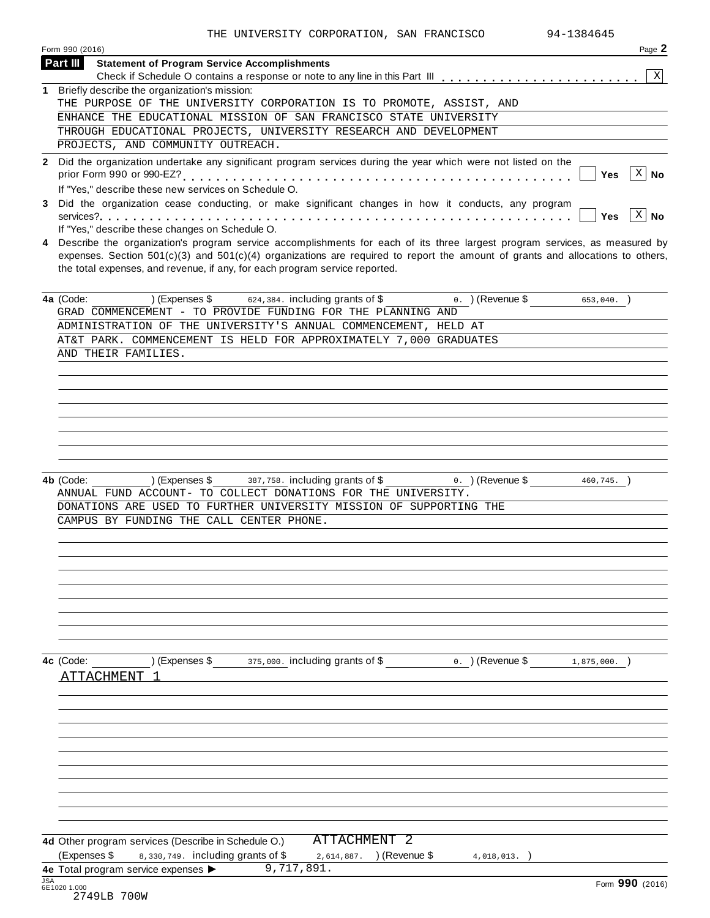THE UNIVERSITY CORPORATION, SAN FRANCISCO 94-1384645

Form 990 (2016) Page **2**

**Part III** **Statement of Program Service Accomplishments**

Check if Schedule O contains a response or note to any line in this Part III . . . . . . . . . . . . . . . . . . . . . . . [X]

**1** Briefly describe the organization's mission:

THE PURPOSE OF THE UNIVERSITY CORPORATION IS TO PROMOTE, ASSIST, AND ENHANCE THE EDUCATIONAL MISSION OF SAN FRANCISCO STATE UNIVERSITY THROUGH EDUCATIONAL PROJECTS, UNIVERSITY RESEARCH AND DEVELOPMENT PROJECTS, AND COMMUNITY OUTREACH.

**2** Did the organization undertake any significant program services during the year which were not listed on the prior Form 990 or 990-EZ? . . . . . . . . . . . . . . . . . . . . . . . . . . . . . . . . . . . . . . . . . . . . [ ] **Yes** [X] **No**

If "Yes," describe these new services on Schedule O.

**3** Did the organization cease conducting, or make significant changes in how it conducts, any program services? . . . . . . . . . . . . . . . . . . . . . . . . . . . . . . . . . . . . . . . . . . . . . . . . . . . . . [ ] **Yes** [X] **No**

If "Yes," describe these changes on Schedule O.

**4** Describe the organization's program service accomplishments for each of its three largest program services, as measured by expenses. Section 501(c)(3) and 501(c)(4) organizations are required to report the amount of grants and allocations to others, the total expenses, and revenue, if any, for each program service reported.

**4a** (Code: ) (Expenses $ 624,384. including grants of $ 0. ) (Revenue $ 653,040. )

GRAD COMMENCEMENT - TO PROVIDE FUNDING FOR THE PLANNING AND ADMINISTRATION OF THE UNIVERSITY'S ANNUAL COMMENCEMENT, HELD AT AT&T PARK. COMMENCEMENT IS HELD FOR APPROXIMATELY 7,000 GRADUATES AND THEIR FAMILIES.

**4b** (Code: ) (Expenses $ 387,758. including grants of $ 0. ) (Revenue $ 460,745. )

ANNUAL FUND ACCOUNT- TO COLLECT DONATIONS FOR THE UNIVERSITY. DONATIONS ARE USED TO FURTHER UNIVERSITY MISSION OF SUPPORTING THE CAMPUS BY FUNDING THE CALL CENTER PHONE.

**4c** (Code: ) (Expenses $ 375,000. including grants of $ 0. ) (Revenue $ 1,875,000. )

ATTACHMENT 1

**4d** Other program services (Describe in Schedule O.) ATTACHMENT 2

(Expenses $ 8,330,749. including grants of $ 2,614,887. ) (Revenue $ 4,018,013. )

**4e** Total program service expenses ▶ 9,717,891.

Form **990** (2016)

JSA 6E1020 1.000

2749LB 700W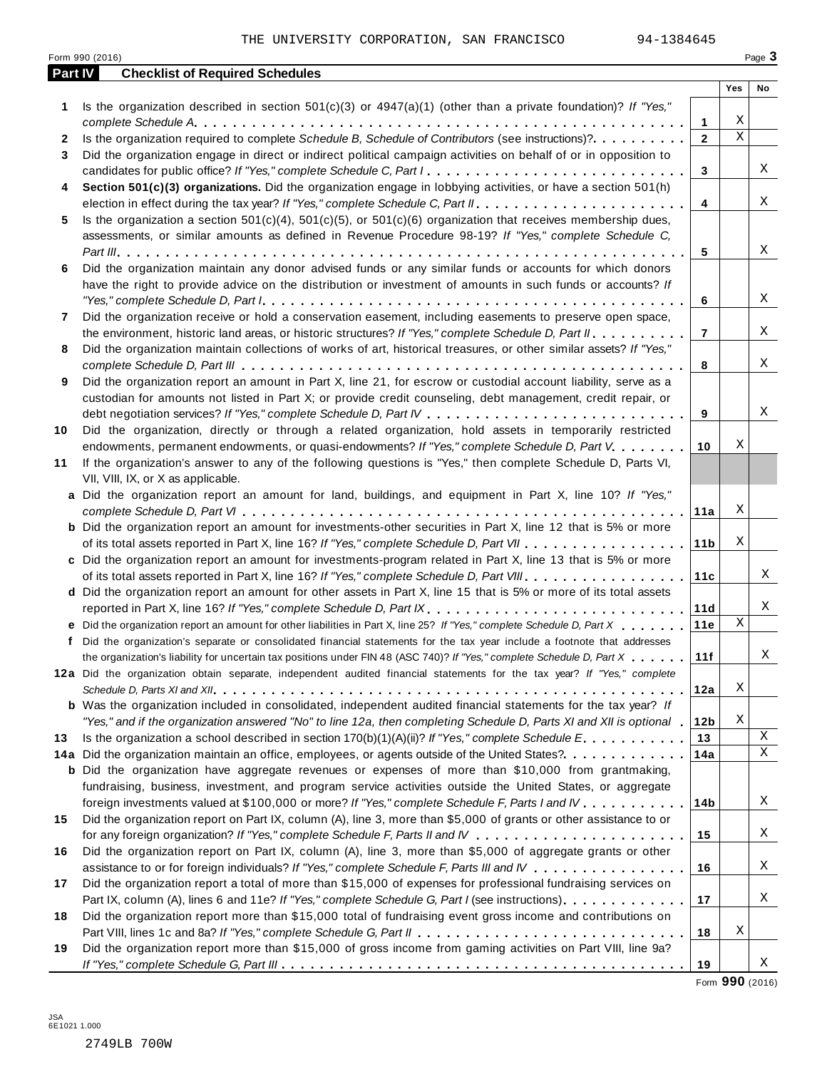THE UNIVERSITY CORPORATION, SAN FRANCISCO 94-1384645

Form 990 (2016) Page 3

**Part IV Checklist of Required Schedules**

| | | | Yes | No |
|---|---|---|---|---|
| 1 | Is the organization described in section 501(c)(3) or 4947(a)(1) (other than a private foundation)? *If "Yes," complete Schedule A* | 1 | X | |
| 2 | Is the organization required to complete *Schedule B, Schedule of Contributors* (see instructions)? | 2 | X | |
| 3 | Did the organization engage in direct or indirect political campaign activities on behalf of or in opposition to candidates for public office? *If "Yes," complete Schedule C, Part I* | 3 | | X |
| 4 | **Section 501(c)(3) organizations.** Did the organization engage in lobbying activities, or have a section 501(h) election in effect during the tax year? *If "Yes," complete Schedule C, Part II* | 4 | | X |
| 5 | Is the organization a section 501(c)(4), 501(c)(5), or 501(c)(6) organization that receives membership dues, assessments, or similar amounts as defined in Revenue Procedure 98-19? *If "Yes," complete Schedule C, Part III* | 5 | | X |
| 6 | Did the organization maintain any donor advised funds or any similar funds or accounts for which donors have the right to provide advice on the distribution or investment of amounts in such funds or accounts? *If "Yes," complete Schedule D, Part I* | 6 | | X |
| 7 | Did the organization receive or hold a conservation easement, including easements to preserve open space, the environment, historic land areas, or historic structures? *If "Yes," complete Schedule D, Part II* | 7 | | X |
| 8 | Did the organization maintain collections of works of art, historical treasures, or other similar assets? *If "Yes," complete Schedule D, Part III* | 8 | | X |
| 9 | Did the organization report an amount in Part X, line 21, for escrow or custodial account liability, serve as a custodian for amounts not listed in Part X; or provide credit counseling, debt management, credit repair, or debt negotiation services? *If "Yes," complete Schedule D, Part IV* | 9 | | X |
| 10 | Did the organization, directly or through a related organization, hold assets in temporarily restricted endowments, permanent endowments, or quasi-endowments? *If "Yes," complete Schedule D, Part V* | 10 | X | |
| 11 | If the organization's answer to any of the following questions is "Yes," then complete Schedule D, Parts VI, VII, VIII, IX, or X as applicable. | | | |
| a | Did the organization report an amount for land, buildings, and equipment in Part X, line 10? *If "Yes," complete Schedule D, Part VI* | 11a | X | |
| b | Did the organization report an amount for investments-other securities in Part X, line 12 that is 5% or more of its total assets reported in Part X, line 16? *If "Yes," complete Schedule D, Part VII* | 11b | X | |
| c | Did the organization report an amount for investments-program related in Part X, line 13 that is 5% or more of its total assets reported in Part X, line 16? *If "Yes," complete Schedule D, Part VIII* | 11c | | X |
| d | Did the organization report an amount for other assets in Part X, line 15 that is 5% or more of its total assets reported in Part X, line 16? *If "Yes," complete Schedule D, Part IX* | 11d | | X |
| e | Did the organization report an amount for other liabilities in Part X, line 25? *If "Yes," complete Schedule D, Part X* | 11e | X | |
| f | Did the organization's separate or consolidated financial statements for the tax year include a footnote that addresses the organization's liability for uncertain tax positions under FIN 48 (ASC 740)? *If "Yes," complete Schedule D, Part X* | 11f | | X |
| 12a | Did the organization obtain separate, independent audited financial statements for the tax year? *If "Yes," complete Schedule D, Parts XI and XII* | 12a | X | |
| b | Was the organization included in consolidated, independent audited financial statements for the tax year? *If "Yes," and if the organization answered "No" to line 12a, then completing Schedule D, Parts XI and XII is optional* | 12b | X | |
| 13 | Is the organization a school described in section 170(b)(1)(A)(ii)? *If "Yes," complete Schedule E* | 13 | | X |
| 14a | Did the organization maintain an office, employees, or agents outside of the United States? | 14a | | X |
| b | Did the organization have aggregate revenues or expenses of more than $10,000 from grantmaking, fundraising, business, investment, and program service activities outside the United States, or aggregate foreign investments valued at $100,000 or more? *If "Yes," complete Schedule F, Parts I and IV* | 14b | | X |
| 15 | Did the organization report on Part IX, column (A), line 3, more than $5,000 of grants or other assistance to or for any foreign organization? *If "Yes," complete Schedule F, Parts II and IV* | 15 | | X |
| 16 | Did the organization report on Part IX, column (A), line 3, more than $5,000 of aggregate grants or other assistance to or for foreign individuals? *If "Yes," complete Schedule F, Parts III and IV* | 16 | | X |
| 17 | Did the organization report a total of more than $15,000 of expenses for professional fundraising services on Part IX, column (A), lines 6 and 11e? *If "Yes," complete Schedule G, Part I* (see instructions) | 17 | | X |
| 18 | Did the organization report more than $15,000 total of fundraising event gross income and contributions on Part VIII, lines 1c and 8a? *If "Yes," complete Schedule G, Part II* | 18 | X | |
| 19 | Did the organization report more than $15,000 of gross income from gaming activities on Part VIII, line 9a? *If "Yes," complete Schedule G, Part III* | 19 | | X |

Form **990** (2016)

JSA
6E1021 1.000

2749LB 700W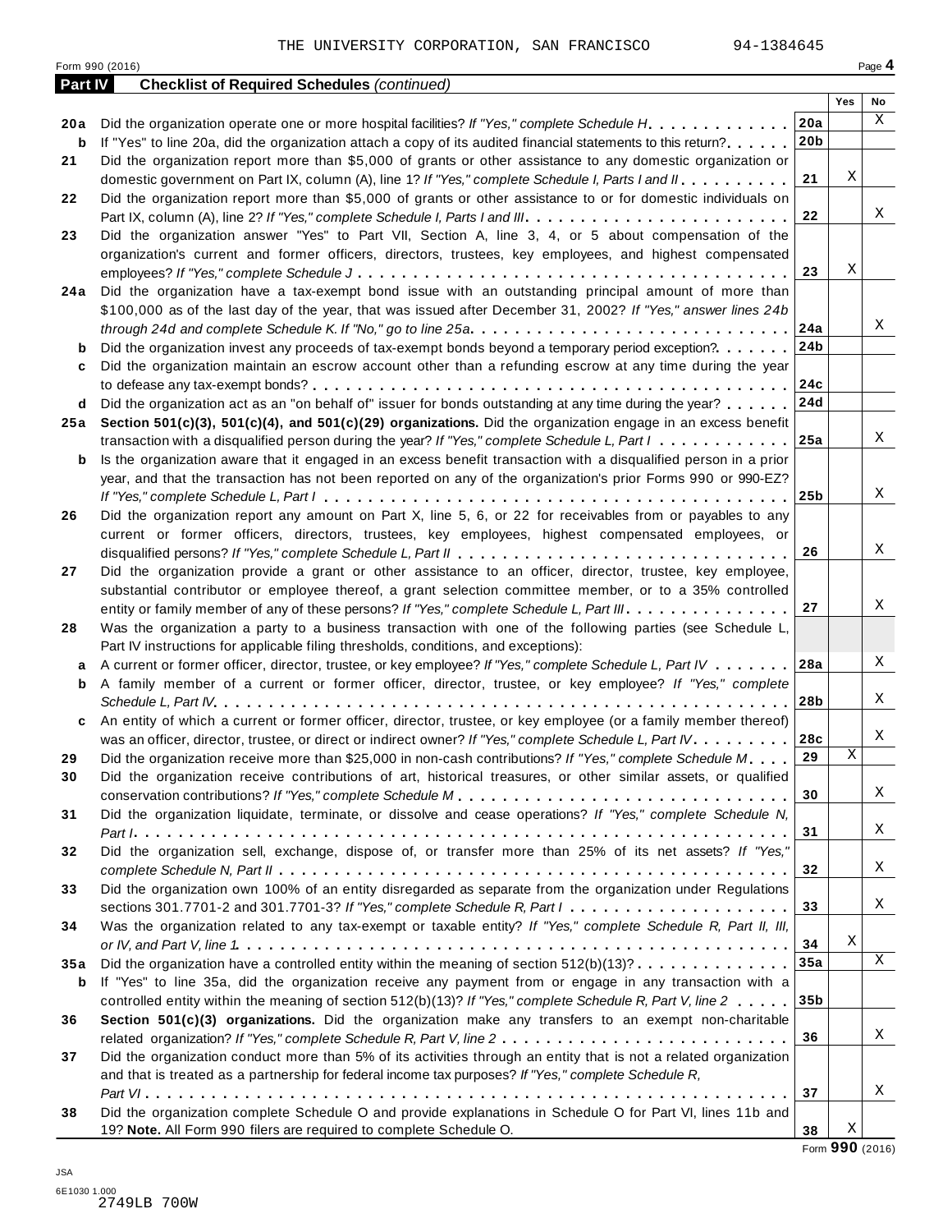THE UNIVERSITY CORPORATION, SAN FRANCISCO 94-1384645

Form 990 (2016) Page **4**

**Part IV Checklist of Required Schedules** *(continued)*

| | | | Yes | No |
|---|---|---|---|---|
| **20a** | Did the organization operate one or more hospital facilities? *If "Yes," complete Schedule H* | **20a** | | X |
| **b** | If "Yes" to line 20a, did the organization attach a copy of its audited financial statements to this return? | **20b** | | |
| **21** | Did the organization report more than $5,000 of grants or other assistance to any domestic organization or domestic government on Part IX, column (A), line 1? *If "Yes," complete Schedule I, Parts I and II* | **21** | X | |
| **22** | Did the organization report more than $5,000 of grants or other assistance to or for domestic individuals on Part IX, column (A), line 2? *If "Yes," complete Schedule I, Parts I and III* | **22** | | X |
| **23** | Did the organization answer "Yes" to Part VII, Section A, line 3, 4, or 5 about compensation of the organization's current and former officers, directors, trustees, key employees, and highest compensated employees? *If "Yes," complete Schedule J* | **23** | X | |
| **24a** | Did the organization have a tax-exempt bond issue with an outstanding principal amount of more than $100,000 as of the last day of the year, that was issued after December 31, 2002? *If "Yes," answer lines 24b through 24d and complete Schedule K. If "No," go to line 25a* | **24a** | | X |
| **b** | Did the organization invest any proceeds of tax-exempt bonds beyond a temporary period exception? | **24b** | | |
| **c** | Did the organization maintain an escrow account other than a refunding escrow at any time during the year to defease any tax-exempt bonds? | **24c** | | |
| **d** | Did the organization act as an "on behalf of" issuer for bonds outstanding at any time during the year? | **24d** | | |
| **25a** | **Section 501(c)(3), 501(c)(4), and 501(c)(29) organizations.** Did the organization engage in an excess benefit transaction with a disqualified person during the year? *If "Yes," complete Schedule L, Part I* | **25a** | | X |
| **b** | Is the organization aware that it engaged in an excess benefit transaction with a disqualified person in a prior year, and that the transaction has not been reported on any of the organization's prior Forms 990 or 990-EZ? *If "Yes," complete Schedule L, Part I* | **25b** | | X |
| **26** | Did the organization report any amount on Part X, line 5, 6, or 22 for receivables from or payables to any current or former officers, directors, trustees, key employees, highest compensated employees, or disqualified persons? *If "Yes," complete Schedule L, Part II* | **26** | | X |
| **27** | Did the organization provide a grant or other assistance to an officer, director, trustee, key employee, substantial contributor or employee thereof, a grant selection committee member, or to a 35% controlled entity or family member of any of these persons? *If "Yes," complete Schedule L, Part III* | **27** | | X |
| **28** | Was the organization a party to a business transaction with one of the following parties (see Schedule L, Part IV instructions for applicable filing thresholds, conditions, and exceptions): | | | |
| **a** | A current or former officer, director, trustee, or key employee? *If "Yes," complete Schedule L, Part IV* | **28a** | | X |
| **b** | A family member of a current or former officer, director, trustee, or key employee? *If "Yes," complete Schedule L, Part IV* | **28b** | | X |
| **c** | An entity of which a current or former officer, director, trustee, or key employee (or a family member thereof) was an officer, director, trustee, or direct or indirect owner? *If "Yes," complete Schedule L, Part IV* | **28c** | | X |
| **29** | Did the organization receive more than $25,000 in non-cash contributions? *If "Yes," complete Schedule M* | **29** | X | |
| **30** | Did the organization receive contributions of art, historical treasures, or other similar assets, or qualified conservation contributions? *If "Yes," complete Schedule M* | **30** | | X |
| **31** | Did the organization liquidate, terminate, or dissolve and cease operations? *If "Yes," complete Schedule N, Part I* | **31** | | X |
| **32** | Did the organization sell, exchange, dispose of, or transfer more than 25% of its net assets? *If "Yes," complete Schedule N, Part II* | **32** | | X |
| **33** | Did the organization own 100% of an entity disregarded as separate from the organization under Regulations sections 301.7701-2 and 301.7701-3? *If "Yes," complete Schedule R, Part I* | **33** | | X |
| **34** | Was the organization related to any tax-exempt or taxable entity? *If "Yes," complete Schedule R, Part II, III, or IV, and Part V, line 1* | **34** | X | |
| **35a** | Did the organization have a controlled entity within the meaning of section 512(b)(13)? | **35a** | | X |
| **b** | If "Yes" to line 35a, did the organization receive any payment from or engage in any transaction with a controlled entity within the meaning of section 512(b)(13)? *If "Yes," complete Schedule R, Part V, line 2* | **35b** | | |
| **36** | **Section 501(c)(3) organizations.** Did the organization make any transfers to an exempt non-charitable related organization? *If "Yes," complete Schedule R, Part V, line 2* | **36** | | X |
| **37** | Did the organization conduct more than 5% of its activities through an entity that is not a related organization and that is treated as a partnership for federal income tax purposes? *If "Yes," complete Schedule R, Part VI* | **37** | | X |
| **38** | Did the organization complete Schedule O and provide explanations in Schedule O for Part VI, lines 11b and 19? **Note.** All Form 990 filers are required to complete Schedule O. | **38** | X | |

Form **990** (2016)

JSA
6E1030 1.000
2749LB 700W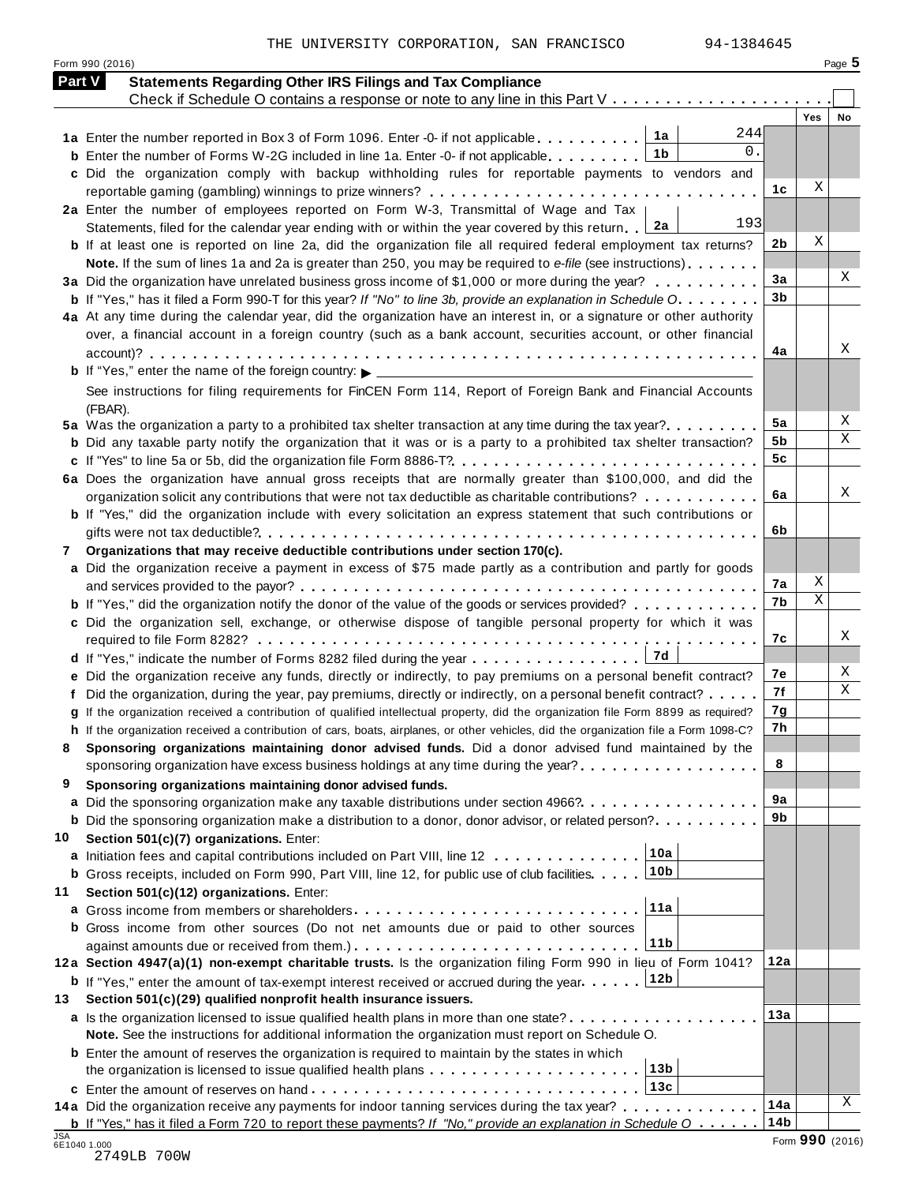THE UNIVERSITY CORPORATION, SAN FRANCISCO 94-1384645

Form 990 (2016)

## Part V Statements Regarding Other IRS Filings and Tax Compliance

Check if Schedule O contains a response or note to any line in this Part V

| | | | Line | Yes | No |
|---|---|---|---|---|---|
| **1a** Enter the number reported in Box 3 of Form 1096. Enter -0- if not applicable | 1a | 244 | | | |
| **b** Enter the number of Forms W-2G included in line 1a. Enter -0- if not applicable | 1b | 0. | | | |
| **c** Did the organization comply with backup withholding rules for reportable payments to vendors and reportable gaming (gambling) winnings to prize winners? | | | 1c | X | |
| **2a** Enter the number of employees reported on Form W-3, Transmittal of Wage and Tax Statements, filed for the calendar year ending with or within the year covered by this return | 2a | 193 | | | |
| **b** If at least one is reported on line 2a, did the organization file all required federal employment tax returns? | | | 2b | X | |
| **Note.** If the sum of lines 1a and 2a is greater than 250, you may be required to *e-file* (see instructions) | | | | | |
| **3a** Did the organization have unrelated business gross income of $1,000 or more during the year? | | | 3a | | X |
| **b** If "Yes," has it filed a Form 990-T for this year? *If "No" to line 3b, provide an explanation in Schedule O* | | | 3b | | |
| **4a** At any time during the calendar year, did the organization have an interest in, or a signature or other authority over, a financial account in a foreign country (such as a bank account, securities account, or other financial account)? | | | 4a | | X |
| **b** If "Yes," enter the name of the foreign country: ▶ | | | | | |
| See instructions for filing requirements for FinCEN Form 114, Report of Foreign Bank and Financial Accounts (FBAR). | | | | | |
| **5a** Was the organization a party to a prohibited tax shelter transaction at any time during the tax year? | | | 5a | | X |
| **b** Did any taxable party notify the organization that it was or is a party to a prohibited tax shelter transaction? | | | 5b | | X |
| **c** If "Yes" to line 5a or 5b, did the organization file Form 8886-T? | | | 5c | | |
| **6a** Does the organization have annual gross receipts that are normally greater than $100,000, and did the organization solicit any contributions that were not tax deductible as charitable contributions? | | | 6a | | X |
| **b** If "Yes," did the organization include with every solicitation an express statement that such contributions or gifts were not tax deductible? | | | 6b | | |
| **7** **Organizations that may receive deductible contributions under section 170(c).** | | | | | |
| **a** Did the organization receive a payment in excess of $75 made partly as a contribution and partly for goods and services provided to the payor? | | | 7a | X | |
| **b** If "Yes," did the organization notify the donor of the value of the goods or services provided? | | | 7b | X | |
| **c** Did the organization sell, exchange, or otherwise dispose of tangible personal property for which it was required to file Form 8282? | | | 7c | | X |
| **d** If "Yes," indicate the number of Forms 8282 filed during the year | 7d | | | | |
| **e** Did the organization receive any funds, directly or indirectly, to pay premiums on a personal benefit contract? | | | 7e | | X |
| **f** Did the organization, during the year, pay premiums, directly or indirectly, on a personal benefit contract? | | | 7f | | X |
| **g** If the organization received a contribution of qualified intellectual property, did the organization file Form 8899 as required? | | | 7g | | |
| **h** If the organization received a contribution of cars, boats, airplanes, or other vehicles, did the organization file a Form 1098-C? | | | 7h | | |
| **8** **Sponsoring organizations maintaining donor advised funds.** Did a donor advised fund maintained by the sponsoring organization have excess business holdings at any time during the year? | | | 8 | | |
| **9** **Sponsoring organizations maintaining donor advised funds.** | | | | | |
| **a** Did the sponsoring organization make any taxable distributions under section 4966? | | | 9a | | |
| **b** Did the sponsoring organization make a distribution to a donor, donor advisor, or related person? | | | 9b | | |
| **10** **Section 501(c)(7) organizations.** Enter: | | | | | |
| **a** Initiation fees and capital contributions included on Part VIII, line 12 | 10a | | | | |
| **b** Gross receipts, included on Form 990, Part VIII, line 12, for public use of club facilities | 10b | | | | |
| **11** **Section 501(c)(12) organizations.** Enter: | | | | | |
| **a** Gross income from members or shareholders | 11a | | | | |
| **b** Gross income from other sources (Do not net amounts due or paid to other sources against amounts due or received from them.) | 11b | | | | |
| **12a** **Section 4947(a)(1) non-exempt charitable trusts.** Is the organization filing Form 990 in lieu of Form 1041? | | | 12a | | |
| **b** If "Yes," enter the amount of tax-exempt interest received or accrued during the year | 12b | | | | |
| **13** **Section 501(c)(29) qualified nonprofit health insurance issuers.** | | | | | |
| **a** Is the organization licensed to issue qualified health plans in more than one state? | | | 13a | | |
| **Note.** See the instructions for additional information the organization must report on Schedule O. | | | | | |
| **b** Enter the amount of reserves the organization is required to maintain by the states in which the organization is licensed to issue qualified health plans | 13b | | | | |
| **c** Enter the amount of reserves on hand | 13c | | | | |
| **14a** Did the organization receive any payments for indoor tanning services during the tax year? | | | 14a | | X |
| **b** If "Yes," has it filed a Form 720 to report these payments? *If "No," provide an explanation in Schedule O* | | | 14b | | |

JSA 6E1040 1.000

2749LB 700W

Form **990** (2016)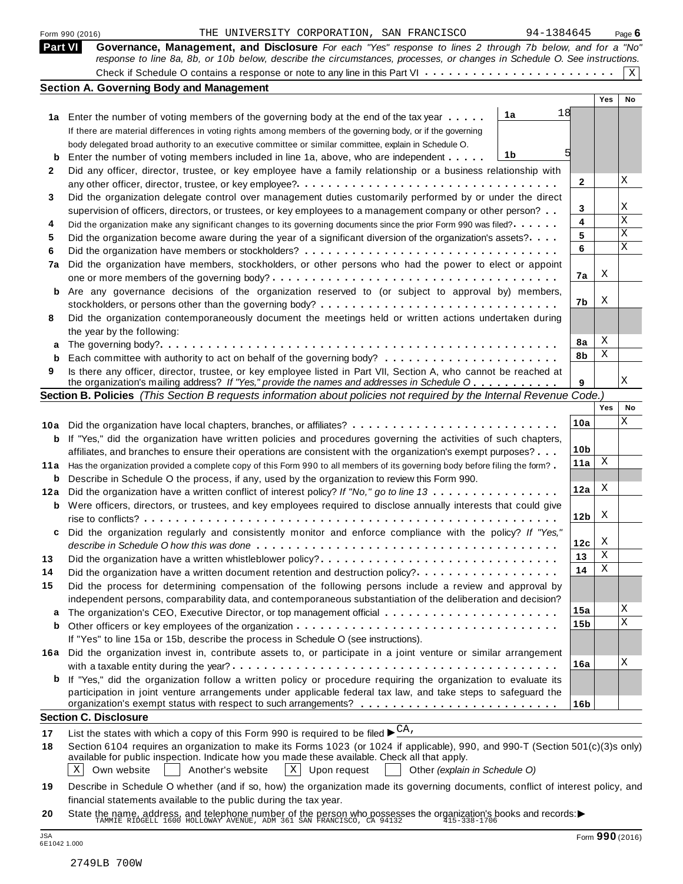Form 990 (2016) THE UNIVERSITY CORPORATION, SAN FRANCISCO 94-1384645 Page 6

## Part VI Governance, Management, and Disclosure

*For each "Yes" response to lines 2 through 7b below, and for a "No" response to line 8a, 8b, or 10b below, describe the circumstances, processes, or changes in Schedule O. See instructions.*

Check if Schedule O contains a response or note to any line in this Part VI . . . . . . . . . . . . . . . . . . . . . . . . [X]

### Section A. Governing Body and Management

| | | | Yes | No |
|---|---|---|---|---|
| **1a** | Enter the number of voting members of the governing body at the end of the tax year . . . . . **1a** 18 | | | |
| | If there are material differences in voting rights among members of the governing body, or if the governing body delegated broad authority to an executive committee or similar committee, explain in Schedule O. | | | |
| **b** | Enter the number of voting members included in line 1a, above, who are independent . . . . . **1b** 5 | | | |
| **2** | Did any officer, director, trustee, or key employee have a family relationship or a business relationship with any other officer, director, trustee, or key employee? | **2** | | X |
| **3** | Did the organization delegate control over management duties customarily performed by or under the direct supervision of officers, directors, or trustees, or key employees to a management company or other person? | **3** | | X |
| **4** | Did the organization make any significant changes to its governing documents since the prior Form 990 was filed? | **4** | | X |
| **5** | Did the organization become aware during the year of a significant diversion of the organization's assets? | **5** | | X |
| **6** | Did the organization have members or stockholders? | **6** | | X |
| **7a** | Did the organization have members, stockholders, or other persons who had the power to elect or appoint one or more members of the governing body? | **7a** | X | |
| **b** | Are any governance decisions of the organization reserved to (or subject to approval by) members, stockholders, or persons other than the governing body? | **7b** | X | |
| **8** | Did the organization contemporaneously document the meetings held or written actions undertaken during the year by the following: | | | |
| **a** | The governing body? | **8a** | X | |
| **b** | Each committee with authority to act on behalf of the governing body? | **8b** | X | |
| **9** | Is there any officer, director, trustee, or key employee listed in Part VII, Section A, who cannot be reached at the organization's mailing address? *If "Yes," provide the names and addresses in Schedule O* | **9** | | X |

### Section B. Policies *(This Section B requests information about policies not required by the Internal Revenue Code.)*

| | | | Yes | No |
|---|---|---|---|---|
| **10a** | Did the organization have local chapters, branches, or affiliates? | **10a** | | X |
| **b** | If "Yes," did the organization have written policies and procedures governing the activities of such chapters, affiliates, and branches to ensure their operations are consistent with the organization's exempt purposes? | **10b** | | |
| **11a** | Has the organization provided a complete copy of this Form 990 to all members of its governing body before filing the form? | **11a** | X | |
| **b** | Describe in Schedule O the process, if any, used by the organization to review this Form 990. | | | |
| **12a** | Did the organization have a written conflict of interest policy? *If "No," go to line 13* | **12a** | X | |
| **b** | Were officers, directors, or trustees, and key employees required to disclose annually interests that could give rise to conflicts? | **12b** | X | |
| **c** | Did the organization regularly and consistently monitor and enforce compliance with the policy? *If "Yes," describe in Schedule O how this was done* | **12c** | X | |
| **13** | Did the organization have a written whistleblower policy? | **13** | X | |
| **14** | Did the organization have a written document retention and destruction policy? | **14** | X | |
| **15** | Did the process for determining compensation of the following persons include a review and approval by independent persons, comparability data, and contemporaneous substantiation of the deliberation and decision? | | | |
| **a** | The organization's CEO, Executive Director, or top management official | **15a** | | X |
| **b** | Other officers or key employees of the organization | **15b** | | X |
| | If "Yes" to line 15a or 15b, describe the process in Schedule O (see instructions). | | | |
| **16a** | Did the organization invest in, contribute assets to, or participate in a joint venture or similar arrangement with a taxable entity during the year? | **16a** | | X |
| **b** | If "Yes," did the organization follow a written policy or procedure requiring the organization to evaluate its participation in joint venture arrangements under applicable federal tax law, and take steps to safeguard the organization's exempt status with respect to such arrangements? | **16b** | | |

### Section C. Disclosure

**17** List the states with which a copy of this Form 990 is required to be filed ▶ CA,

**18** Section 6104 requires an organization to make its Forms 1023 (or 1024 if applicable), 990, and 990-T (Section 501(c)(3)s only) available for public inspection. Indicate how you made these available. Check all that apply.

[X] Own website [ ] Another's website [X] Upon request [ ] Other *(explain in Schedule O)*

**19** Describe in Schedule O whether (and if so, how) the organization made its governing documents, conflict of interest policy, and financial statements available to the public during the tax year.

**20** State the name, address, and telephone number of the person who possesses the organization's books and records: ▶ TAMMIE RIDGELL 1600 HOLLOWAY AVENUE, ADM 361 SAN FRANCISCO, CA 94132 415-338-1706

JSA 6E1042 1.000

2749LB 700W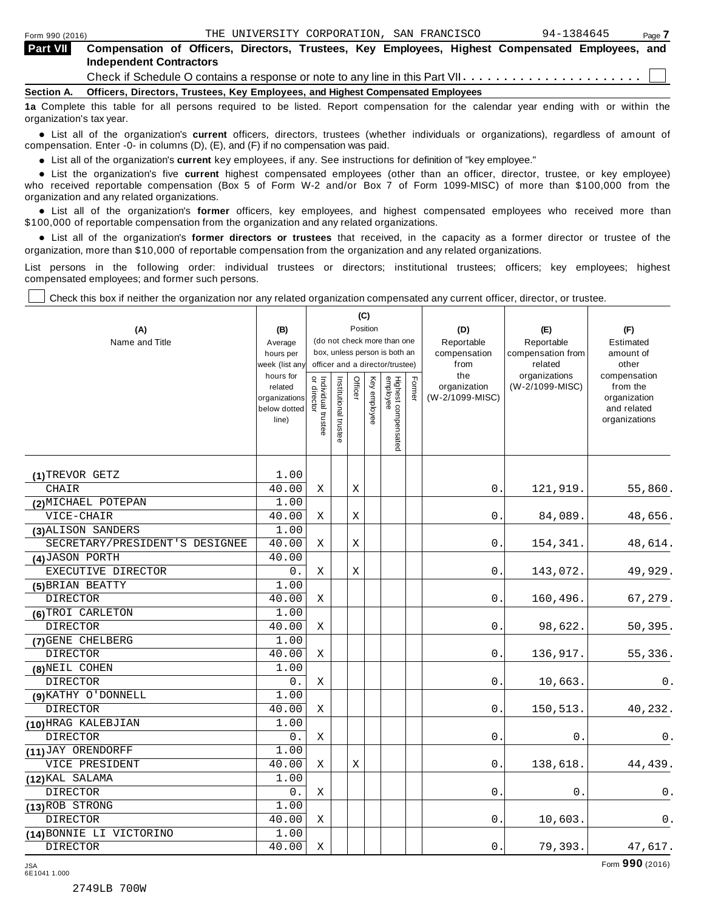## Part VII Compensation of Officers, Directors, Trustees, Key Employees, Highest Compensated Employees, and Independent Contractors

Check if Schedule O contains a response or note to any line in this Part VII . . . . . . . . . . . . . . . . . . . . . . ☐

**Section A. Officers, Directors, Trustees, Key Employees, and Highest Compensated Employees**

**1a** Complete this table for all persons required to be listed. Report compensation for the calendar year ending with or within the organization's tax year.

- List all of the organization's **current** officers, directors, trustees (whether individuals or organizations), regardless of amount of compensation. Enter -0- in columns (D), (E), and (F) if no compensation was paid.
- List all of the organization's **current** key employees, if any. See instructions for definition of "key employee."
- List the organization's five **current** highest compensated employees (other than an officer, director, trustee, or key employee) who received reportable compensation (Box 5 of Form W-2 and/or Box 7 of Form 1099-MISC) of more than $100,000 from the organization and any related organizations.
- List all of the organization's **former** officers, key employees, and highest compensated employees who received more than $100,000 of reportable compensation from the organization and any related organizations.
- List all of the organization's **former directors or trustees** that received, in the capacity as a former director or trustee of the organization, more than $10,000 of reportable compensation from the organization and any related organizations.

List persons in the following order: individual trustees or directors; institutional trustees; officers; key employees; highest compensated employees; and former such persons.

☐ Check this box if neither the organization nor any related organization compensated any current officer, director, or trustee.

| (A) Name and Title | (B) Average hours per week (list any hours for related organizations below dotted line) | (C) Position (do not check more than one box, unless person is both an officer and a director/trustee): Individual trustee or director | Institutional trustee | Officer | Key employee | Highest compensated employee | Former | (D) Reportable compensation from the organization (W-2/1099-MISC) | (E) Reportable compensation from related organizations (W-2/1099-MISC) | (F) Estimated amount of other compensation from the organization and related organizations |
|---|---|---|---|---|---|---|---|---|---|---|
| (1) TREVOR GETZ<br>CHAIR | 1.00<br>40.00 | X | | X | | | | 0. | 121,919. | 55,860. |
| (2) MICHAEL POTEPAN<br>VICE-CHAIR | 1.00<br>40.00 | X | | X | | | | 0. | 84,089. | 48,656. |
| (3) ALISON SANDERS<br>SECRETARY/PRESIDENT'S DESIGNEE | 1.00<br>40.00 | X | | X | | | | 0. | 154,341. | 48,614. |
| (4) JASON PORTH<br>EXECUTIVE DIRECTOR | 40.00<br>0. | X | | X | | | | 0. | 143,072. | 49,929. |
| (5) BRIAN BEATTY<br>DIRECTOR | 1.00<br>40.00 | X | | | | | | 0. | 160,496. | 67,279. |
| (6) TROI CARLETON<br>DIRECTOR | 1.00<br>40.00 | X | | | | | | 0. | 98,622. | 50,395. |
| (7) GENE CHELBERG<br>DIRECTOR | 1.00<br>40.00 | X | | | | | | 0. | 136,917. | 55,336. |
| (8) NEIL COHEN<br>DIRECTOR | 1.00<br>0. | X | | | | | | 0. | 10,663. | 0. |
| (9) KATHY O'DONNELL<br>DIRECTOR | 1.00<br>40.00 | X | | | | | | 0. | 150,513. | 40,232. |
| (10) HRAG KALEBJIAN<br>DIRECTOR | 1.00<br>0. | X | | | | | | 0. | 0. | 0. |
| (11) JAY ORENDORFF<br>VICE PRESIDENT | 1.00<br>40.00 | X | | X | | | | 0. | 138,618. | 44,439. |
| (12) KAL SALAMA<br>DIRECTOR | 1.00<br>0. | X | | | | | | 0. | 0. | 0. |
| (13) ROB STRONG<br>DIRECTOR | 1.00<br>40.00 | X | | | | | | 0. | 10,603. | 0. |
| (14) BONNIE LI VICTORINO<br>DIRECTOR | 1.00<br>40.00 | X | | | | | | 0. | 79,393. | 47,617. |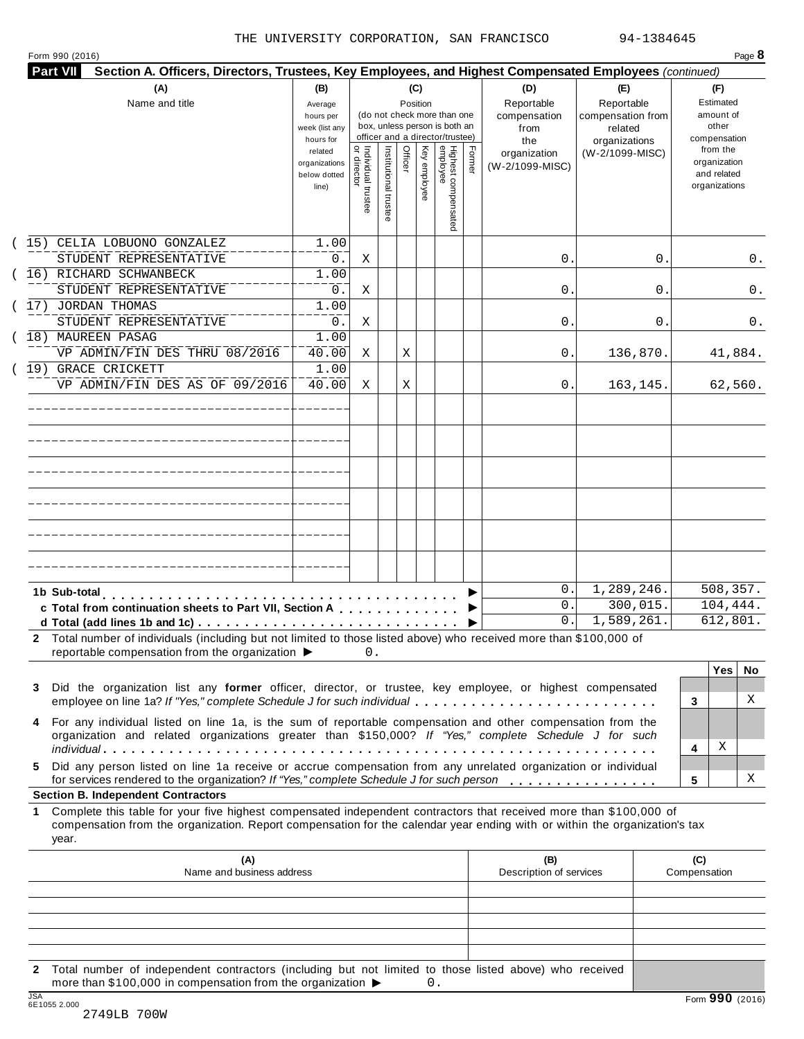THE UNIVERSITY CORPORATION, SAN FRANCISCO 94-1384645

Form 990 (2016) Page **8**

**Part VII Section A. Officers, Directors, Trustees, Key Employees, and Highest Compensated Employees** *(continued)*

| (A) Name and title | (B) Average hours per week (list any hours for related organizations below dotted line) | (C) Position: Individual trustee or director | Institutional trustee | Officer | Key employee | Highest compensated employee | Former | (D) Reportable compensation from the organization (W-2/1099-MISC) | (E) Reportable compensation from related organizations (W-2/1099-MISC) | (F) Estimated amount of other compensation from the organization and related organizations |
|---|---|---|---|---|---|---|---|---|---|---|
| (15) CELIA LOBUONO GONZALEZ<br>STUDENT REPRESENTATIVE | 1.00<br>0. | X | | | | | | 0. | 0. | 0. |
| (16) RICHARD SCHWANBECK<br>STUDENT REPRESENTATIVE | 1.00<br>0. | X | | | | | | 0. | 0. | 0. |
| (17) JORDAN THOMAS<br>STUDENT REPRESENTATIVE | 1.00<br>0. | X | | | | | | 0. | 0. | 0. |
| (18) MAUREEN PASAG<br>VP ADMIN/FIN DES THRU 08/2016 | 1.00<br>40.00 | X | | X | | | | 0. | 136,870. | 41,884. |
| (19) GRACE CRICKETT<br>VP ADMIN/FIN DES AS OF 09/2016 | 1.00<br>40.00 | X | | X | | | | 0. | 163,145. | 62,560. |
| | | | | | | | | | | |
| | | | | | | | | | | |
| | | | | | | | | | | |
| | | | | | | | | | | |
| | | | | | | | | | | |
| | | | | | | | | | | |
| **1b Sub-total** | | | | | | | | 0. | 1,289,246. | 508,357. |
| **c Total from continuation sheets to Part VII, Section A** | | | | | | | | 0. | 300,015. | 104,444. |
| **d Total (add lines 1b and 1c)** | | | | | | | | 0. | 1,589,261. | 612,801. |

**2** Total number of individuals (including but not limited to those listed above) who received more than $100,000 of reportable compensation from the organization ▶ 0.

| | | Yes | No |
|---|---|---|---|
| **3** Did the organization list any **former** officer, director, or trustee, key employee, or highest compensated employee on line 1a? *If "Yes," complete Schedule J for such individual* | 3 | | X |
| **4** For any individual listed on line 1a, is the sum of reportable compensation and other compensation from the organization and related organizations greater than $150,000? *If "Yes," complete Schedule J for such individual* | 4 | X | |
| **5** Did any person listed on line 1a receive or accrue compensation from any unrelated organization or individual for services rendered to the organization? *If "Yes," complete Schedule J for such person* | 5 | | X |

**Section B. Independent Contractors**

**1** Complete this table for your five highest compensated independent contractors that received more than $100,000 of compensation from the organization. Report compensation for the calendar year ending with or within the organization's tax year.

| (A) Name and business address | (B) Description of services | (C) Compensation |
|---|---|---|
| | | |
| | | |
| | | |
| | | |
| | | |

**2** Total number of independent contractors (including but not limited to those listed above) who received more than $100,000 in compensation from the organization ▶ 0.

JSA 6E1055 2.000 Form **990** (2016)

2749LB 700W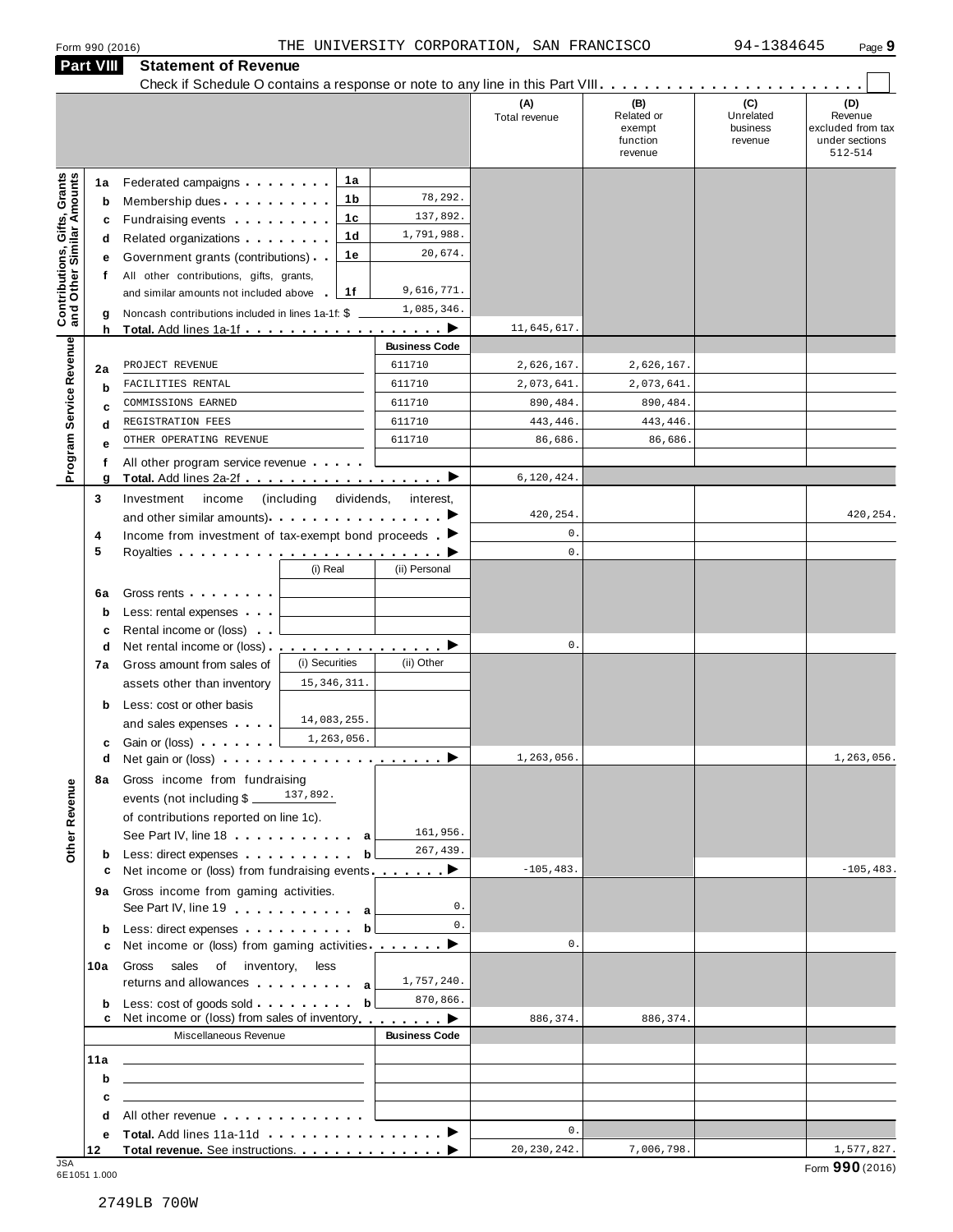Form 990 (2016) THE UNIVERSITY CORPORATION, SAN FRANCISCO 94-1384645

## Part VIII Statement of Revenue

Check if Schedule O contains a response or note to any line in this Part VIII . . . . . . . . . . . . . . . . . . . . . . . . ☐

| | | | | | (A) Total revenue | (B) Related or exempt function revenue | (C) Unrelated business revenue | (D) Revenue excluded from tax under sections 512-514 |
|---|---|---|---|---|---|---|---|---|
| **Contributions, Gifts, Grants and Other Similar Amounts** | 1a | Federated campaigns | 1a | | | | | |
| | b | Membership dues | 1b | 78,292. | | | | |
| | c | Fundraising events | 1c | 137,892. | | | | |
| | d | Related organizations | 1d | 1,791,988. | | | | |
| | e | Government grants (contributions) | 1e | 20,674. | | | | |
| | f | All other contributions, gifts, grants, and similar amounts not included above | 1f | 9,616,771. | | | | |
| | g | Noncash contributions included in lines 1a-1f: $ 1,085,346. | | | | | | |
| | h | **Total.** Add lines 1a-1f | | ▶ | 11,645,617. | | | |
| **Program Service Revenue** | | | | **Business Code** | | | | |
| | 2a | PROJECT REVENUE | | 611710 | 2,626,167. | 2,626,167. | | |
| | b | FACILITIES RENTAL | | 611710 | 2,073,641. | 2,073,641. | | |
| | c | COMMISSIONS EARNED | | 611710 | 890,484. | 890,484. | | |
| | d | REGISTRATION FEES | | 611710 | 443,446. | 443,446. | | |
| | e | OTHER OPERATING REVENUE | | 611710 | 86,686. | 86,686. | | |
| | f | All other program service revenue | | | | | | |
| | g | **Total.** Add lines 2a-2f | | ▶ | 6,120,424. | | | |
| **Other Revenue** | 3 | Investment income (including dividends, interest, and other similar amounts) | | ▶ | 420,254. | | | 420,254. |
| | 4 | Income from investment of tax-exempt bond proceeds | | ▶ | 0. | | | |
| | 5 | Royalties | | ▶ | 0. | | | |
| | | | (i) Real | (ii) Personal | | | | |
| | 6a | Gross rents | | | | | | |
| | b | Less: rental expenses | | | | | | |
| | c | Rental income or (loss) | | | | | | |
| | d | Net rental income or (loss) | | ▶ | 0. | | | |
| | | | (i) Securities | (ii) Other | | | | |
| | 7a | Gross amount from sales of assets other than inventory | 15,346,311. | | | | | |
| | b | Less: cost or other basis and sales expenses | 14,083,255. | | | | | |
| | c | Gain or (loss) | 1,263,056. | | | | | |
| | d | Net gain or (loss) | | ▶ | 1,263,056. | | | 1,263,056. |
| | 8a | Gross income from fundraising events (not including $ 137,892. of contributions reported on line 1c). See Part IV, line 18 | a | 161,956. | | | | |
| | b | Less: direct expenses | b | 267,439. | | | | |
| | c | Net income or (loss) from fundraising events | | ▶ | -105,483. | | | -105,483. |
| | 9a | Gross income from gaming activities. See Part IV, line 19 | a | 0. | | | | |
| | b | Less: direct expenses | b | 0. | | | | |
| | c | Net income or (loss) from gaming activities | | ▶ | 0. | | | |
| | 10a | Gross sales of inventory, less returns and allowances | a | 1,757,240. | | | | |
| | b | Less: cost of goods sold | b | 870,866. | | | | |
| | c | Net income or (loss) from sales of inventory | | ▶ | 886,374. | 886,374. | | |
| | | Miscellaneous Revenue | | **Business Code** | | | | |
| | 11a | | | | | | | |
| | b | | | | | | | |
| | c | | | | | | | |
| | d | All other revenue | | | | | | |
| | e | **Total.** Add lines 11a-11d | | ▶ | 0. | | | |
| | 12 | **Total revenue.** See instructions. | | ▶ | 20,230,242. | 7,006,798. | | 1,577,827. |

JSA 6E1051 1.000

Form **990** (2016)

2749LB 700W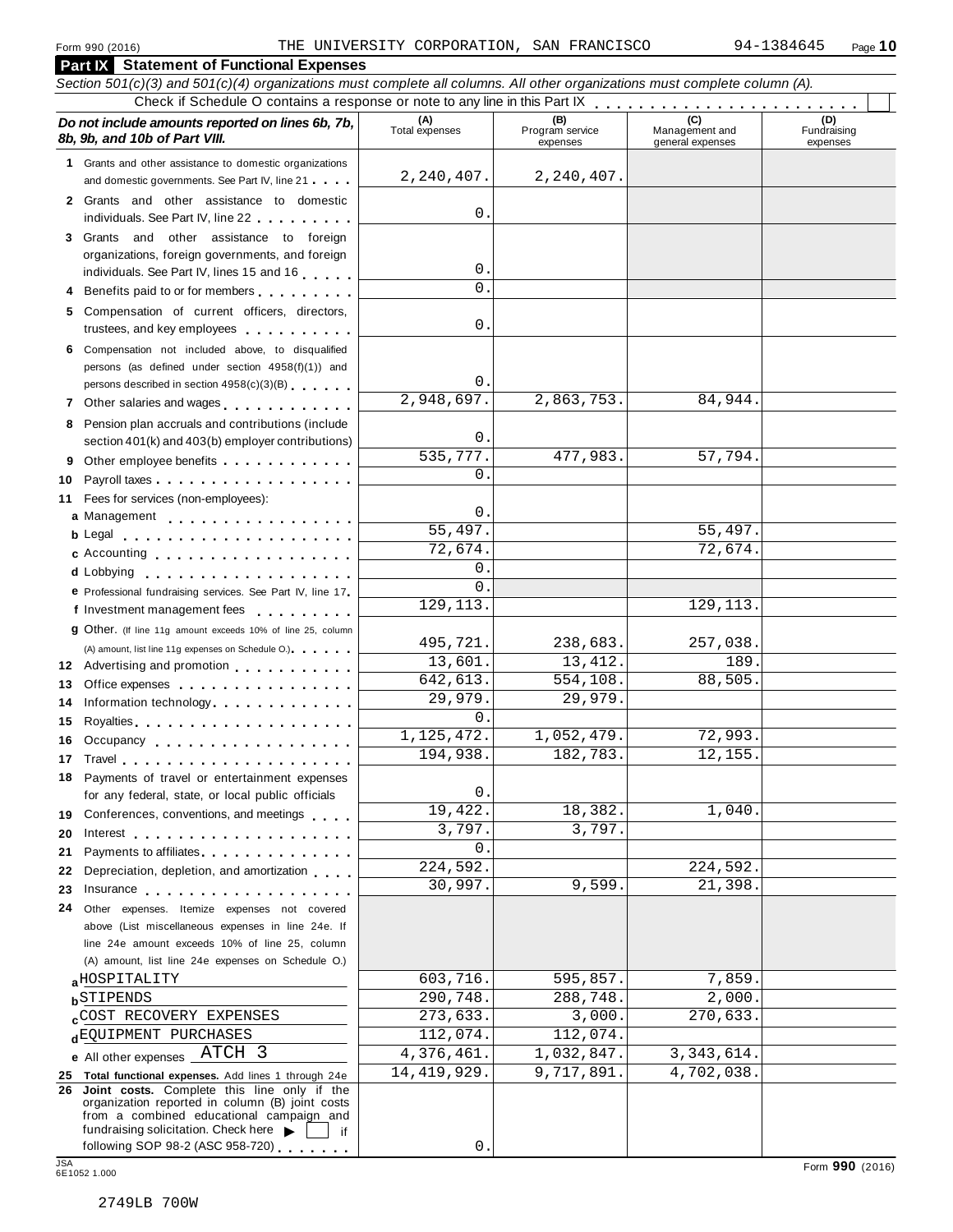Form 990 (2016) THE UNIVERSITY CORPORATION, SAN FRANCISCO 94-1384645

## Part IX Statement of Functional Expenses

*Section 501(c)(3) and 501(c)(4) organizations must complete all columns. All other organizations must complete column (A).*

Check if Schedule O contains a response or note to any line in this Part IX . . . . . . . . . . . . . . . . . . . . . . . ☐

| *Do not include amounts reported on lines 6b, 7b, 8b, 9b, and 10b of Part VIII.* | (A) Total expenses | (B) Program service expenses | (C) Management and general expenses | (D) Fundraising expenses |
|---|---|---|---|---|
| 1 Grants and other assistance to domestic organizations and domestic governments. See Part IV, line 21 | 2,240,407. | 2,240,407. | | |
| 2 Grants and other assistance to domestic individuals. See Part IV, line 22 | 0. | | | |
| 3 Grants and other assistance to foreign organizations, foreign governments, and foreign individuals. See Part IV, lines 15 and 16 | 0. | | | |
| 4 Benefits paid to or for members | 0. | | | |
| 5 Compensation of current officers, directors, trustees, and key employees | 0. | | | |
| 6 Compensation not included above, to disqualified persons (as defined under section 4958(f)(1)) and persons described in section 4958(c)(3)(B) | 0. | | | |
| 7 Other salaries and wages | 2,948,697. | 2,863,753. | 84,944. | |
| 8 Pension plan accruals and contributions (include section 401(k) and 403(b) employer contributions) | 0. | | | |
| 9 Other employee benefits | 535,777. | 477,983. | 57,794. | |
| 10 Payroll taxes | 0. | | | |
| 11 Fees for services (non-employees): | | | | |
| a Management | 0. | | | |
| b Legal | 55,497. | | 55,497. | |
| c Accounting | 72,674. | | 72,674. | |
| d Lobbying | 0. | | | |
| e Professional fundraising services. See Part IV, line 17 | 0. | | | |
| f Investment management fees | 129,113. | | 129,113. | |
| g Other. (If line 11g amount exceeds 10% of line 25, column (A) amount, list line 11g expenses on Schedule O.) | 495,721. | 238,683. | 257,038. | |
| 12 Advertising and promotion | 13,601. | 13,412. | 189. | |
| 13 Office expenses | 642,613. | 554,108. | 88,505. | |
| 14 Information technology | 29,979. | 29,979. | | |
| 15 Royalties | 0. | | | |
| 16 Occupancy | 1,125,472. | 1,052,479. | 72,993. | |
| 17 Travel | 194,938. | 182,783. | 12,155. | |
| 18 Payments of travel or entertainment expenses for any federal, state, or local public officials | 0. | | | |
| 19 Conferences, conventions, and meetings | 19,422. | 18,382. | 1,040. | |
| 20 Interest | 3,797. | 3,797. | | |
| 21 Payments to affiliates | 0. | | | |
| 22 Depreciation, depletion, and amortization | 224,592. | | 224,592. | |
| 23 Insurance | 30,997. | 9,599. | 21,398. | |
| 24 Other expenses. Itemize expenses not covered above (List miscellaneous expenses in line 24e. If line 24e amount exceeds 10% of line 25, column (A) amount, list line 24e expenses on Schedule O.) | | | | |
| a HOSPITALITY | 603,716. | 595,857. | 7,859. | |
| b STIPENDS | 290,748. | 288,748. | 2,000. | |
| c COST RECOVERY EXPENSES | 273,633. | 3,000. | 270,633. | |
| d EQUIPMENT PURCHASES | 112,074. | 112,074. | | |
| e All other expenses ATCH 3 | 4,376,461. | 1,032,847. | 3,343,614. | |
| 25 **Total functional expenses.** Add lines 1 through 24e | 14,419,929. | 9,717,891. | 4,702,038. | |
| 26 **Joint costs.** Complete this line only if the organization reported in column (B) joint costs from a combined educational campaign and fundraising solicitation. Check here ▶ ☐ if following SOP 98-2 (ASC 958-720) | 0. | | | |

JSA 6E1052 1.000

Form **990** (2016)

2749LB 700W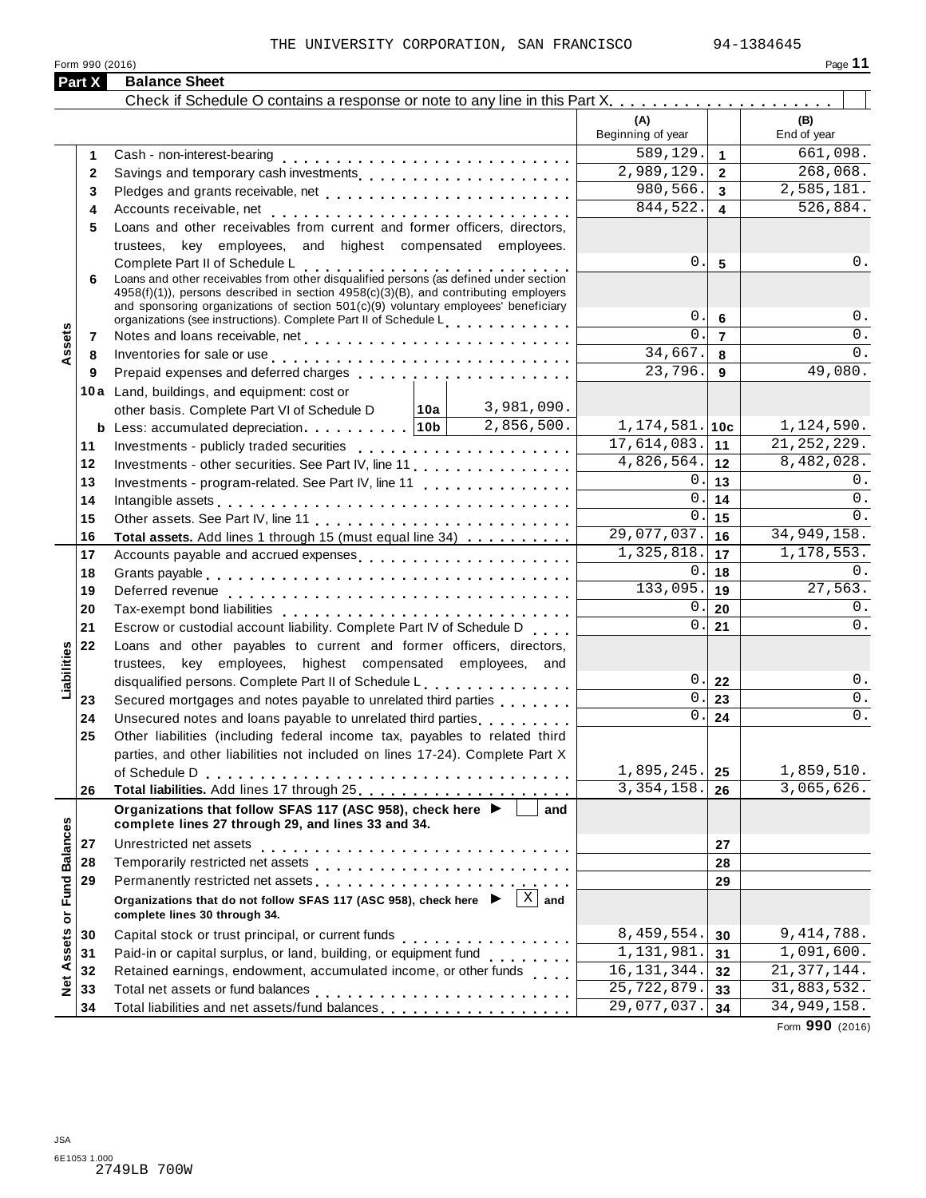THE UNIVERSITY CORPORATION, SAN FRANCISCO 94-1384645

Form 990 (2016) Page 11

## Part X Balance Sheet

Check if Schedule O contains a response or note to any line in this Part X . . . . . . . . . . . . . . . . . . . . . ☐

| | | | | (A) Beginning of year | | (B) End of year |
|---|---|---|---|---|---|---|
| **Assets** | 1 | Cash - non-interest-bearing | | 589,129. | 1 | 661,098. |
| | 2 | Savings and temporary cash investments | | 2,989,129. | 2 | 268,068. |
| | 3 | Pledges and grants receivable, net | | 980,566. | 3 | 2,585,181. |
| | 4 | Accounts receivable, net | | 844,522. | 4 | 526,884. |
| | 5 | Loans and other receivables from current and former officers, directors, trustees, key employees, and highest compensated employees. Complete Part II of Schedule L | | 0. | 5 | 0. |
| | 6 | Loans and other receivables from other disqualified persons (as defined under section 4958(f)(1)), persons described in section 4958(c)(3)(B), and contributing employers and sponsoring organizations of section 501(c)(9) voluntary employees' beneficiary organizations (see instructions). Complete Part II of Schedule L | | 0. | 6 | 0. |
| | 7 | Notes and loans receivable, net | | 0. | 7 | 0. |
| | 8 | Inventories for sale or use | | 34,667. | 8 | 0. |
| | 9 | Prepaid expenses and deferred charges | | 23,796. | 9 | 49,080. |
| | 10a | Land, buildings, and equipment: cost or other basis. Complete Part VI of Schedule D | 10a 3,981,090. | | | |
| | b | Less: accumulated depreciation | 10b 2,856,500. | 1,174,581. | 10c | 1,124,590. |
| | 11 | Investments - publicly traded securities | | 17,614,083. | 11 | 21,252,229. |
| | 12 | Investments - other securities. See Part IV, line 11 | | 4,826,564. | 12 | 8,482,028. |
| | 13 | Investments - program-related. See Part IV, line 11 | | 0. | 13 | 0. |
| | 14 | Intangible assets | | 0. | 14 | 0. |
| | 15 | Other assets. See Part IV, line 11 | | 0. | 15 | 0. |
| | 16 | **Total assets.** Add lines 1 through 15 (must equal line 34) | | 29,077,037. | 16 | 34,949,158. |
| **Liabilities** | 17 | Accounts payable and accrued expenses | | 1,325,818. | 17 | 1,178,553. |
| | 18 | Grants payable | | 0. | 18 | 0. |
| | 19 | Deferred revenue | | 133,095. | 19 | 27,563. |
| | 20 | Tax-exempt bond liabilities | | 0. | 20 | 0. |
| | 21 | Escrow or custodial account liability. Complete Part IV of Schedule D | | 0. | 21 | 0. |
| | 22 | Loans and other payables to current and former officers, directors, trustees, key employees, highest compensated employees, and disqualified persons. Complete Part II of Schedule L | | 0. | 22 | 0. |
| | 23 | Secured mortgages and notes payable to unrelated third parties | | 0. | 23 | 0. |
| | 24 | Unsecured notes and loans payable to unrelated third parties | | 0. | 24 | 0. |
| | 25 | Other liabilities (including federal income tax, payables to related third parties, and other liabilities not included on lines 17-24). Complete Part X of Schedule D | | 1,895,245. | 25 | 1,859,510. |
| | 26 | **Total liabilities.** Add lines 17 through 25 | | 3,354,158. | 26 | 3,065,626. |
| **Net Assets or Fund Balances** | | **Organizations that follow SFAS 117 (ASC 958), check here ▶ ☐ and complete lines 27 through 29, and lines 33 and 34.** | | | | |
| | 27 | Unrestricted net assets | | | 27 | |
| | 28 | Temporarily restricted net assets | | | 28 | |
| | 29 | Permanently restricted net assets | | | 29 | |
| | | **Organizations that do not follow SFAS 117 (ASC 958), check here ▶ ☒ and complete lines 30 through 34.** | | | | |
| | 30 | Capital stock or trust principal, or current funds | | 8,459,554. | 30 | 9,414,788. |
| | 31 | Paid-in or capital surplus, or land, building, or equipment fund | | 1,131,981. | 31 | 1,091,600. |
| | 32 | Retained earnings, endowment, accumulated income, or other funds | | 16,131,344. | 32 | 21,377,144. |
| | 33 | Total net assets or fund balances | | 25,722,879. | 33 | 31,883,532. |
| | 34 | Total liabilities and net assets/fund balances | | 29,077,037. | 34 | 34,949,158. |

Form **990** (2016)

JSA
6E1053 1.000
2749LB 700W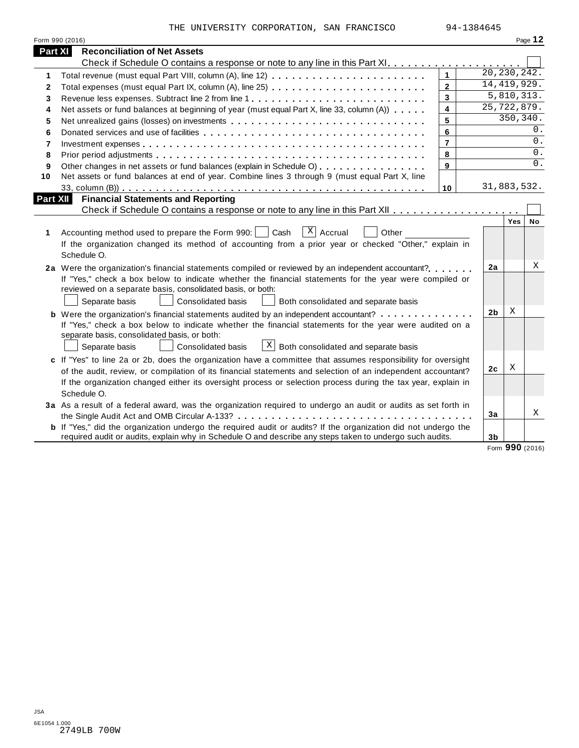THE UNIVERSITY CORPORATION, SAN FRANCISCO 94-1384645

Form 990 (2016) Page **12**

## Part XI Reconciliation of Net Assets

Check if Schedule O contains a response or note to any line in this Part XI . . . . . . . . . . . . . . . . . . . . ☐

| | | | |
|---|---|---|---|
| 1 | Total revenue (must equal Part VIII, column (A), line 12) | 1 | 20,230,242. |
| 2 | Total expenses (must equal Part IX, column (A), line 25) | 2 | 14,419,929. |
| 3 | Revenue less expenses. Subtract line 2 from line 1 | 3 | 5,810,313. |
| 4 | Net assets or fund balances at beginning of year (must equal Part X, line 33, column (A)) | 4 | 25,722,879. |
| 5 | Net unrealized gains (losses) on investments | 5 | 350,340. |
| 6 | Donated services and use of facilities | 6 | 0. |
| 7 | Investment expenses | 7 | 0. |
| 8 | Prior period adjustments | 8 | 0. |
| 9 | Other changes in net assets or fund balances (explain in Schedule O) | 9 | 0. |
| 10 | Net assets or fund balances at end of year. Combine lines 3 through 9 (must equal Part X, line 33, column (B)) | 10 | 31,883,532. |

## Part XII Financial Statements and Reporting

Check if Schedule O contains a response or note to any line in this Part XII . . . . . . . . . . . . . . . . . . ☐

| | | | Yes | No |
|---|---|---|---|---|
| **1** | Accounting method used to prepare the Form 990: ☐ Cash ☒ Accrual ☐ Other ______<br>If the organization changed its method of accounting from a prior year or checked "Other," explain in Schedule O. | | | |
| **2a** | Were the organization's financial statements compiled or reviewed by an independent accountant?<br>If "Yes," check a box below to indicate whether the financial statements for the year were compiled or reviewed on a separate basis, consolidated basis, or both:<br>☐ Separate basis ☐ Consolidated basis ☐ Both consolidated and separate basis | 2a | | X |
| **b** | Were the organization's financial statements audited by an independent accountant?<br>If "Yes," check a box below to indicate whether the financial statements for the year were audited on a separate basis, consolidated basis, or both:<br>☐ Separate basis ☐ Consolidated basis ☒ Both consolidated and separate basis | 2b | X | |
| **c** | If "Yes" to line 2a or 2b, does the organization have a committee that assumes responsibility for oversight of the audit, review, or compilation of its financial statements and selection of an independent accountant?<br>If the organization changed either its oversight process or selection process during the tax year, explain in Schedule O. | 2c | X | |
| **3a** | As a result of a federal award, was the organization required to undergo an audit or audits as set forth in the Single Audit Act and OMB Circular A-133? | 3a | | X |
| **b** | If "Yes," did the organization undergo the required audit or audits? If the organization did not undergo the required audit or audits, explain why in Schedule O and describe any steps taken to undergo such audits. | 3b | | |

Form **990** (2016)

JSA
6E1054 1.000
2749LB 700W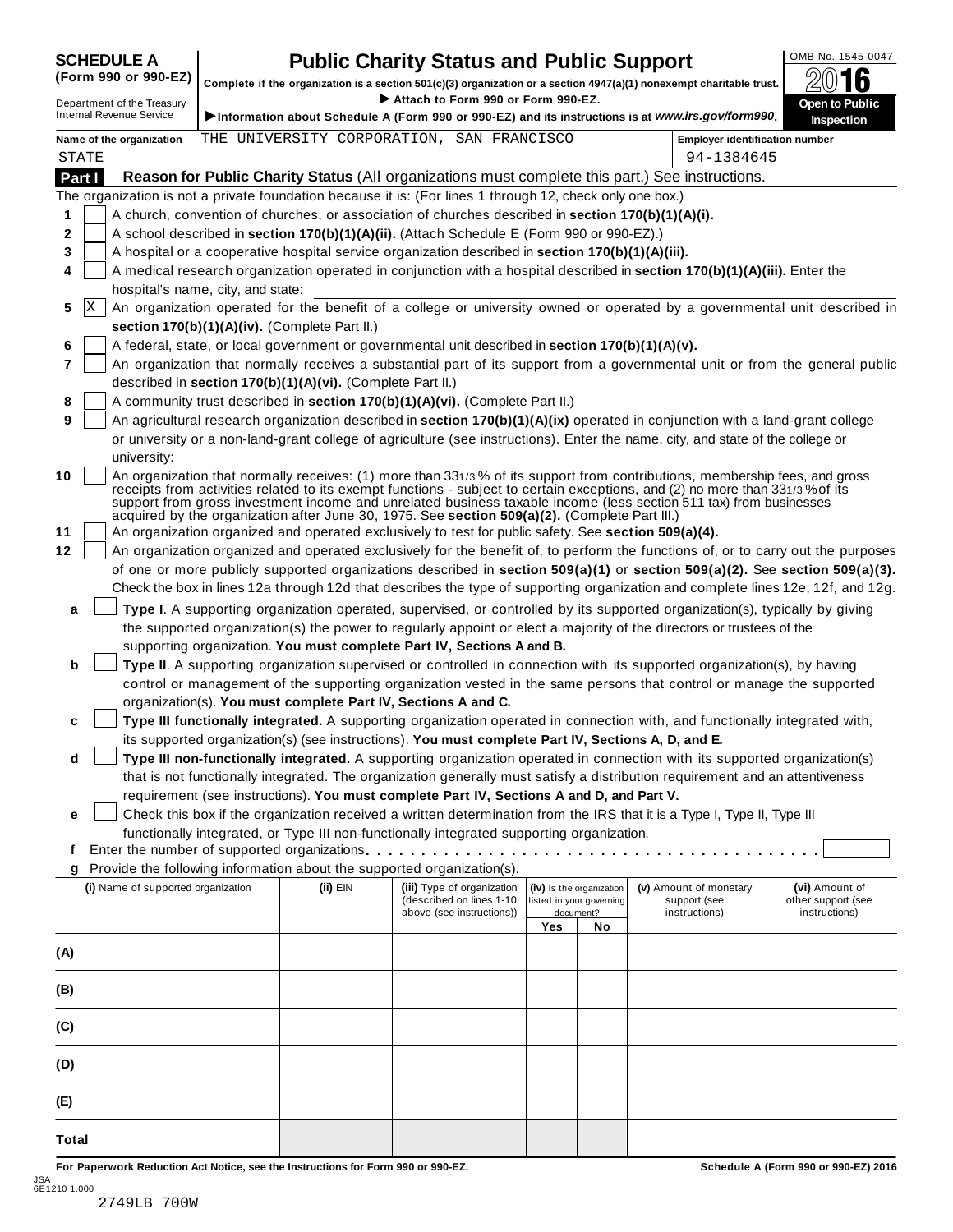**SCHEDULE A**
**(Form 990 or 990-EZ)**

Department of the Treasury
Internal Revenue Service

# Public Charity Status and Public Support

**Complete if the organization is a section 501(c)(3) organization or a section 4947(a)(1) nonexempt charitable trust.**
► **Attach to Form 990 or Form 990-EZ.**
► **Information about Schedule A (Form 990 or 990-EZ) and its instructions is at *www.irs.gov/form990*.**

OMB No. 1545-0047
**2016**
**Open to Public Inspection**

**Name of the organization** THE UNIVERSITY CORPORATION, SAN FRANCISCO STATE

**Employer identification number** 94-1384645

## Part I Reason for Public Charity Status (All organizations must complete this part.) See instructions.

The organization is not a private foundation because it is: (For lines 1 through 12, check only one box.)

1 [ ] A church, convention of churches, or association of churches described in **section 170(b)(1)(A)(i).**

2 [ ] A school described in **section 170(b)(1)(A)(ii).** (Attach Schedule E (Form 990 or 990-EZ).)

3 [ ] A hospital or a cooperative hospital service organization described in **section 170(b)(1)(A)(iii).**

4 [ ] A medical research organization operated in conjunction with a hospital described in **section 170(b)(1)(A)(iii).** Enter the hospital's name, city, and state:

5 [X] An organization operated for the benefit of a college or university owned or operated by a governmental unit described in **section 170(b)(1)(A)(iv).** (Complete Part II.)

6 [ ] A federal, state, or local government or governmental unit described in **section 170(b)(1)(A)(v).**

7 [ ] An organization that normally receives a substantial part of its support from a governmental unit or from the general public described in **section 170(b)(1)(A)(vi).** (Complete Part II.)

8 [ ] A community trust described in **section 170(b)(1)(A)(vi).** (Complete Part II.)

9 [ ] An agricultural research organization described in **section 170(b)(1)(A)(ix)** operated in conjunction with a land-grant college or university or a non-land-grant college of agriculture (see instructions). Enter the name, city, and state of the college or university:

10 [ ] An organization that normally receives: (1) more than 33 1/3 % of its support from contributions, membership fees, and gross receipts from activities related to its exempt functions - subject to certain exceptions, and (2) no more than 33 1/3 % of its support from gross investment income and unrelated business taxable income (less section 511 tax) from businesses acquired by the organization after June 30, 1975. See **section 509(a)(2).** (Complete Part III.)

11 [ ] An organization organized and operated exclusively to test for public safety. See **section 509(a)(4).**

12 [ ] An organization organized and operated exclusively for the benefit of, to perform the functions of, or to carry out the purposes of one or more publicly supported organizations described in **section 509(a)(1)** or **section 509(a)(2).** See **section 509(a)(3).** Check the box in lines 12a through 12d that describes the type of supporting organization and complete lines 12e, 12f, and 12g.

a [ ] **Type I**. A supporting organization operated, supervised, or controlled by its supported organization(s), typically by giving the supported organization(s) the power to regularly appoint or elect a majority of the directors or trustees of the supporting organization. **You must complete Part IV, Sections A and B.**

b [ ] **Type II**. A supporting organization supervised or controlled in connection with its supported organization(s), by having control or management of the supporting organization vested in the same persons that control or manage the supported organization(s). **You must complete Part IV, Sections A and C.**

c [ ] **Type III functionally integrated.** A supporting organization operated in connection with, and functionally integrated with, its supported organization(s) (see instructions). **You must complete Part IV, Sections A, D, and E.**

d [ ] **Type III non-functionally integrated.** A supporting organization operated in connection with its supported organization(s) that is not functionally integrated. The organization generally must satisfy a distribution requirement and an attentiveness requirement (see instructions). **You must complete Part IV, Sections A and D, and Part V.**

e [ ] Check this box if the organization received a written determination from the IRS that it is a Type I, Type II, Type III functionally integrated, or Type III non-functionally integrated supporting organization.

f Enter the number of supported organizations . . . . . . . . . . . . . . . . . . . . . . . . . . . . . . . . . . . . . . . .

g Provide the following information about the supported organization(s).

| (i) Name of supported organization | (ii) EIN | (iii) Type of organization (described on lines 1-10 above (see instructions)) | (iv) Is the organization listed in your governing document? Yes | No | (v) Amount of monetary support (see instructions) | (vi) Amount of other support (see instructions) |
|---|---|---|---|---|---|---|
| (A) | | | | | | |
| (B) | | | | | | |
| (C) | | | | | | |
| (D) | | | | | | |
| (E) | | | | | | |
| Total | | | | | | |

**For Paperwork Reduction Act Notice, see the Instructions for Form 990 or 990-EZ.** **Schedule A (Form 990 or 990-EZ) 2016**

JSA
6E1210 1.000
2749LB 700W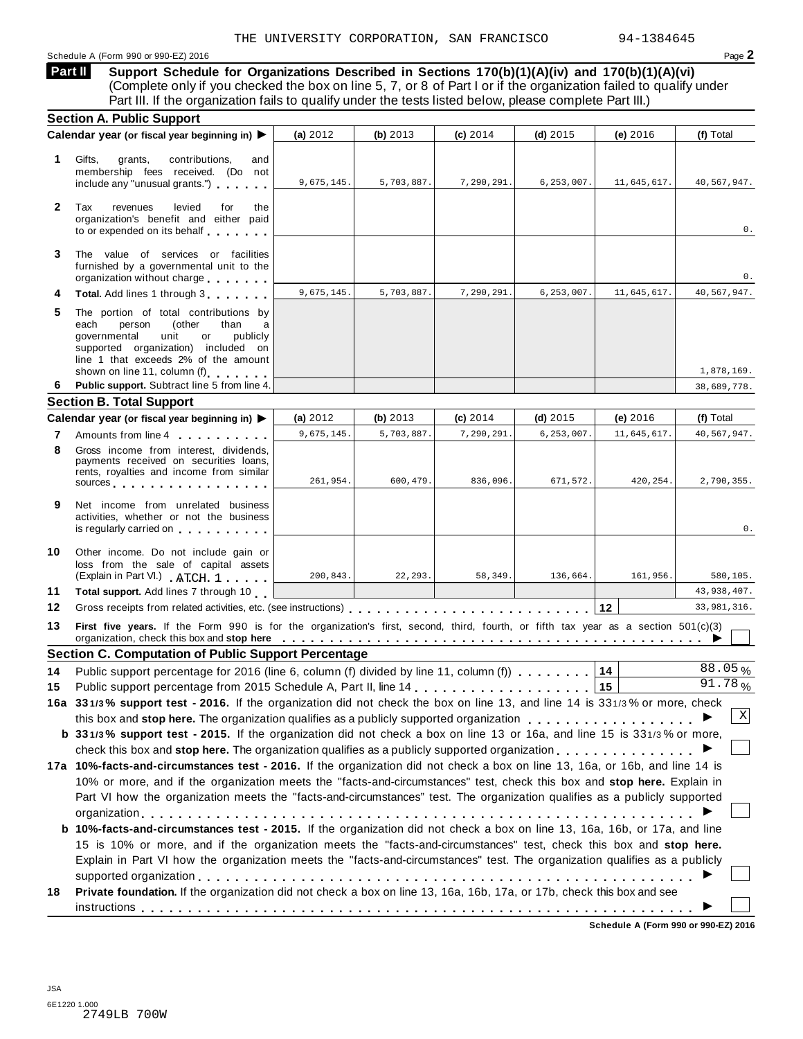THE UNIVERSITY CORPORATION, SAN FRANCISCO 94-1384645

Schedule A (Form 990 or 990-EZ) 2016

## Part II Support Schedule for Organizations Described in Sections 170(b)(1)(A)(iv) and 170(b)(1)(A)(vi)

(Complete only if you checked the box on line 5, 7, or 8 of Part I or if the organization failed to qualify under Part III. If the organization fails to qualify under the tests listed below, please complete Part III.)

### Section A. Public Support

| Calendar year (or fiscal year beginning in) ▶ | (a) 2012 | (b) 2013 | (c) 2014 | (d) 2015 | (e) 2016 | (f) Total |
|---|---|---|---|---|---|---|
| **1** Gifts, grants, contributions, and membership fees received. (Do not include any "unusual grants.") | 9,675,145. | 5,703,887. | 7,290,291. | 6,253,007. | 11,645,617. | 40,567,947. |
| **2** Tax revenues levied for the organization's benefit and either paid to or expended on its behalf | | | | | | 0. |
| **3** The value of services or facilities furnished by a governmental unit to the organization without charge | | | | | | 0. |
| **4** **Total.** Add lines 1 through 3 | 9,675,145. | 5,703,887. | 7,290,291. | 6,253,007. | 11,645,617. | 40,567,947. |
| **5** The portion of total contributions by each person (other than a governmental unit or publicly supported organization) included on line 1 that exceeds 2% of the amount shown on line 11, column (f) | | | | | | 1,878,169. |
| **6** **Public support.** Subtract line 5 from line 4. | | | | | | 38,689,778. |

### Section B. Total Support

| Calendar year (or fiscal year beginning in) ▶ | (a) 2012 | (b) 2013 | (c) 2014 | (d) 2015 | (e) 2016 | (f) Total |
|---|---|---|---|---|---|---|
| **7** Amounts from line 4 | 9,675,145. | 5,703,887. | 7,290,291. | 6,253,007. | 11,645,617. | 40,567,947. |
| **8** Gross income from interest, dividends, payments received on securities loans, rents, royalties and income from similar sources | 261,954. | 600,479. | 836,096. | 671,572. | 420,254. | 2,790,355. |
| **9** Net income from unrelated business activities, whether or not the business is regularly carried on | | | | | | 0. |
| **10** Other income. Do not include gain or loss from the sale of capital assets (Explain in Part VI.) ATCH 1 | 200,843. | 22,293. | 58,349. | 136,664. | 161,956. | 580,105. |
| **11** **Total support.** Add lines 7 through 10 | | | | | | 43,938,407. |
| **12** Gross receipts from related activities, etc. (see instructions) | | | | | 12 | 33,981,316. |

**13** **First five years.** If the Form 990 is for the organization's first, second, third, fourth, or fifth tax year as a section 501(c)(3) organization, check this box and **stop here** ▶ ☐

### Section C. Computation of Public Support Percentage

**14** Public support percentage for 2016 (line 6, column (f) divided by line 11, column (f)) . . . **14** 88.05 %

**15** Public support percentage from 2015 Schedule A, Part II, line 14 . . . **15** 91.78 %

**16a** **33 1/3% support test - 2016.** If the organization did not check the box on line 13, and line 14 is 33 1/3% or more, check this box and **stop here.** The organization qualifies as a publicly supported organization ▶ ☒

**b** **33 1/3% support test - 2015.** If the organization did not check a box on line 13 or 16a, and line 15 is 33 1/3% or more, check this box and **stop here.** The organization qualifies as a publicly supported organization ▶ ☐

**17a** **10%-facts-and-circumstances test - 2016.** If the organization did not check a box on line 13, 16a, or 16b, and line 14 is 10% or more, and if the organization meets the "facts-and-circumstances" test, check this box and **stop here.** Explain in Part VI how the organization meets the "facts-and-circumstances" test. The organization qualifies as a publicly supported organization ▶ ☐

**b** **10%-facts-and-circumstances test - 2015.** If the organization did not check a box on line 13, 16a, 16b, or 17a, and line 15 is 10% or more, and if the organization meets the "facts-and-circumstances" test, check this box and **stop here.** Explain in Part VI how the organization meets the "facts-and-circumstances" test. The organization qualifies as a publicly supported organization ▶ ☐

**18** **Private foundation.** If the organization did not check a box on line 13, 16a, 16b, 17a, or 17b, check this box and see instructions ▶ ☐

**Schedule A (Form 990 or 990-EZ) 2016**

JSA
6E1220 1.000
2749LB 700W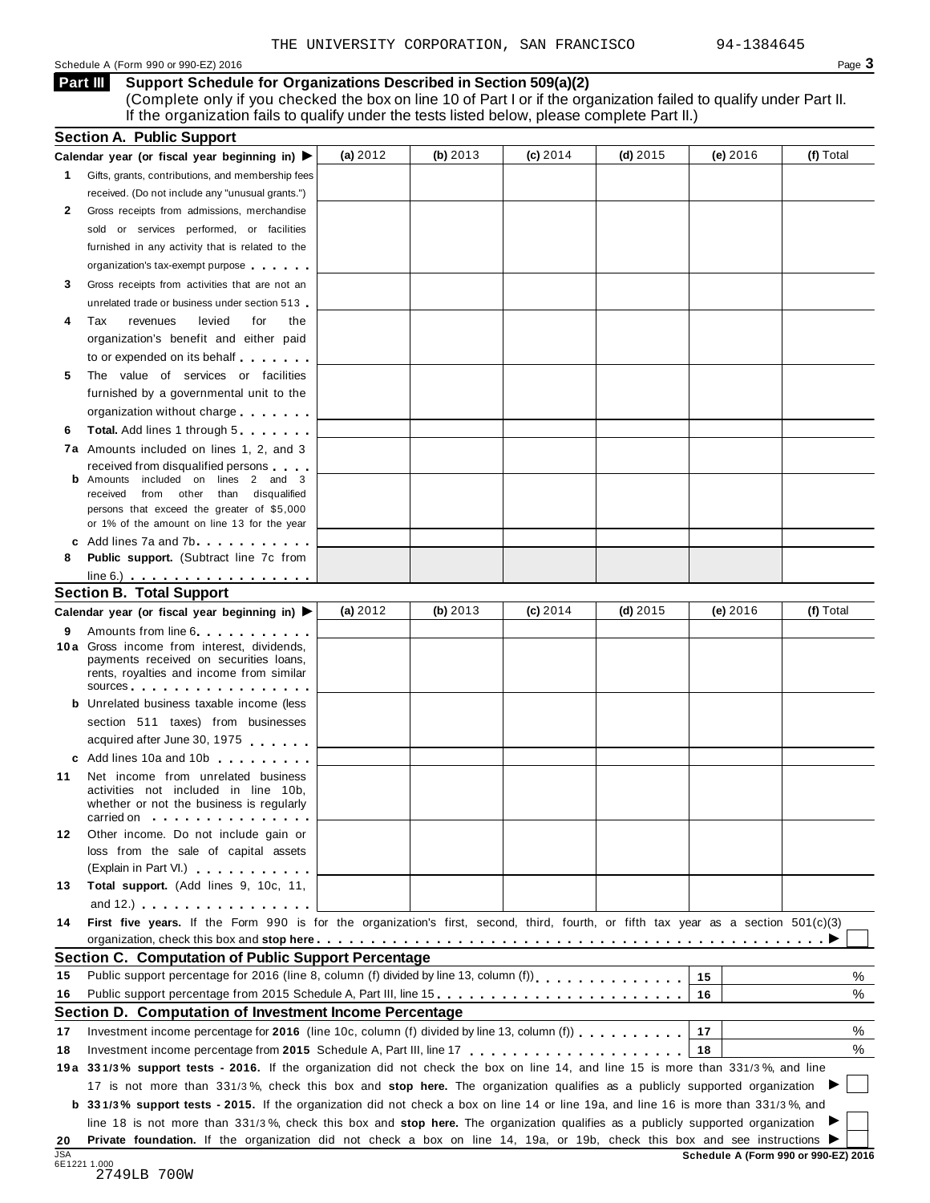THE UNIVERSITY CORPORATION, SAN FRANCISCO 94-1384645

Schedule A (Form 990 or 990-EZ) 2016

## Part III Support Schedule for Organizations Described in Section 509(a)(2)

(Complete only if you checked the box on line 10 of Part I or if the organization failed to qualify under Part II. If the organization fails to qualify under the tests listed below, please complete Part II.)

### Section A. Public Support

| Calendar year (or fiscal year beginning in) ▶ | (a) 2012 | (b) 2013 | (c) 2014 | (d) 2015 | (e) 2016 | (f) Total |
|---|---|---|---|---|---|---|
| **1** Gifts, grants, contributions, and membership fees received. (Do not include any "unusual grants.") | | | | | | |
| **2** Gross receipts from admissions, merchandise sold or services performed, or facilities furnished in any activity that is related to the organization's tax-exempt purpose | | | | | | |
| **3** Gross receipts from activities that are not an unrelated trade or business under section 513 | | | | | | |
| **4** Tax revenues levied for the organization's benefit and either paid to or expended on its behalf | | | | | | |
| **5** The value of services or facilities furnished by a governmental unit to the organization without charge | | | | | | |
| **6** **Total.** Add lines 1 through 5 | | | | | | |
| **7a** Amounts included on lines 1, 2, and 3 received from disqualified persons | | | | | | |
| **b** Amounts included on lines 2 and 3 received from other than disqualified persons that exceed the greater of $5,000 or 1% of the amount on line 13 for the year | | | | | | |
| **c** Add lines 7a and 7b | | | | | | |
| **8** **Public support.** (Subtract line 7c from line 6.) | | | | | | |

### Section B. Total Support

| Calendar year (or fiscal year beginning in) ▶ | (a) 2012 | (b) 2013 | (c) 2014 | (d) 2015 | (e) 2016 | (f) Total |
|---|---|---|---|---|---|---|
| **9** Amounts from line 6 | | | | | | |
| **10a** Gross income from interest, dividends, payments received on securities loans, rents, royalties and income from similar sources | | | | | | |
| **b** Unrelated business taxable income (less section 511 taxes) from businesses acquired after June 30, 1975 | | | | | | |
| **c** Add lines 10a and 10b | | | | | | |
| **11** Net income from unrelated business activities not included in line 10b, whether or not the business is regularly carried on | | | | | | |
| **12** Other income. Do not include gain or loss from the sale of capital assets (Explain in Part VI.) | | | | | | |
| **13** **Total support.** (Add lines 9, 10c, 11, and 12.) | | | | | | |

**14** **First five years.** If the Form 990 is for the organization's first, second, third, fourth, or fifth tax year as a section 501(c)(3) organization, check this box and **stop here** ▶ ☐

### Section C. Computation of Public Support Percentage

| | | | |
|---|---|---|---|
| **15** | Public support percentage for 2016 (line 8, column (f) divided by line 13, column (f)) | 15 | % |
| **16** | Public support percentage from 2015 Schedule A, Part III, line 15 | 16 | % |

### Section D. Computation of Investment Income Percentage

| | | | |
|---|---|---|---|
| **17** | Investment income percentage for **2016** (line 10c, column (f) divided by line 13, column (f)) | 17 | % |
| **18** | Investment income percentage from **2015** Schedule A, Part III, line 17 | 18 | % |

**19a** **33 1/3% support tests - 2016.** If the organization did not check the box on line 14, and line 15 is more than 33 1/3%, and line 17 is not more than 33 1/3%, check this box and **stop here.** The organization qualifies as a publicly supported organization ▶ ☐

**b** **33 1/3% support tests - 2015.** If the organization did not check a box on line 14 or line 19a, and line 16 is more than 33 1/3%, and line 18 is not more than 33 1/3%, check this box and **stop here.** The organization qualifies as a publicly supported organization ▶ ☐

**20** **Private foundation.** If the organization did not check a box on line 14, 19a, or 19b, check this box and see instructions ▶ ☐

JSA
6E1221 1.000
2749LB 700W

**Schedule A (Form 990 or 990-EZ) 2016**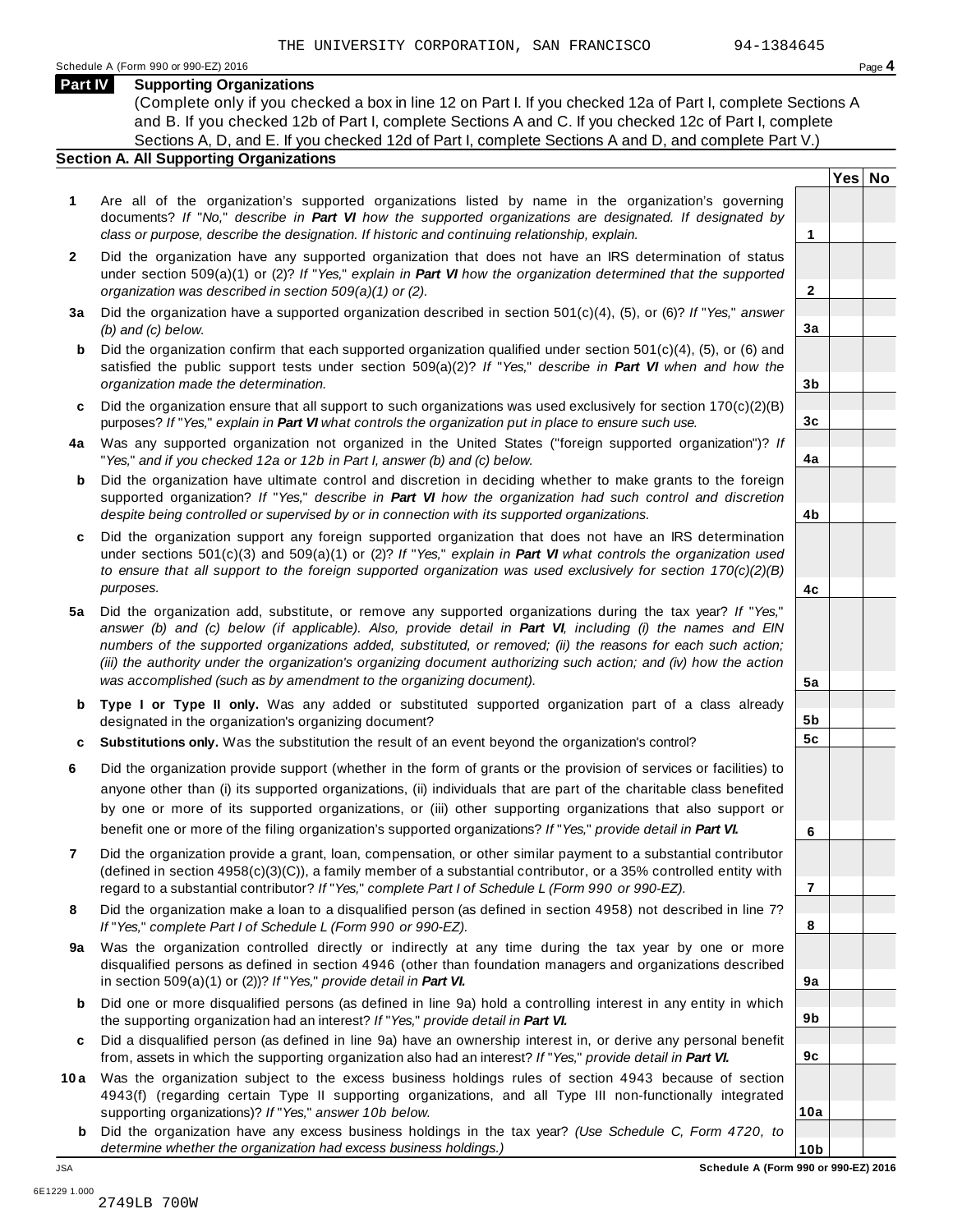THE UNIVERSITY CORPORATION, SAN FRANCISCO 94-1384645

## Part IV Supporting Organizations

(Complete only if you checked a box in line 12 on Part I. If you checked 12a of Part I, complete Sections A and B. If you checked 12b of Part I, complete Sections A and C. If you checked 12c of Part I, complete Sections A, D, and E. If you checked 12d of Part I, complete Sections A and D, and complete Part V.)

### Section A. All Supporting Organizations

| | | Line | Yes | No |
|---|---|---|---|---|
| **1** | Are all of the organization's supported organizations listed by name in the organization's governing documents? *If "No," describe in **Part VI** how the supported organizations are designated. If designated by class or purpose, describe the designation. If historic and continuing relationship, explain.* | 1 | | |
| **2** | Did the organization have any supported organization that does not have an IRS determination of status under section 509(a)(1) or (2)? *If "Yes," explain in **Part VI** how the organization determined that the supported organization was described in section 509(a)(1) or (2).* | 2 | | |
| **3a** | Did the organization have a supported organization described in section 501(c)(4), (5), or (6)? *If "Yes," answer (b) and (c) below.* | 3a | | |
| **b** | Did the organization confirm that each supported organization qualified under section 501(c)(4), (5), or (6) and satisfied the public support tests under section 509(a)(2)? *If "Yes," describe in **Part VI** when and how the organization made the determination.* | 3b | | |
| **c** | Did the organization ensure that all support to such organizations was used exclusively for section 170(c)(2)(B) purposes? *If "Yes," explain in **Part VI** what controls the organization put in place to ensure such use.* | 3c | | |
| **4a** | Was any supported organization not organized in the United States ("foreign supported organization")? *If "Yes," and if you checked 12a or 12b in Part I, answer (b) and (c) below.* | 4a | | |
| **b** | Did the organization have ultimate control and discretion in deciding whether to make grants to the foreign supported organization? *If "Yes," describe in **Part VI** how the organization had such control and discretion despite being controlled or supervised by or in connection with its supported organizations.* | 4b | | |
| **c** | Did the organization support any foreign supported organization that does not have an IRS determination under sections 501(c)(3) and 509(a)(1) or (2)? *If "Yes," explain in **Part VI** what controls the organization used to ensure that all support to the foreign supported organization was used exclusively for section 170(c)(2)(B) purposes.* | 4c | | |
| **5a** | Did the organization add, substitute, or remove any supported organizations during the tax year? *If "Yes," answer (b) and (c) below (if applicable). Also, provide detail in **Part VI**, including (i) the names and EIN numbers of the supported organizations added, substituted, or removed; (ii) the reasons for each such action; (iii) the authority under the organization's organizing document authorizing such action; and (iv) how the action was accomplished (such as by amendment to the organizing document).* | 5a | | |
| **b** | **Type I or Type II only.** Was any added or substituted supported organization part of a class already designated in the organization's organizing document? | 5b | | |
| **c** | **Substitutions only.** Was the substitution the result of an event beyond the organization's control? | 5c | | |
| **6** | Did the organization provide support (whether in the form of grants or the provision of services or facilities) to anyone other than (i) its supported organizations, (ii) individuals that are part of the charitable class benefited by one or more of its supported organizations, or (iii) other supporting organizations that also support or benefit one or more of the filing organization's supported organizations? *If "Yes," provide detail in **Part VI.*** | 6 | | |
| **7** | Did the organization provide a grant, loan, compensation, or other similar payment to a substantial contributor (defined in section 4958(c)(3)(C)), a family member of a substantial contributor, or a 35% controlled entity with regard to a substantial contributor? *If "Yes," complete Part I of Schedule L (Form 990 or 990-EZ).* | 7 | | |
| **8** | Did the organization make a loan to a disqualified person (as defined in section 4958) not described in line 7? *If "Yes," complete Part I of Schedule L (Form 990 or 990-EZ).* | 8 | | |
| **9a** | Was the organization controlled directly or indirectly at any time during the tax year by one or more disqualified persons as defined in section 4946 (other than foundation managers and organizations described in section 509(a)(1) or (2))? *If "Yes," provide detail in **Part VI.*** | 9a | | |
| **b** | Did one or more disqualified persons (as defined in line 9a) hold a controlling interest in any entity in which the supporting organization had an interest? *If "Yes," provide detail in **Part VI.*** | 9b | | |
| **c** | Did a disqualified person (as defined in line 9a) have an ownership interest in, or derive any personal benefit from, assets in which the supporting organization also had an interest? *If "Yes," provide detail in **Part VI.*** | 9c | | |
| **10a** | Was the organization subject to the excess business holdings rules of section 4943 because of section 4943(f) (regarding certain Type II supporting organizations, and all Type III non-functionally integrated supporting organizations)? *If "Yes," answer 10b below.* | 10a | | |
| **b** | Did the organization have any excess business holdings in the tax year? *(Use Schedule C, Form 4720, to determine whether the organization had excess business holdings.)* | 10b | | |

2749LB 700W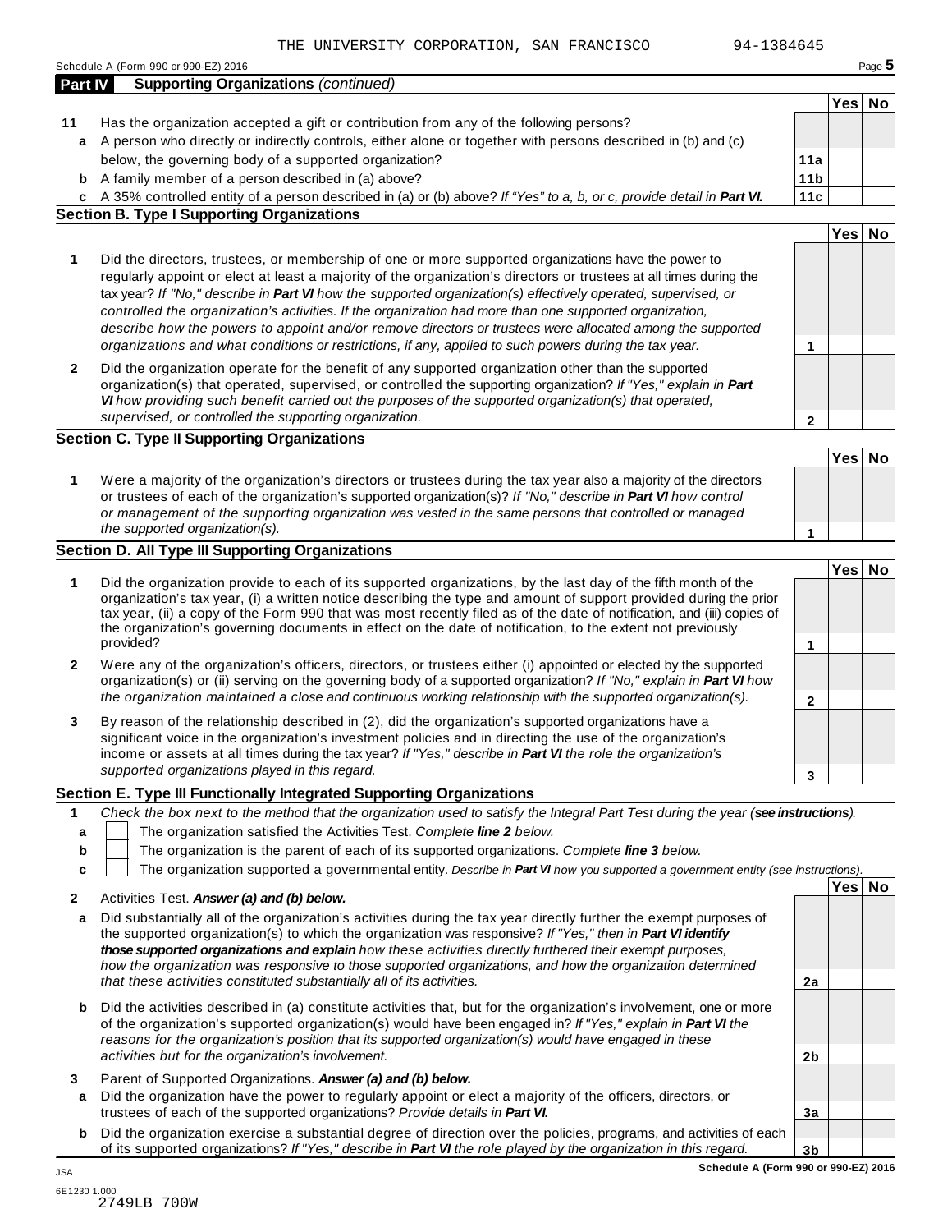THE UNIVERSITY CORPORATION, SAN FRANCISCO 94-1384645

Schedule A (Form 990 or 990-EZ) 2016

## Part IV Supporting Organizations *(continued)*

| | | | Yes | No |
|---|---|---|---|---|
| **11** | Has the organization accepted a gift or contribution from any of the following persons? | | | |
| **a** | A person who directly or indirectly controls, either alone or together with persons described in (b) and (c) below, the governing body of a supported organization? | **11a** | | |
| **b** | A family member of a person described in (a) above? | **11b** | | |
| **c** | A 35% controlled entity of a person described in (a) or (b) above? *If "Yes" to a, b, or c, provide detail in **Part VI**.* | **11c** | | |

### Section B. Type I Supporting Organizations

| | | | Yes | No |
|---|---|---|---|---|
| **1** | Did the directors, trustees, or membership of one or more supported organizations have the power to regularly appoint or elect at least a majority of the organization's directors or trustees at all times during the tax year? *If "No," describe in **Part VI** how the supported organization(s) effectively operated, supervised, or controlled the organization's activities. If the organization had more than one supported organization, describe how the powers to appoint and/or remove directors or trustees were allocated among the supported organizations and what conditions or restrictions, if any, applied to such powers during the tax year.* | **1** | | |
| **2** | Did the organization operate for the benefit of any supported organization other than the supported organization(s) that operated, supervised, or controlled the supporting organization? *If "Yes," explain in **Part VI** how providing such benefit carried out the purposes of the supported organization(s) that operated, supervised, or controlled the supporting organization.* | **2** | | |

### Section C. Type II Supporting Organizations

| | | | Yes | No |
|---|---|---|---|---|
| **1** | Were a majority of the organization's directors or trustees during the tax year also a majority of the directors or trustees of each of the organization's supported organization(s)? *If "No," describe in **Part VI** how control or management of the supporting organization was vested in the same persons that controlled or managed the supported organization(s).* | **1** | | |

### Section D. All Type III Supporting Organizations

| | | | Yes | No |
|---|---|---|---|---|
| **1** | Did the organization provide to each of its supported organizations, by the last day of the fifth month of the organization's tax year, (i) a written notice describing the type and amount of support provided during the prior tax year, (ii) a copy of the Form 990 that was most recently filed as of the date of notification, and (iii) copies of the organization's governing documents in effect on the date of notification, to the extent not previously provided? | **1** | | |
| **2** | Were any of the organization's officers, directors, or trustees either (i) appointed or elected by the supported organization(s) or (ii) serving on the governing body of a supported organization? *If "No," explain in **Part VI** how the organization maintained a close and continuous working relationship with the supported organization(s).* | **2** | | |
| **3** | By reason of the relationship described in (2), did the organization's supported organizations have a significant voice in the organization's investment policies and in directing the use of the organization's income or assets at all times during the tax year? *If "Yes," describe in **Part VI** the role the organization's supported organizations played in this regard.* | **3** | | |

### Section E. Type III Functionally Integrated Supporting Organizations

**1** *Check the box next to the method that the organization used to satisfy the Integral Part Test during the year (**see instructions**).*

- **a** ☐ The organization satisfied the Activities Test. *Complete **line 2** below.*
- **b** ☐ The organization is the parent of each of its supported organizations. *Complete **line 3** below.*
- **c** ☐ The organization supported a governmental entity. *Describe in **Part VI** how you supported a government entity (see instructions).*

| | | | Yes | No |
|---|---|---|---|---|
| **2** | Activities Test. ***Answer (a) and (b) below.*** | | | |
| **a** | Did substantially all of the organization's activities during the tax year directly further the exempt purposes of the supported organization(s) to which the organization was responsive? *If "Yes," then in **Part VI identify those supported organizations and explain** how these activities directly furthered their exempt purposes, how the organization was responsive to those supported organizations, and how the organization determined that these activities constituted substantially all of its activities.* | **2a** | | |
| **b** | Did the activities described in (a) constitute activities that, but for the organization's involvement, one or more of the organization's supported organization(s) would have been engaged in? *If "Yes," explain in **Part VI** the reasons for the organization's position that its supported organization(s) would have engaged in these activities but for the organization's involvement.* | **2b** | | |
| **3** | Parent of Supported Organizations. ***Answer (a) and (b) below.*** | | | |
| **a** | Did the organization have the power to regularly appoint or elect a majority of the officers, directors, or trustees of each of the supported organizations? *Provide details in **Part VI**.* | **3a** | | |
| **b** | Did the organization exercise a substantial degree of direction over the policies, programs, and activities of each of its supported organizations? *If "Yes," describe in **Part VI** the role played by the organization in this regard.* | **3b** | | |

**Schedule A (Form 990 or 990-EZ) 2016**

JSA
6E1230 1.000
2749LB 700W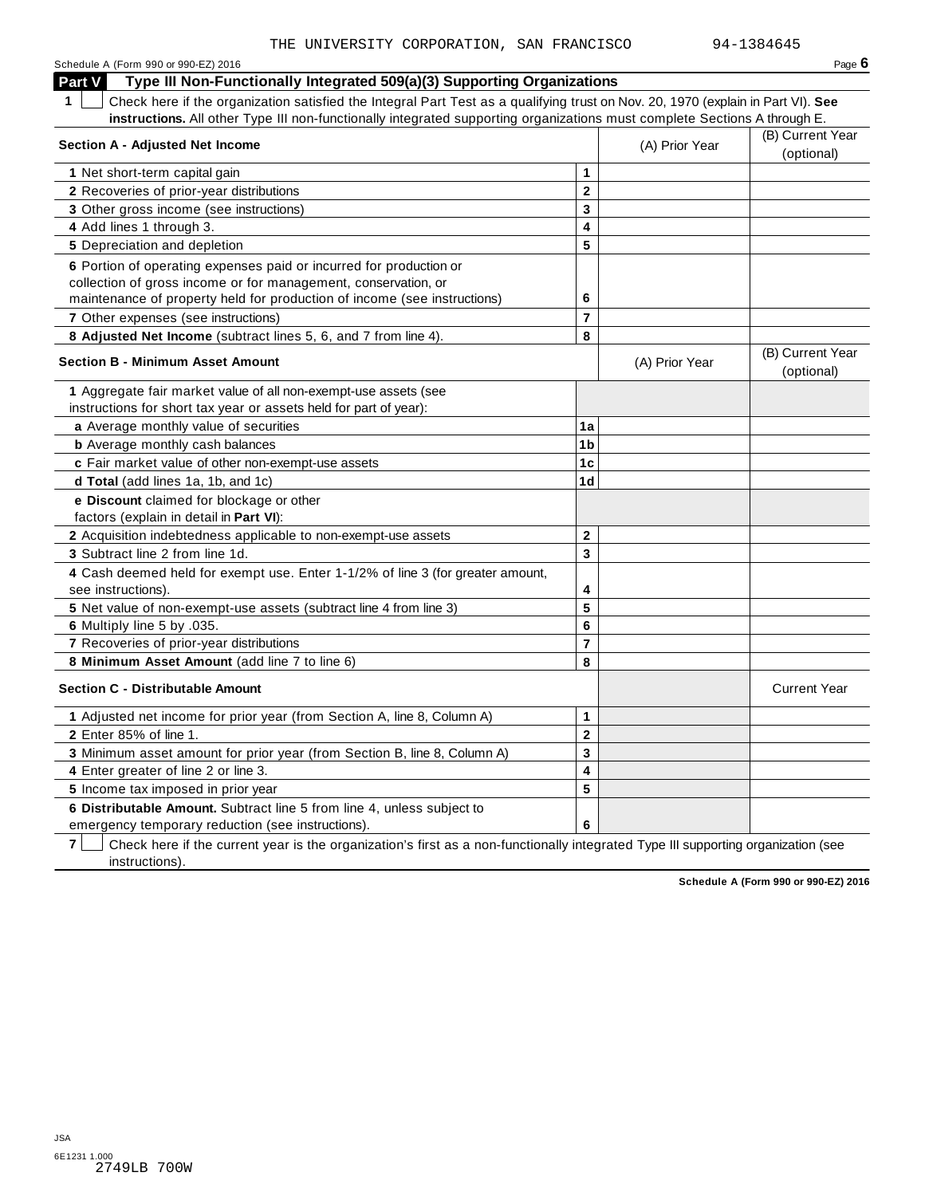THE UNIVERSITY CORPORATION, SAN FRANCISCO 94-1384645

Schedule A (Form 990 or 990-EZ) 2016

## Part V Type III Non-Functionally Integrated 509(a)(3) Supporting Organizations

**1** ☐ Check here if the organization satisfied the Integral Part Test as a qualifying trust on Nov. 20, 1970 (explain in Part VI). **See instructions.** All other Type III non-functionally integrated supporting organizations must complete Sections A through E.

| **Section A - Adjusted Net Income** | | (A) Prior Year | (B) Current Year (optional) |
|---|---|---|---|
| **1** Net short-term capital gain | 1 | | |
| **2** Recoveries of prior-year distributions | 2 | | |
| **3** Other gross income (see instructions) | 3 | | |
| **4** Add lines 1 through 3. | 4 | | |
| **5** Depreciation and depletion | 5 | | |
| **6** Portion of operating expenses paid or incurred for production or collection of gross income or for management, conservation, or maintenance of property held for production of income (see instructions) | 6 | | |
| **7** Other expenses (see instructions) | 7 | | |
| **8 Adjusted Net Income** (subtract lines 5, 6, and 7 from line 4). | 8 | | |

| **Section B - Minimum Asset Amount** | | (A) Prior Year | (B) Current Year (optional) |
|---|---|---|---|
| **1** Aggregate fair market value of all non-exempt-use assets (see instructions for short tax year or assets held for part of year): | | | |
| **a** Average monthly value of securities | 1a | | |
| **b** Average monthly cash balances | 1b | | |
| **c** Fair market value of other non-exempt-use assets | 1c | | |
| **d Total** (add lines 1a, 1b, and 1c) | 1d | | |
| **e Discount** claimed for blockage or other factors (explain in detail in **Part VI**): | | | |
| **2** Acquisition indebtedness applicable to non-exempt-use assets | 2 | | |
| **3** Subtract line 2 from line 1d. | 3 | | |
| **4** Cash deemed held for exempt use. Enter 1-1/2% of line 3 (for greater amount, see instructions). | 4 | | |
| **5** Net value of non-exempt-use assets (subtract line 4 from line 3) | 5 | | |
| **6** Multiply line 5 by .035. | 6 | | |
| **7** Recoveries of prior-year distributions | 7 | | |
| **8 Minimum Asset Amount** (add line 7 to line 6) | 8 | | |

| **Section C - Distributable Amount** | | | Current Year |
|---|---|---|---|
| **1** Adjusted net income for prior year (from Section A, line 8, Column A) | 1 | | |
| **2** Enter 85% of line 1. | 2 | | |
| **3** Minimum asset amount for prior year (from Section B, line 8, Column A) | 3 | | |
| **4** Enter greater of line 2 or line 3. | 4 | | |
| **5** Income tax imposed in prior year | 5 | | |
| **6 Distributable Amount.** Subtract line 5 from line 4, unless subject to emergency temporary reduction (see instructions). | 6 | | |

**7** ☐ Check here if the current year is the organization's first as a non-functionally integrated Type III supporting organization (see instructions).

**Schedule A (Form 990 or 990-EZ) 2016**

JSA
6E1231 1.000
2749LB 700W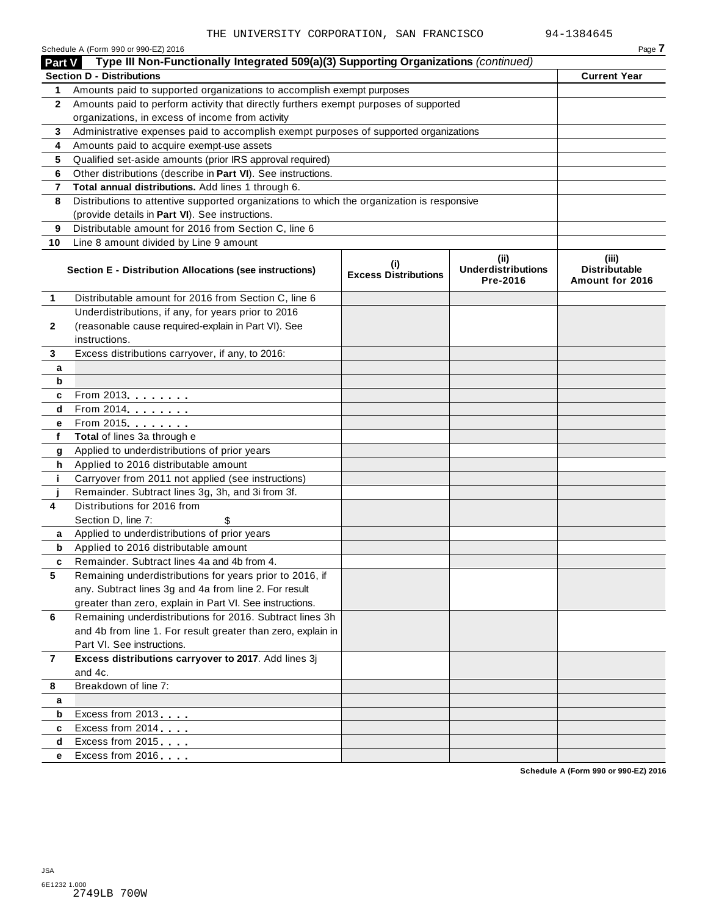THE UNIVERSITY CORPORATION, SAN FRANCISCO 94-1384645

Schedule A (Form 990 or 990-EZ) 2016

## Part V Type III Non-Functionally Integrated 509(a)(3) Supporting Organizations *(continued)*

| **Section D - Distributions** | | **Current Year** |
|---|---|---|
| 1 | Amounts paid to supported organizations to accomplish exempt purposes | |
| 2 | Amounts paid to perform activity that directly furthers exempt purposes of supported organizations, in excess of income from activity | |
| 3 | Administrative expenses paid to accomplish exempt purposes of supported organizations | |
| 4 | Amounts paid to acquire exempt-use assets | |
| 5 | Qualified set-aside amounts (prior IRS approval required) | |
| 6 | Other distributions (describe in **Part VI**). See instructions. | |
| 7 | **Total annual distributions.** Add lines 1 through 6. | |
| 8 | Distributions to attentive supported organizations to which the organization is responsive (provide details in **Part VI**). See instructions. | |
| 9 | Distributable amount for 2016 from Section C, line 6 | |
| 10 | Line 8 amount divided by Line 9 amount | |

| | **Section E - Distribution Allocations (see instructions)** | **(i) Excess Distributions** | **(ii) Underdistributions Pre-2016** | **(iii) Distributable Amount for 2016** |
|---|---|---|---|---|
| 1 | Distributable amount for 2016 from Section C, line 6 | | | |
| 2 | Underdistributions, if any, for years prior to 2016 (reasonable cause required-explain in Part VI). See instructions. | | | |
| 3 | Excess distributions carryover, if any, to 2016: | | | |
| a | | | | |
| b | | | | |
| c | From 2013 | | | |
| d | From 2014 | | | |
| e | From 2015 | | | |
| f | **Total** of lines 3a through e | | | |
| g | Applied to underdistributions of prior years | | | |
| h | Applied to 2016 distributable amount | | | |
| i | Carryover from 2011 not applied (see instructions) | | | |
| j | Remainder. Subtract lines 3g, 3h, and 3i from 3f. | | | |
| 4 | Distributions for 2016 from Section D, line 7: $ | | | |
| a | Applied to underdistributions of prior years | | | |
| b | Applied to 2016 distributable amount | | | |
| c | Remainder. Subtract lines 4a and 4b from 4. | | | |
| 5 | Remaining underdistributions for years prior to 2016, if any. Subtract lines 3g and 4a from line 2. For result greater than zero, explain in Part VI. See instructions. | | | |
| 6 | Remaining underdistributions for 2016. Subtract lines 3h and 4b from line 1. For result greater than zero, explain in Part VI. See instructions. | | | |
| 7 | **Excess distributions carryover to 2017**. Add lines 3j and 4c. | | | |
| 8 | Breakdown of line 7: | | | |
| a | | | | |
| b | Excess from 2013 | | | |
| c | Excess from 2014 | | | |
| d | Excess from 2015 | | | |
| e | Excess from 2016 | | | |

Schedule A (Form 990 or 990-EZ) 2016

JSA
6E1232 1.000
2749LB 700W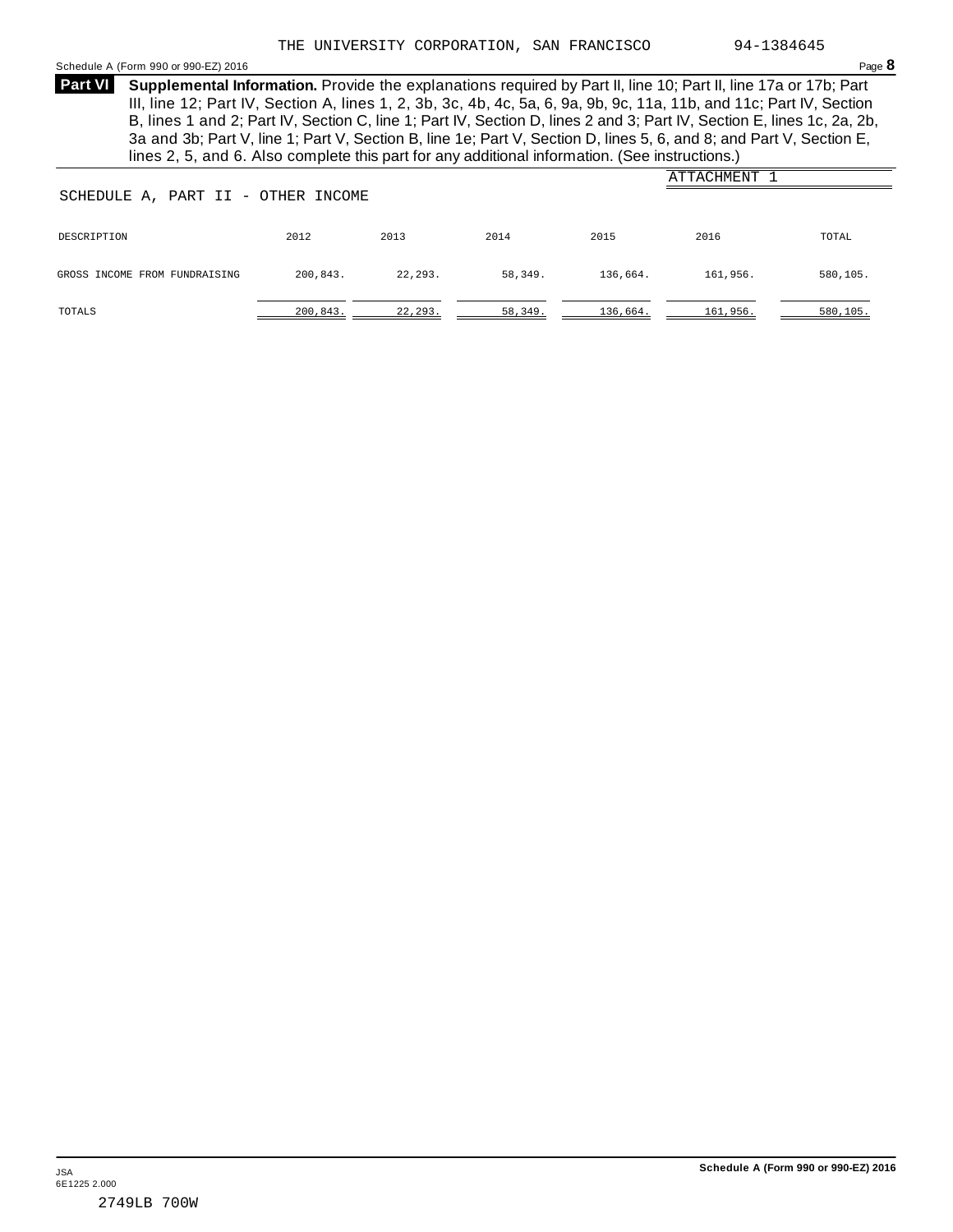THE UNIVERSITY CORPORATION, SAN FRANCISCO 94-1384645

**Part VI** **Supplemental Information.** Provide the explanations required by Part II, line 10; Part II, line 17a or 17b; Part III, line 12; Part IV, Section A, lines 1, 2, 3b, 3c, 4b, 4c, 5a, 6, 9a, 9b, 9c, 11a, 11b, and 11c; Part IV, Section B, lines 1 and 2; Part IV, Section C, line 1; Part IV, Section D, lines 2 and 3; Part IV, Section E, lines 1c, 2a, 2b, 3a and 3b; Part V, line 1; Part V, Section B, line 1e; Part V, Section D, lines 5, 6, and 8; and Part V, Section E, lines 2, 5, and 6. Also complete this part for any additional information. (See instructions.)

ATTACHMENT 1

SCHEDULE A, PART II - OTHER INCOME

| DESCRIPTION | 2012 | 2013 | 2014 | 2015 | 2016 | TOTAL |
|---|---|---|---|---|---|---|
| GROSS INCOME FROM FUNDRAISING | 200,843. | 22,293. | 58,349. | 136,664. | 161,956. | 580,105. |
| TOTALS | 200,843. | 22,293. | 58,349. | 136,664. | 161,956. | 580,105. |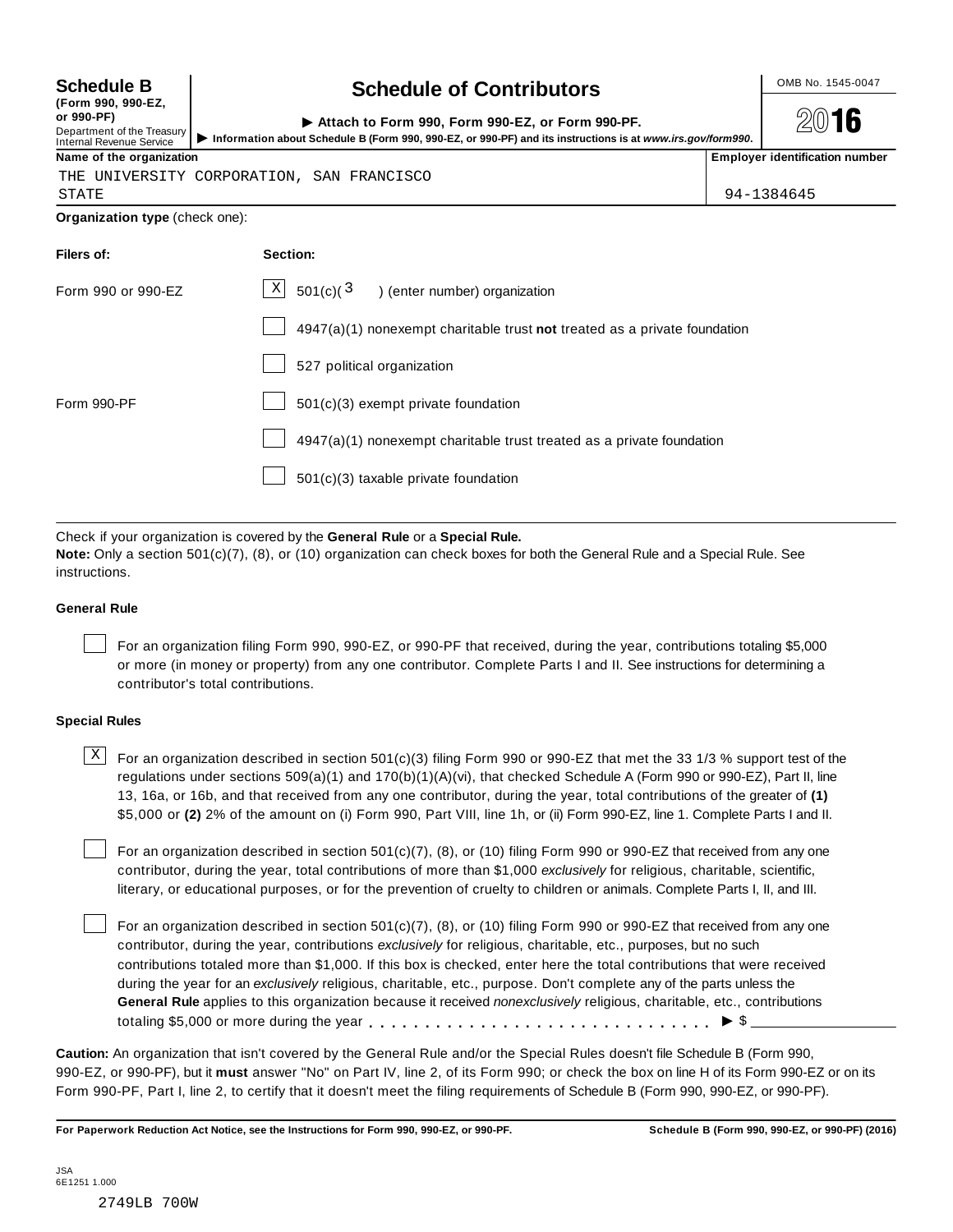**Schedule B**
**(Form 990, 990-EZ, or 990-PF)**
Department of the Treasury
Internal Revenue Service

# Schedule of Contributors

▶ **Attach to Form 990, Form 990-EZ, or Form 990-PF.**
▶ **Information about Schedule B (Form 990, 990-EZ, or 990-PF) and its instructions is at *www.irs.gov/form990*.**

OMB No. 1545-0047

**2016**

| Name of the organization | Employer identification number |
|---|---|
| THE UNIVERSITY CORPORATION, SAN FRANCISCO STATE | 94-1384645 |

**Organization type** (check one):

| Filers of: | Section: |
|---|---|
| Form 990 or 990-EZ | [X] 501(c)( 3 ) (enter number) organization |
| | [ ] 4947(a)(1) nonexempt charitable trust **not** treated as a private foundation |
| | [ ] 527 political organization |
| Form 990-PF | [ ] 501(c)(3) exempt private foundation |
| | [ ] 4947(a)(1) nonexempt charitable trust treated as a private foundation |
| | [ ] 501(c)(3) taxable private foundation |

Check if your organization is covered by the **General Rule** or a **Special Rule.**
**Note:** Only a section 501(c)(7), (8), or (10) organization can check boxes for both the General Rule and a Special Rule. See instructions.

### General Rule

[ ] For an organization filing Form 990, 990-EZ, or 990-PF that received, during the year, contributions totaling $5,000 or more (in money or property) from any one contributor. Complete Parts I and II. See instructions for determining a contributor's total contributions.

### Special Rules

[X] For an organization described in section 501(c)(3) filing Form 990 or 990-EZ that met the 33 1/3 % support test of the regulations under sections 509(a)(1) and 170(b)(1)(A)(vi), that checked Schedule A (Form 990 or 990-EZ), Part II, line 13, 16a, or 16b, and that received from any one contributor, during the year, total contributions of the greater of **(1)** $5,000 or **(2)** 2% of the amount on (i) Form 990, Part VIII, line 1h, or (ii) Form 990-EZ, line 1. Complete Parts I and II.

[ ] For an organization described in section 501(c)(7), (8), or (10) filing Form 990 or 990-EZ that received from any one contributor, during the year, total contributions of more than $1,000 *exclusively* for religious, charitable, scientific, literary, or educational purposes, or for the prevention of cruelty to children or animals. Complete Parts I, II, and III.

[ ] For an organization described in section 501(c)(7), (8), or (10) filing Form 990 or 990-EZ that received from any one contributor, during the year, contributions *exclusively* for religious, charitable, etc., purposes, but no such contributions totaled more than $1,000. If this box is checked, enter here the total contributions that were received during the year for an *exclusively* religious, charitable, etc., purpose. Don't complete any of the parts unless the **General Rule** applies to this organization because it received *nonexclusively* religious, charitable, etc., contributions totaling $5,000 or more during the year . . . . . . . . . . . . . . . . . . . . . . . . . . . . . ▶ $ ____________

**Caution:** An organization that isn't covered by the General Rule and/or the Special Rules doesn't file Schedule B (Form 990, 990-EZ, or 990-PF), but it **must** answer "No" on Part IV, line 2, of its Form 990; or check the box on line H of its Form 990-EZ or on its Form 990-PF, Part I, line 2, to certify that it doesn't meet the filing requirements of Schedule B (Form 990, 990-EZ, or 990-PF).

**For Paperwork Reduction Act Notice, see the Instructions for Form 990, 990-EZ, or 990-PF.** **Schedule B (Form 990, 990-EZ, or 990-PF) (2016)**

JSA
6E1251 1.000

2749LB 700W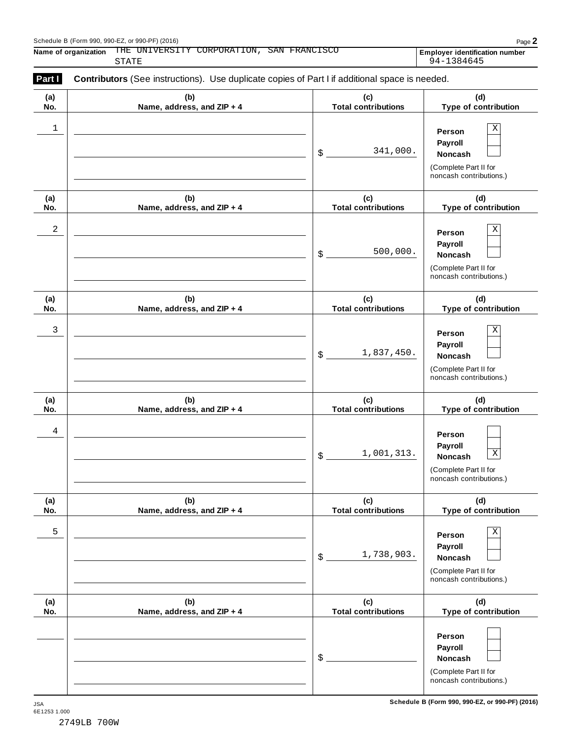Name of organization THE UNIVERSITY CORPORATION, SAN FRANCISCO STATE

Employer identification number 94-1384645

**Part I** **Contributors** (See instructions). Use duplicate copies of Part I if additional space is needed.

| (a) No. | (b) Name, address, and ZIP + 4 | (c) Total contributions | (d) Type of contribution |
|---|---|---|---|
| 1 | | $ 341,000. | Person [X] Payroll [ ] Noncash [ ] (Complete Part II for noncash contributions.) |
| 2 | | $ 500,000. | Person [X] Payroll [ ] Noncash [ ] (Complete Part II for noncash contributions.) |
| 3 | | $ 1,837,450. | Person [X] Payroll [ ] Noncash [ ] (Complete Part II for noncash contributions.) |
| 4 | | $ 1,001,313. | Person [ ] Payroll [ ] Noncash [X] (Complete Part II for noncash contributions.) |
| 5 | | $ 1,738,903. | Person [X] Payroll [ ] Noncash [ ] (Complete Part II for noncash contributions.) |
| | | $ | Person [ ] Payroll [ ] Noncash [ ] (Complete Part II for noncash contributions.) |

JSA 6E1253 1.000

2749LB 700W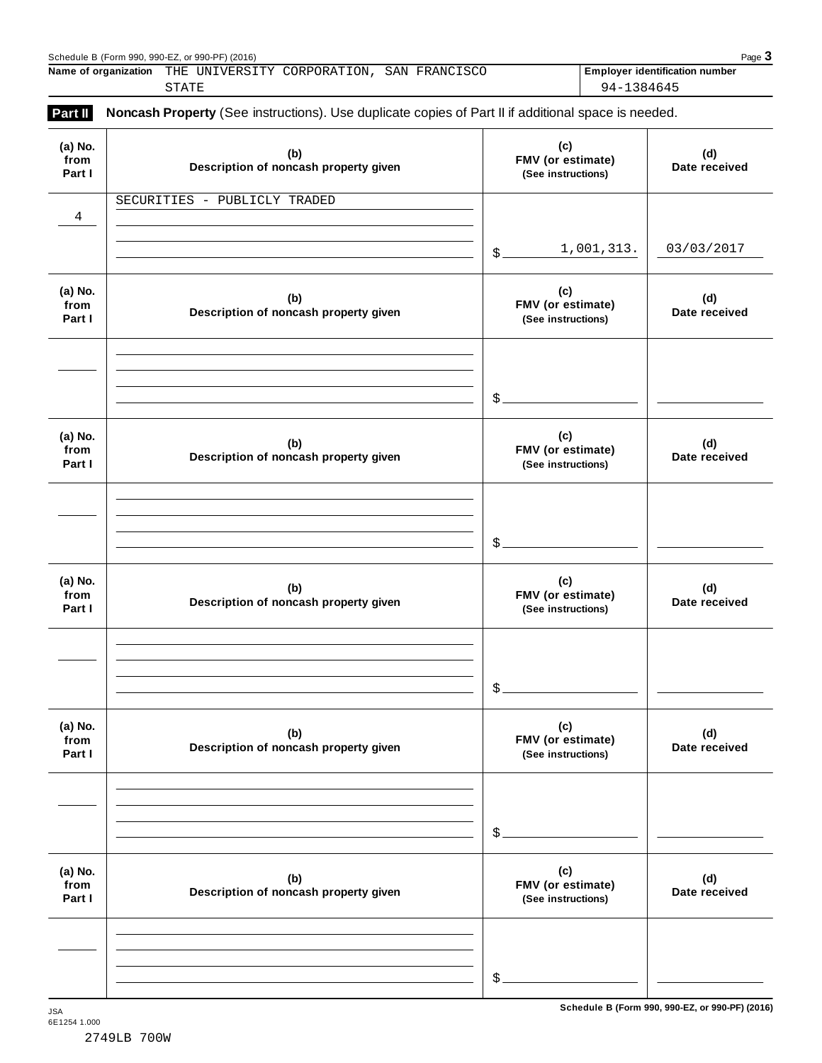Name of organization THE UNIVERSITY CORPORATION, SAN FRANCISCO STATE

Employer identification number 94-1384645

**Part II** **Noncash Property** (See instructions). Use duplicate copies of Part II if additional space is needed.

| (a) No. from Part I | (b) Description of noncash property given | (c) FMV (or estimate) (See instructions) | (d) Date received |
|---|---|---|---|
| 4 | SECURITIES - PUBLICLY TRADED | $ 1,001,313. | 03/03/2017 |
| | | $ | |
| | | $ | |
| | | $ | |
| | | $ | |
| | | $ | |

Schedule B (Form 990, 990-EZ, or 990-PF) (2016)

JSA
6E1254 1.000

2749LB 700W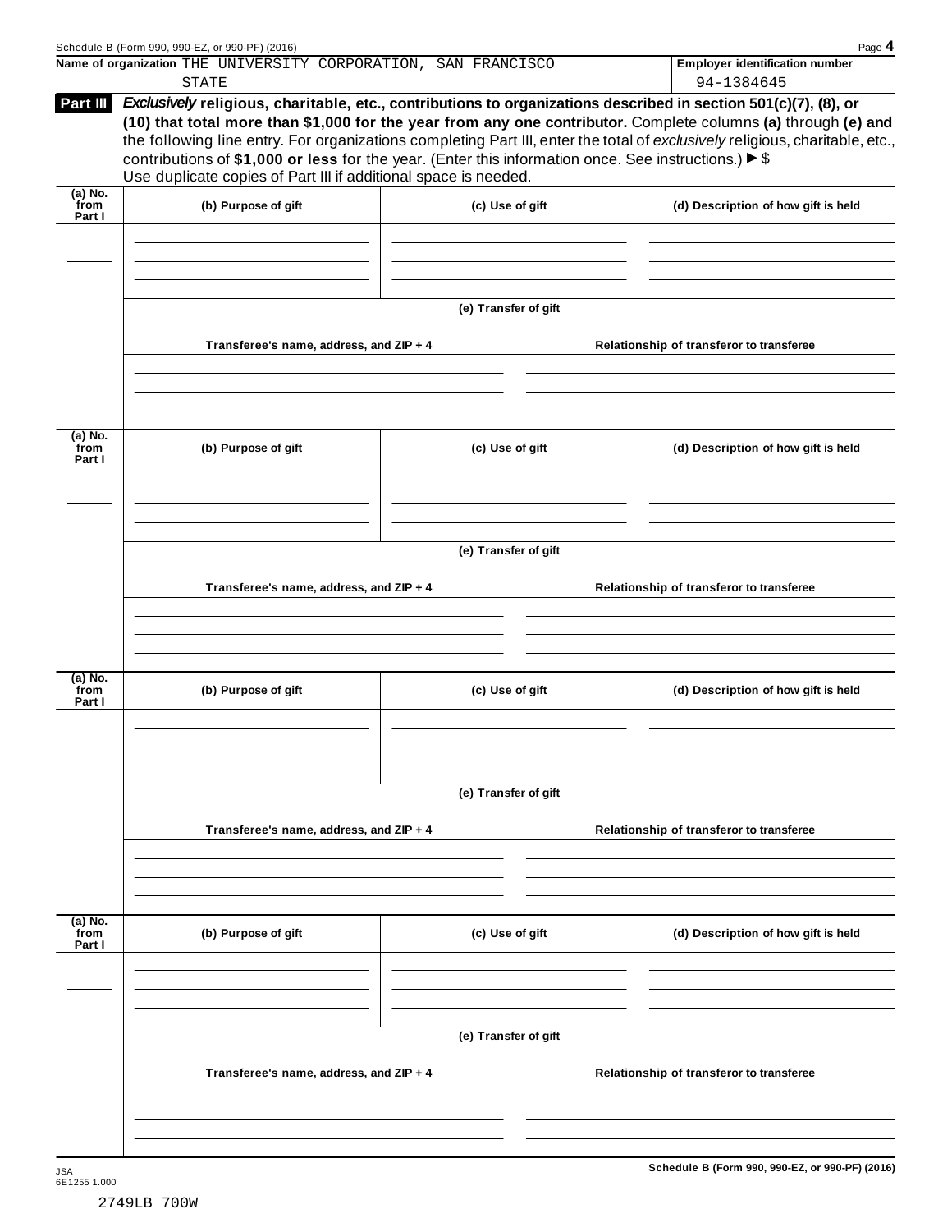Name of organization THE UNIVERSITY CORPORATION, SAN FRANCISCO STATE

**Employer identification number** 94-1384645

**Part III** ***Exclusively*** **religious, charitable, etc., contributions to organizations described in section 501(c)(7), (8), or (10) that total more than $1,000 for the year from any one contributor.** Complete columns **(a)** through **(e)** and the following line entry. For organizations completing Part III, enter the total of *exclusively* religious, charitable, etc., contributions of **$1,000 or less** for the year. (Enter this information once. See instructions.) ▶ $ \_\_\_\_\_\_\_\_\_\_

Use duplicate copies of Part III if additional space is needed.

| (a) No. from Part I | (b) Purpose of gift | (c) Use of gift | (d) Description of how gift is held |
|---|---|---|---|
| | | | |

**(e) Transfer of gift**

| Transferee's name, address, and ZIP + 4 | Relationship of transferor to transferee |
|---|---|
| | |

| (a) No. from Part I | (b) Purpose of gift | (c) Use of gift | (d) Description of how gift is held |
|---|---|---|---|
| | | | |

**(e) Transfer of gift**

| Transferee's name, address, and ZIP + 4 | Relationship of transferor to transferee |
|---|---|
| | |

| (a) No. from Part I | (b) Purpose of gift | (c) Use of gift | (d) Description of how gift is held |
|---|---|---|---|
| | | | |

**(e) Transfer of gift**

| Transferee's name, address, and ZIP + 4 | Relationship of transferor to transferee |
|---|---|
| | |

| (a) No. from Part I | (b) Purpose of gift | (c) Use of gift | (d) Description of how gift is held |
|---|---|---|---|
| | | | |

**(e) Transfer of gift**

| Transferee's name, address, and ZIP + 4 | Relationship of transferor to transferee |
|---|---|
| | |

JSA
6E1255 1.000

2749LB 700W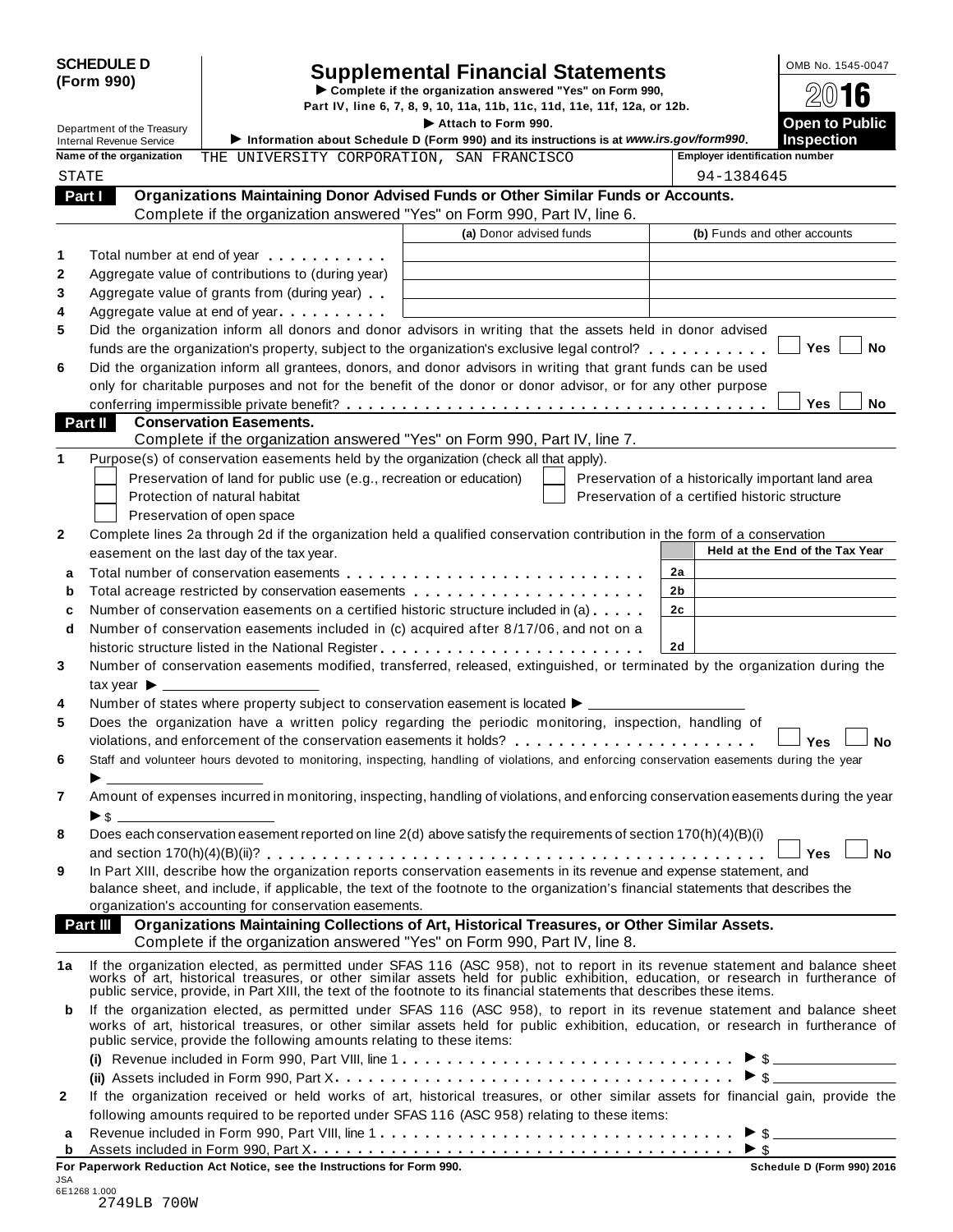**SCHEDULE D (Form 990)**

Department of the Treasury
Internal Revenue Service

# Supplemental Financial Statements

▶ Complete if the organization answered "Yes" on Form 990, Part IV, line 6, 7, 8, 9, 10, 11a, 11b, 11c, 11d, 11e, 11f, 12a, or 12b.
▶ Attach to Form 990.
▶ Information about Schedule D (Form 990) and its instructions is at *www.irs.gov/form990*.

OMB No. 1545-0047
2016
**Open to Public Inspection**

Name of the organization: THE UNIVERSITY CORPORATION, SAN FRANCISCO STATE

Employer identification number: 94-1384645

## Part I Organizations Maintaining Donor Advised Funds or Other Similar Funds or Accounts.
Complete if the organization answered "Yes" on Form 990, Part IV, line 6.

| | | (a) Donor advised funds | (b) Funds and other accounts |
|---|---|---|---|
| 1 | Total number at end of year | | |
| 2 | Aggregate value of contributions to (during year) | | |
| 3 | Aggregate value of grants from (during year) | | |
| 4 | Aggregate value at end of year | | |

5 Did the organization inform all donors and donor advisors in writing that the assets held in donor advised funds are the organization's property, subject to the organization's exclusive legal control? ☐ Yes ☐ No

6 Did the organization inform all grantees, donors, and donor advisors in writing that grant funds can be used only for charitable purposes and not for the benefit of the donor or donor advisor, or for any other purpose conferring impermissible private benefit? ☐ Yes ☐ No

## Part II Conservation Easements.
Complete if the organization answered "Yes" on Form 990, Part IV, line 7.

1 Purpose(s) of conservation easements held by the organization (check all that apply).

☐ Preservation of land for public use (e.g., recreation or education)
☐ Protection of natural habitat
☐ Preservation of open space
☐ Preservation of a historically important land area
☐ Preservation of a certified historic structure

2 Complete lines 2a through 2d if the organization held a qualified conservation contribution in the form of a conservation easement on the last day of the tax year.

| | | | Held at the End of the Tax Year |
|---|---|---|---|
| a | Total number of conservation easements | 2a | |
| b | Total acreage restricted by conservation easements | 2b | |
| c | Number of conservation easements on a certified historic structure included in (a) | 2c | |
| d | Number of conservation easements included in (c) acquired after 8/17/06, and not on a historic structure listed in the National Register | 2d | |

3 Number of conservation easements modified, transferred, released, extinguished, or terminated by the organization during the tax year ▶

4 Number of states where property subject to conservation easement is located ▶

5 Does the organization have a written policy regarding the periodic monitoring, inspection, handling of violations, and enforcement of the conservation easements it holds? ☐ Yes ☐ No

6 Staff and volunteer hours devoted to monitoring, inspecting, handling of violations, and enforcing conservation easements during the year ▶

7 Amount of expenses incurred in monitoring, inspecting, handling of violations, and enforcing conservation easements during the year ▶ $

8 Does each conservation easement reported on line 2(d) above satisfy the requirements of section 170(h)(4)(B)(i) and section 170(h)(4)(B)(ii)? ☐ Yes ☐ No

9 In Part XIII, describe how the organization reports conservation easements in its revenue and expense statement, and balance sheet, and include, if applicable, the text of the footnote to the organization's financial statements that describes the organization's accounting for conservation easements.

## Part III Organizations Maintaining Collections of Art, Historical Treasures, or Other Similar Assets.
Complete if the organization answered "Yes" on Form 990, Part IV, line 8.

1a If the organization elected, as permitted under SFAS 116 (ASC 958), not to report in its revenue statement and balance sheet works of art, historical treasures, or other similar assets held for public exhibition, education, or research in furtherance of public service, provide, in Part XIII, the text of the footnote to its financial statements that describes these items.

b If the organization elected, as permitted under SFAS 116 (ASC 958), to report in its revenue statement and balance sheet works of art, historical treasures, or other similar assets held for public exhibition, education, or research in furtherance of public service, provide the following amounts relating to these items:

(i) Revenue included in Form 990, Part VIII, line 1 ▶ $

(ii) Assets included in Form 990, Part X ▶ $

2 If the organization received or held works of art, historical treasures, or other similar assets for financial gain, provide the following amounts required to be reported under SFAS 116 (ASC 958) relating to these items:

a Revenue included in Form 990, Part VIII, line 1 ▶ $

b Assets included in Form 990, Part X ▶ $

**For Paperwork Reduction Act Notice, see the Instructions for Form 990.** **Schedule D (Form 990) 2016**

JSA
6E1268 1.000
2749LB 700W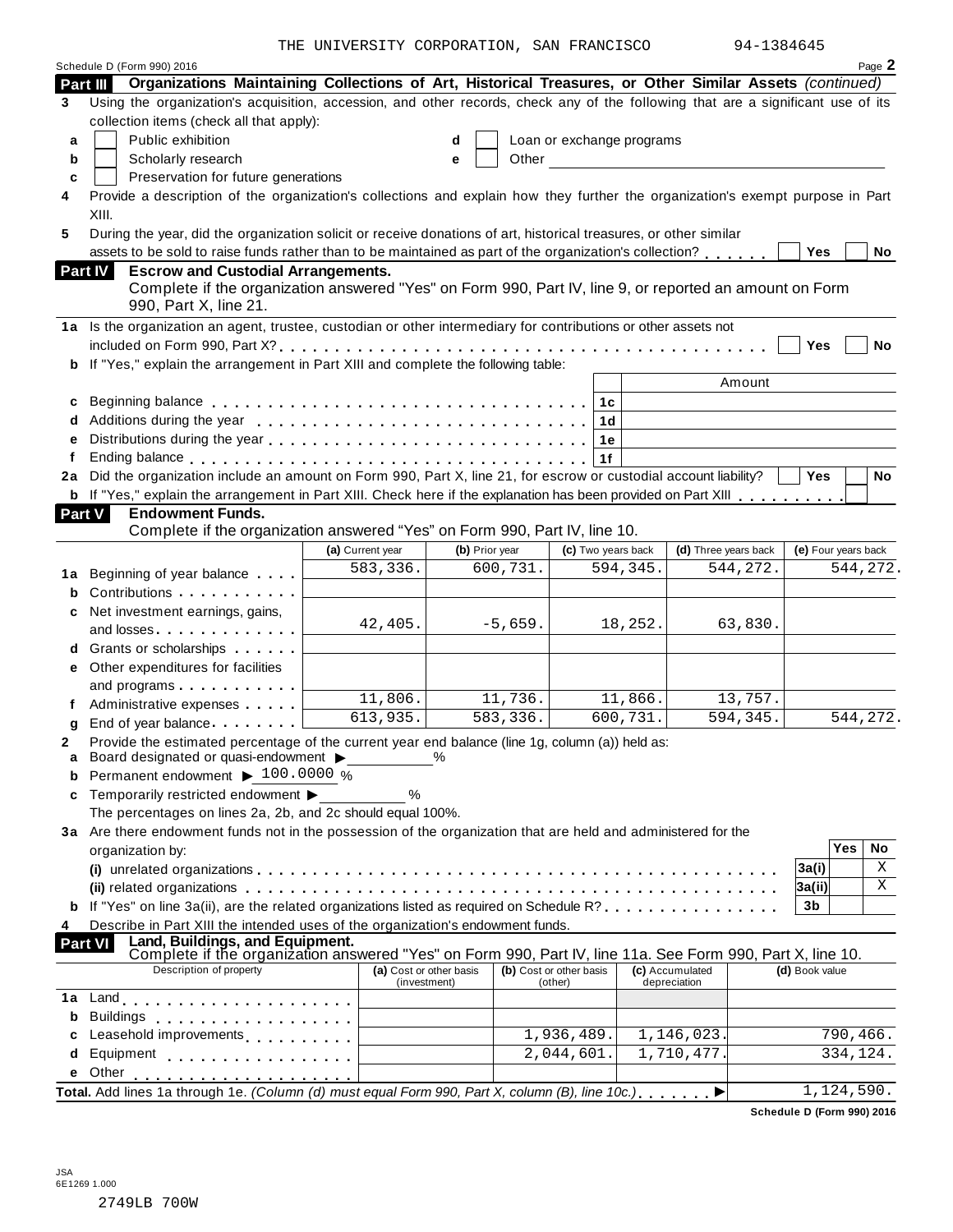THE UNIVERSITY CORPORATION, SAN FRANCISCO 94-1384645

Schedule D (Form 990) 2016 Page 2

**Part III Organizations Maintaining Collections of Art, Historical Treasures, or Other Similar Assets** *(continued)*

**3** Using the organization's acquisition, accession, and other records, check any of the following that are a significant use of its collection items (check all that apply):

- **a** ☐ Public exhibition
- **b** ☐ Scholarly research
- **c** ☐ Preservation for future generations
- **d** ☐ Loan or exchange programs
- **e** ☐ Other

**4** Provide a description of the organization's collections and explain how they further the organization's exempt purpose in Part XIII.

**5** During the year, did the organization solicit or receive donations of art, historical treasures, or other similar assets to be sold to raise funds rather than to be maintained as part of the organization's collection? ☐ Yes ☐ No

**Part IV Escrow and Custodial Arrangements.**
Complete if the organization answered "Yes" on Form 990, Part IV, line 9, or reported an amount on Form 990, Part X, line 21.

**1a** Is the organization an agent, trustee, custodian or other intermediary for contributions or other assets not included on Form 990, Part X? ☐ Yes ☐ No

**b** If "Yes," explain the arrangement in Part XIII and complete the following table:

| | | | Amount |
|---|---|---|---|
| **c** | Beginning balance | 1c | |
| **d** | Additions during the year | 1d | |
| **e** | Distributions during the year | 1e | |
| **f** | Ending balance | 1f | |

**2a** Did the organization include an amount on Form 990, Part X, line 21, for escrow or custodial account liability? ☐ Yes ☐ No

**b** If "Yes," explain the arrangement in Part XIII. Check here if the explanation has been provided on Part XIII ☐

**Part V Endowment Funds.**
Complete if the organization answered "Yes" on Form 990, Part IV, line 10.

| | | (a) Current year | (b) Prior year | (c) Two years back | (d) Three years back | (e) Four years back |
|---|---|---|---|---|---|---|
| **1a** | Beginning of year balance | 583,336. | 600,731. | 594,345. | 544,272. | 544,272. |
| **b** | Contributions | | | | | |
| **c** | Net investment earnings, gains, and losses | 42,405. | -5,659. | 18,252. | 63,830. | |
| **d** | Grants or scholarships | | | | | |
| **e** | Other expenditures for facilities and programs | | | | | |
| **f** | Administrative expenses | 11,806. | 11,736. | 11,866. | 13,757. | |
| **g** | End of year balance | 613,935. | 583,336. | 600,731. | 594,345. | 544,272. |

**2** Provide the estimated percentage of the current year end balance (line 1g, column (a)) held as:

- **a** Board designated or quasi-endowment ▶ ______ %
- **b** Permanent endowment ▶ 100.0000 %
- **c** Temporarily restricted endowment ▶ ______ %

The percentages on lines 2a, 2b, and 2c should equal 100%.

**3a** Are there endowment funds not in the possession of the organization that are held and administered for the organization by:

| | | | Yes | No |
|---|---|---|---|---|
| | **(i)** unrelated organizations | 3a(i) | | X |
| | **(ii)** related organizations | 3a(ii) | | X |
| **b** | If "Yes" on line 3a(ii), are the related organizations listed as required on Schedule R? | 3b | | |

**4** Describe in Part XIII the intended uses of the organization's endowment funds.

**Part VI Land, Buildings, and Equipment.**
Complete if the organization answered "Yes" on Form 990, Part IV, line 11a. See Form 990, Part X, line 10.

| | Description of property | (a) Cost or other basis (investment) | (b) Cost or other basis (other) | (c) Accumulated depreciation | (d) Book value |
|---|---|---|---|---|---|
| **1a** | Land | | | | |
| **b** | Buildings | | | | |
| **c** | Leasehold improvements | | 1,936,489. | 1,146,023. | 790,466. |
| **d** | Equipment | | 2,044,601. | 1,710,477. | 334,124. |
| **e** | Other | | | | |

**Total.** Add lines 1a through 1e. *(Column (d) must equal Form 990, Part X, column (B), line 10c.)* ▶ 1,124,590.

**Schedule D (Form 990) 2016**

JSA
6E1269 1.000
2749LB 700W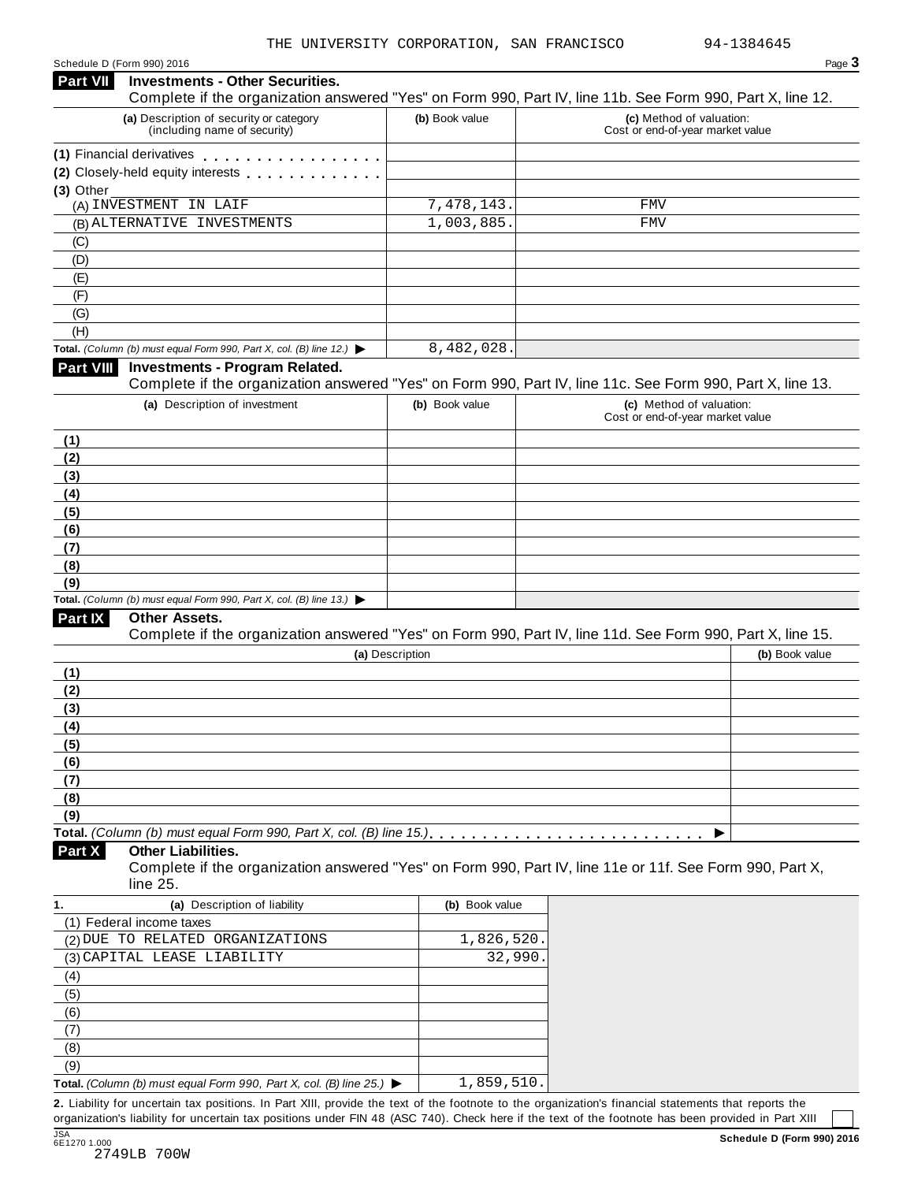THE UNIVERSITY CORPORATION, SAN FRANCISCO 94-1384645

Schedule D (Form 990) 2016

## Part VII Investments - Other Securities.

Complete if the organization answered "Yes" on Form 990, Part IV, line 11b. See Form 990, Part X, line 12.

| (a) Description of security or category (including name of security) | (b) Book value | (c) Method of valuation: Cost or end-of-year market value |
|---|---|---|
| (1) Financial derivatives | | |
| (2) Closely-held equity interests | | |
| (3) Other | | |
| (A) INVESTMENT IN LAIF | 7,478,143. | FMV |
| (B) ALTERNATIVE INVESTMENTS | 1,003,885. | FMV |
| (C) | | |
| (D) | | |
| (E) | | |
| (F) | | |
| (G) | | |
| (H) | | |
| **Total.** *(Column (b) must equal Form 990, Part X, col. (B) line 12.)* ▶ | 8,482,028. | |

## Part VIII Investments - Program Related.

Complete if the organization answered "Yes" on Form 990, Part IV, line 11c. See Form 990, Part X, line 13.

| (a) Description of investment | (b) Book value | (c) Method of valuation: Cost or end-of-year market value |
|---|---|---|
| (1) | | |
| (2) | | |
| (3) | | |
| (4) | | |
| (5) | | |
| (6) | | |
| (7) | | |
| (8) | | |
| (9) | | |
| **Total.** *(Column (b) must equal Form 990, Part X, col. (B) line 13.)* ▶ | | |

## Part IX Other Assets.

Complete if the organization answered "Yes" on Form 990, Part IV, line 11d. See Form 990, Part X, line 15.

| (a) Description | (b) Book value |
|---|---|
| (1) | |
| (2) | |
| (3) | |
| (4) | |
| (5) | |
| (6) | |
| (7) | |
| (8) | |
| (9) | |
| **Total.** *(Column (b) must equal Form 990, Part X, col. (B) line 15.)* ▶ | |

## Part X Other Liabilities.

Complete if the organization answered "Yes" on Form 990, Part IV, line 11e or 11f. See Form 990, Part X, line 25.

| 1. (a) Description of liability | (b) Book value |
|---|---|
| (1) Federal income taxes | |
| (2) DUE TO RELATED ORGANIZATIONS | 1,826,520. |
| (3) CAPITAL LEASE LIABILITY | 32,990. |
| (4) | |
| (5) | |
| (6) | |
| (7) | |
| (8) | |
| (9) | |
| **Total.** *(Column (b) must equal Form 990, Part X, col. (B) line 25.)* ▶ | 1,859,510. |

**2.** Liability for uncertain tax positions. In Part XIII, provide the text of the footnote to the organization's financial statements that reports the organization's liability for uncertain tax positions under FIN 48 (ASC 740). Check here if the text of the footnote has been provided in Part XIII ☐

JSA 6E1270 1.000
2749LB 700W

**Schedule D (Form 990) 2016**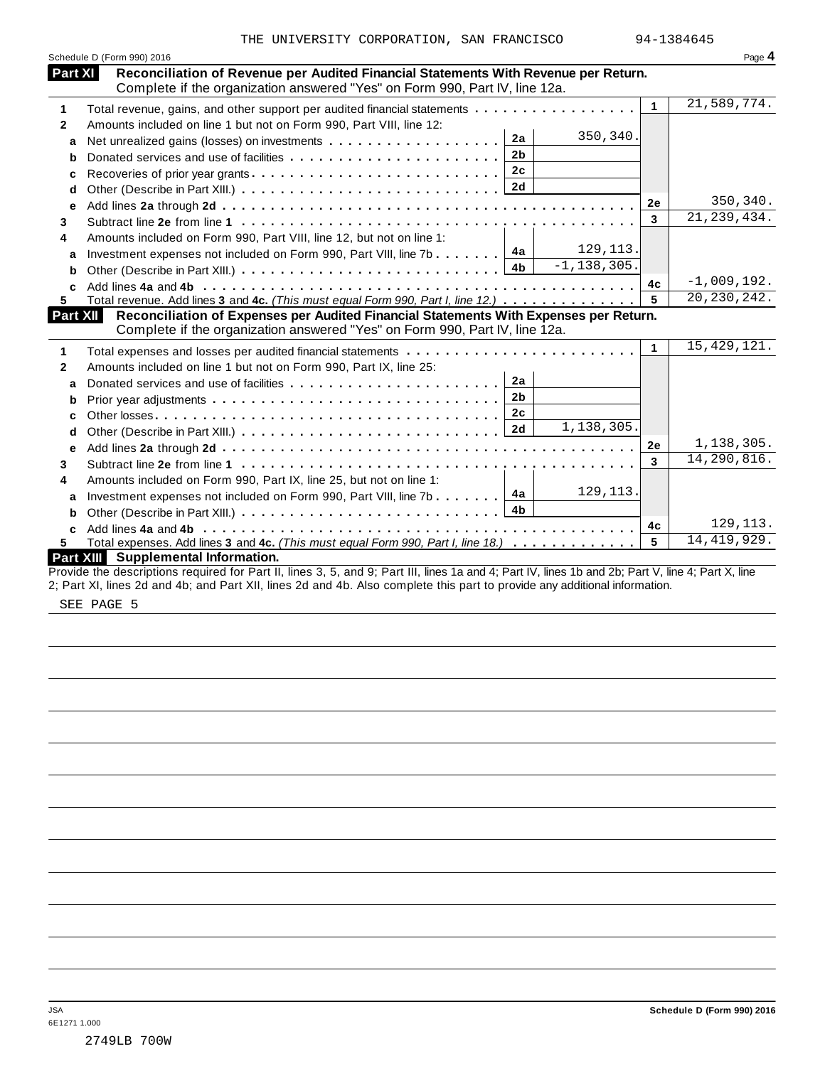THE UNIVERSITY CORPORATION, SAN FRANCISCO 94-1384645

Schedule D (Form 990) 2016 Page **4**

## Part XI Reconciliation of Revenue per Audited Financial Statements With Revenue per Return.

Complete if the organization answered "Yes" on Form 990, Part IV, line 12a.

| | | | | | |
|---|---|---|---|---|---|
| **1** | Total revenue, gains, and other support per audited financial statements | | | **1** | 21,589,774. |
| **2** | Amounts included on line 1 but not on Form 990, Part VIII, line 12: | | | | |
| **a** | Net unrealized gains (losses) on investments | **2a** | 350,340. | | |
| **b** | Donated services and use of facilities | **2b** | | | |
| **c** | Recoveries of prior year grants | **2c** | | | |
| **d** | Other (Describe in Part XIII.) | **2d** | | | |
| **e** | Add lines **2a** through **2d** | | | **2e** | 350,340. |
| **3** | Subtract line **2e** from line **1** | | | **3** | 21,239,434. |
| **4** | Amounts included on Form 990, Part VIII, line 12, but not on line 1: | | | | |
| **a** | Investment expenses not included on Form 990, Part VIII, line 7b | **4a** | 129,113. | | |
| **b** | Other (Describe in Part XIII.) | **4b** | -1,138,305. | | |
| **c** | Add lines **4a** and **4b** | | | **4c** | -1,009,192. |
| **5** | Total revenue. Add lines **3** and **4c.** *(This must equal Form 990, Part I, line 12.)* | | | **5** | 20,230,242. |

## Part XII Reconciliation of Expenses per Audited Financial Statements With Expenses per Return.

Complete if the organization answered "Yes" on Form 990, Part IV, line 12a.

| | | | | | |
|---|---|---|---|---|---|
| **1** | Total expenses and losses per audited financial statements | | | **1** | 15,429,121. |
| **2** | Amounts included on line 1 but not on Form 990, Part IX, line 25: | | | | |
| **a** | Donated services and use of facilities | **2a** | | | |
| **b** | Prior year adjustments | **2b** | | | |
| **c** | Other losses | **2c** | | | |
| **d** | Other (Describe in Part XIII.) | **2d** | 1,138,305. | | |
| **e** | Add lines **2a** through **2d** | | | **2e** | 1,138,305. |
| **3** | Subtract line **2e** from line **1** | | | **3** | 14,290,816. |
| **4** | Amounts included on Form 990, Part IX, line 25, but not on line 1: | | | | |
| **a** | Investment expenses not included on Form 990, Part VIII, line 7b | **4a** | 129,113. | | |
| **b** | Other (Describe in Part XIII.) | **4b** | | | |
| **c** | Add lines **4a** and **4b** | | | **4c** | 129,113. |
| **5** | Total expenses. Add lines **3** and **4c.** *(This must equal Form 990, Part I, line 18.)* | | | **5** | 14,419,929. |

## Part XIII Supplemental Information.

Provide the descriptions required for Part II, lines 3, 5, and 9; Part III, lines 1a and 4; Part IV, lines 1b and 2b; Part V, line 4; Part X, line 2; Part XI, lines 2d and 4b; and Part XII, lines 2d and 4b. Also complete this part to provide any additional information.

SEE PAGE 5

JSA
6E1271 1.000

**Schedule D (Form 990) 2016**

2749LB 700W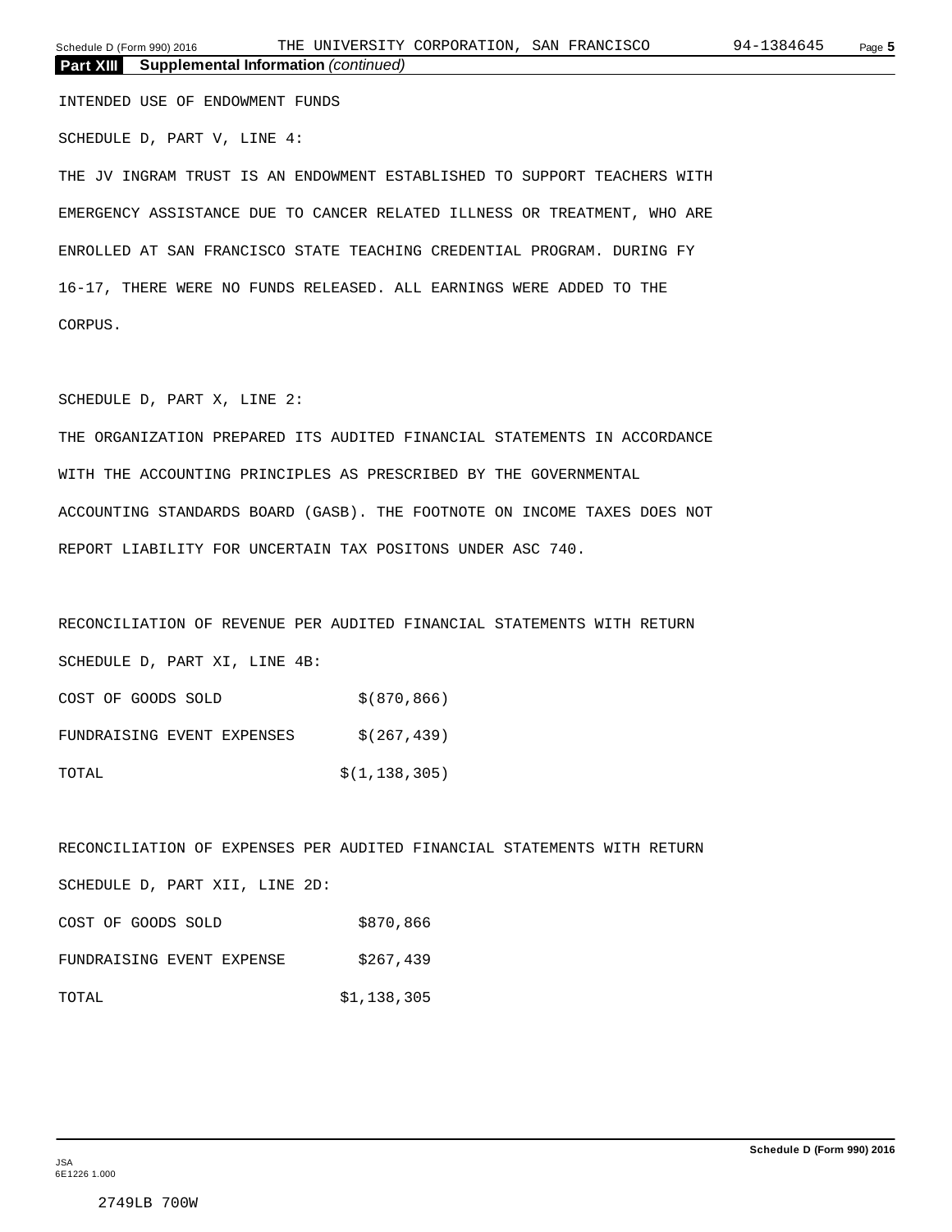**Part XIII Supplemental Information** *(continued)*

INTENDED USE OF ENDOWMENT FUNDS

SCHEDULE D, PART V, LINE 4:

THE JV INGRAM TRUST IS AN ENDOWMENT ESTABLISHED TO SUPPORT TEACHERS WITH EMERGENCY ASSISTANCE DUE TO CANCER RELATED ILLNESS OR TREATMENT, WHO ARE ENROLLED AT SAN FRANCISCO STATE TEACHING CREDENTIAL PROGRAM. DURING FY 16-17, THERE WERE NO FUNDS RELEASED. ALL EARNINGS WERE ADDED TO THE CORPUS.

SCHEDULE D, PART X, LINE 2:

THE ORGANIZATION PREPARED ITS AUDITED FINANCIAL STATEMENTS IN ACCORDANCE WITH THE ACCOUNTING PRINCIPLES AS PRESCRIBED BY THE GOVERNMENTAL ACCOUNTING STANDARDS BOARD (GASB). THE FOOTNOTE ON INCOME TAXES DOES NOT REPORT LIABILITY FOR UNCERTAIN TAX POSITONS UNDER ASC 740.

RECONCILIATION OF REVENUE PER AUDITED FINANCIAL STATEMENTS WITH RETURN

SCHEDULE D, PART XI, LINE 4B:

| | |
|---|---|
| COST OF GOODS SOLD | $(870,866) |
| FUNDRAISING EVENT EXPENSES | $(267,439) |
| TOTAL | $(1,138,305) |

RECONCILIATION OF EXPENSES PER AUDITED FINANCIAL STATEMENTS WITH RETURN

SCHEDULE D, PART XII, LINE 2D:

| | |
|---|---|
| COST OF GOODS SOLD | $870,866 |
| FUNDRAISING EVENT EXPENSE | $267,439 |
| TOTAL | $1,138,305 |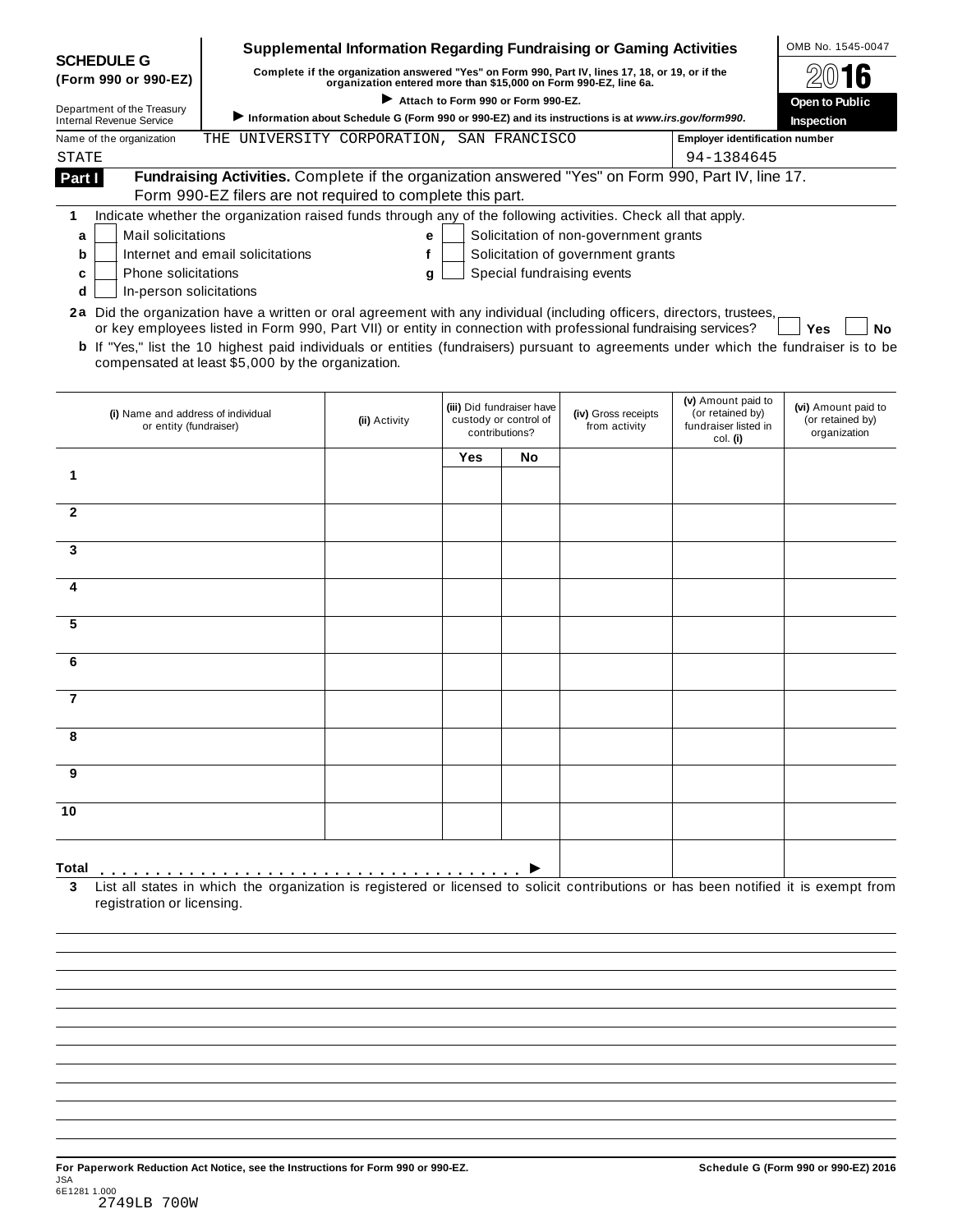**SCHEDULE G (Form 990 or 990-EZ)**

Department of the Treasury
Internal Revenue Service

# Supplemental Information Regarding Fundraising or Gaming Activities

**Complete if the organization answered "Yes" on Form 990, Part IV, lines 17, 18, or 19, or if the organization entered more than $15,000 on Form 990-EZ, line 6a.**

► **Attach to Form 990 or Form 990-EZ.**

► **Information about Schedule G (Form 990 or 990-EZ) and its instructions is at *www.irs.gov/form990*.**

OMB No. 1545-0047

**2016**

**Open to Public Inspection**

Name of the organization: THE UNIVERSITY CORPORATION, SAN FRANCISCO STATE

Employer identification number: 94-1384645

**Part I** **Fundraising Activities.** Complete if the organization answered "Yes" on Form 990, Part IV, line 17. Form 990-EZ filers are not required to complete this part.

**1** Indicate whether the organization raised funds through any of the following activities. Check all that apply.

- **a** ☐ Mail solicitations
- **b** ☐ Internet and email solicitations
- **c** ☐ Phone solicitations
- **d** ☐ In-person solicitations
- **e** ☐ Solicitation of non-government grants
- **f** ☐ Solicitation of government grants
- **g** ☐ Special fundraising events

**2a** Did the organization have a written or oral agreement with any individual (including officers, directors, trustees, or key employees listed in Form 990, Part VII) or entity in connection with professional fundraising services? ☐ **Yes** ☐ **No**

**b** If "Yes," list the 10 highest paid individuals or entities (fundraisers) pursuant to agreements under which the fundraiser is to be compensated at least $5,000 by the organization.

| | (i) Name and address of individual or entity (fundraiser) | (ii) Activity | (iii) Did fundraiser have custody or control of contributions? Yes | No | (iv) Gross receipts from activity | (v) Amount paid to (or retained by) fundraiser listed in col. (i) | (vi) Amount paid to (or retained by) organization |
|---|---|---|---|---|---|---|---|
| 1 | | | | | | | |
| 2 | | | | | | | |
| 3 | | | | | | | |
| 4 | | | | | | | |
| 5 | | | | | | | |
| 6 | | | | | | | |
| 7 | | | | | | | |
| 8 | | | | | | | |
| 9 | | | | | | | |
| 10 | | | | | | | |
| **Total** ► | | | | | | | |

**3** List all states in which the organization is registered or licensed to solicit contributions or has been notified it is exempt from registration or licensing.

**For Paperwork Reduction Act Notice, see the Instructions for Form 990 or 990-EZ.**

**Schedule G (Form 990 or 990-EZ) 2016**

JSA
6E1281 1.000
2749LB 700W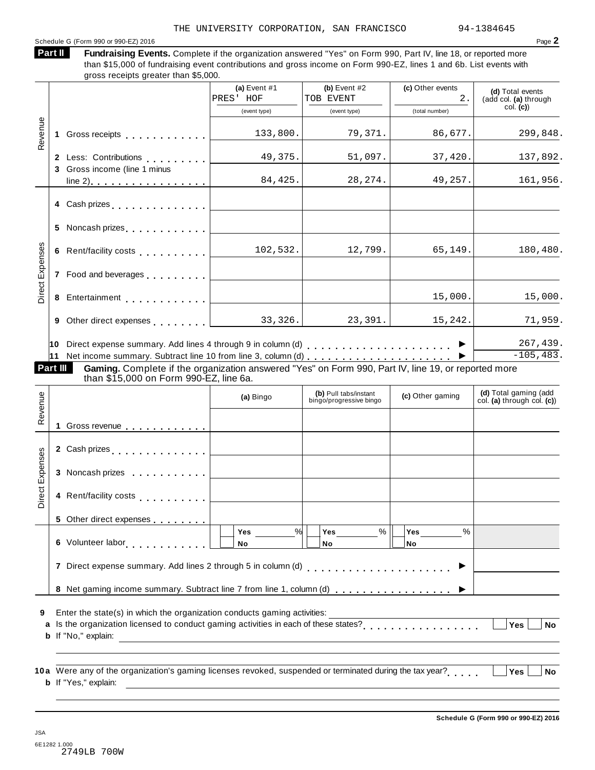THE UNIVERSITY CORPORATION, SAN FRANCISCO 94-1384645

Schedule G (Form 990 or 990-EZ) 2016 Page **2**

**Part II** **Fundraising Events.** Complete if the organization answered "Yes" on Form 990, Part IV, line 18, or reported more than $15,000 of fundraising event contributions and gross income on Form 990-EZ, lines 1 and 6b. List events with gross receipts greater than $5,000.

| | | (a) Event #1 PRES' HOF (event type) | (b) Event #2 TOB EVENT (event type) | (c) Other events 2. (total number) | (d) Total events (add col. (a) through col. (c)) |
|---|---|---|---|---|---|
| Revenue | 1 Gross receipts | 133,800. | 79,371. | 86,677. | 299,848. |
| | 2 Less: Contributions | 49,375. | 51,097. | 37,420. | 137,892. |
| | 3 Gross income (line 1 minus line 2) | 84,425. | 28,274. | 49,257. | 161,956. |
| Direct Expenses | 4 Cash prizes | | | | |
| | 5 Noncash prizes | | | | |
| | 6 Rent/facility costs | 102,532. | 12,799. | 65,149. | 180,480. |
| | 7 Food and beverages | | | | |
| | 8 Entertainment | | | 15,000. | 15,000. |
| | 9 Other direct expenses | 33,326. | 23,391. | 15,242. | 71,959. |
| | 10 Direct expense summary. Add lines 4 through 9 in column (d) | | | ▶ | 267,439. |
| | 11 Net income summary. Subtract line 10 from line 3, column (d) | | | ▶ | -105,483. |

**Part III** **Gaming.** Complete if the organization answered "Yes" on Form 990, Part IV, line 19, or reported more than $15,000 on Form 990-EZ, line 6a.

| | | (a) Bingo | (b) Pull tabs/instant bingo/progressive bingo | (c) Other gaming | (d) Total gaming (add col. (a) through col. (c)) |
|---|---|---|---|---|---|
| Revenue | 1 Gross revenue | | | | |
| Direct Expenses | 2 Cash prizes | | | | |
| | 3 Noncash prizes | | | | |
| | 4 Rent/facility costs | | | | |
| | 5 Other direct expenses | | | | |
| | 6 Volunteer labor | ☐ Yes ____ % ☐ No | ☐ Yes ____ % ☐ No | ☐ Yes ____ % ☐ No | |
| | 7 Direct expense summary. Add lines 2 through 5 in column (d) | | | ▶ | |
| | 8 Net gaming income summary. Subtract line 7 from line 1, column (d) | | | ▶ | |

**9** Enter the state(s) in which the organization conducts gaming activities: ____________________

**a** Is the organization licensed to conduct gaming activities in each of these states? ☐ Yes ☐ No

**b** If "No," explain: ____________________

**10a** Were any of the organization's gaming licenses revoked, suspended or terminated during the tax year? ☐ Yes ☐ No

**b** If "Yes," explain: ____________________

**Schedule G (Form 990 or 990-EZ) 2016**

JSA
6E1282 1.000
2749LB 700W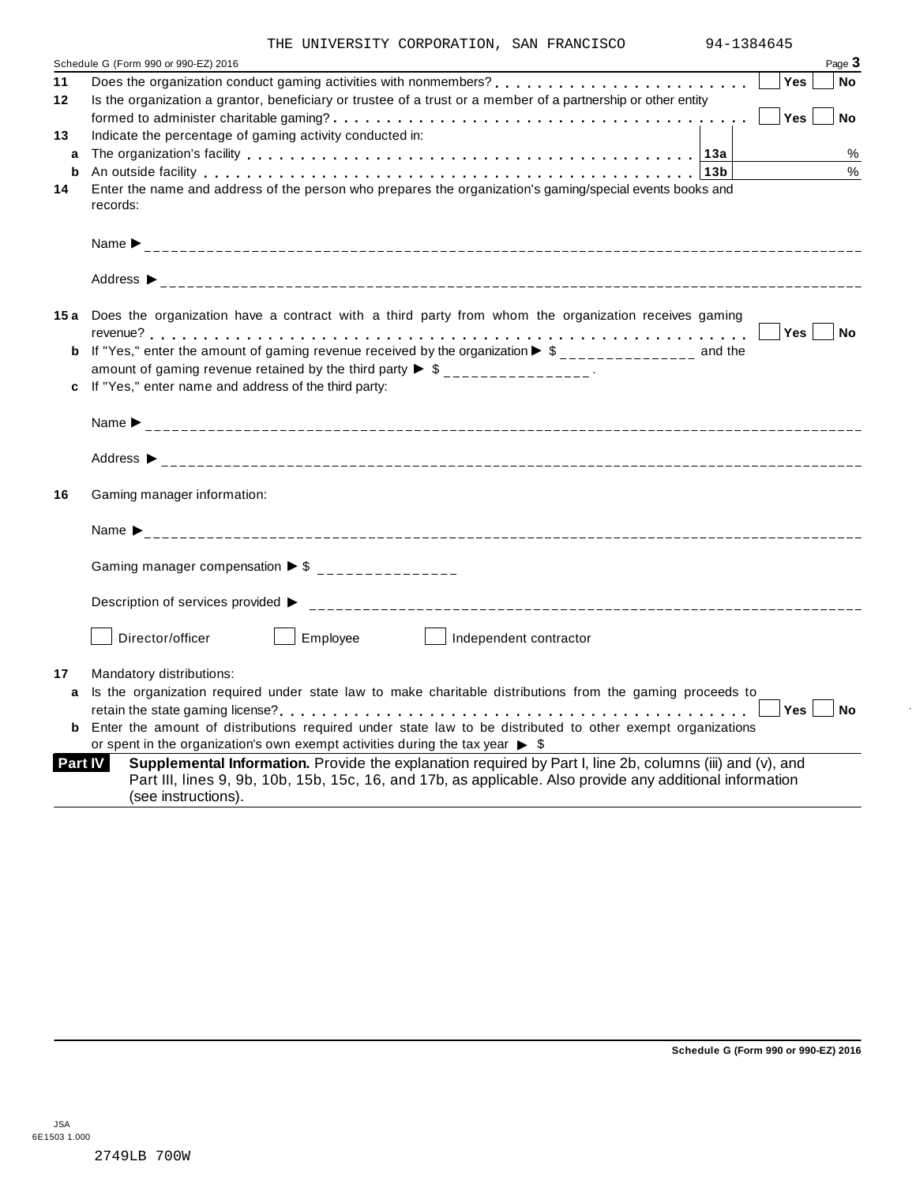THE UNIVERSITY CORPORATION, SAN FRANCISCO 94-1384645

Schedule G (Form 990 or 990-EZ) 2016 Page **3**

**11** Does the organization conduct gaming activities with nonmembers? . . . . . . . . . . . . . . . . . . . . . . . . ☐ **Yes** ☐ **No**

**12** Is the organization a grantor, beneficiary or trustee of a trust or a member of a partnership or other entity formed to administer charitable gaming? . . . . . . . . . . . . . . . . . . . . . . . . . . . . . . . . . . . . ☐ **Yes** ☐ **No**

**13** Indicate the percentage of gaming activity conducted in:

| | | | |
|---|---|---|---|
| **a** | The organization's facility | **13a** | % |
| **b** | An outside facility | **13b** | % |

**14** Enter the name and address of the person who prepares the organization's gaming/special events books and records:

Name ▶ \_\_\_\_\_\_\_\_\_\_\_\_\_\_\_\_\_\_\_\_\_\_\_\_\_\_\_\_\_\_\_\_\_\_\_\_\_\_\_\_

Address ▶ \_\_\_\_\_\_\_\_\_\_\_\_\_\_\_\_\_\_\_\_\_\_\_\_\_\_\_\_\_\_\_\_\_\_\_\_\_\_\_\_

**15a** Does the organization have a contract with a third party from whom the organization receives gaming revenue? . . . . . . . . . . . . . . . . . . . . . . . . . . . . . . . . . . . . . . . . . . . . . . . . . . . . . . . . ☐ **Yes** ☐ **No**

**b** If "Yes," enter the amount of gaming revenue received by the organization ▶ $ \_\_\_\_\_\_\_\_\_\_\_\_\_\_\_ and the amount of gaming revenue retained by the third party ▶ $ \_\_\_\_\_\_\_\_\_\_\_\_\_\_\_ .

**c** If "Yes," enter name and address of the third party:

Name ▶ \_\_\_\_\_\_\_\_\_\_\_\_\_\_\_\_\_\_\_\_\_\_\_\_\_\_\_\_\_\_\_\_\_\_\_\_\_\_\_\_

Address ▶ \_\_\_\_\_\_\_\_\_\_\_\_\_\_\_\_\_\_\_\_\_\_\_\_\_\_\_\_\_\_\_\_\_\_\_\_\_\_\_\_

**16** Gaming manager information:

Name ▶ \_\_\_\_\_\_\_\_\_\_\_\_\_\_\_\_\_\_\_\_\_\_\_\_\_\_\_\_\_\_\_\_\_\_\_\_\_\_\_\_

Gaming manager compensation ▶ $ \_\_\_\_\_\_\_\_\_\_\_\_\_\_\_

Description of services provided ▶ \_\_\_\_\_\_\_\_\_\_\_\_\_\_\_\_\_\_\_\_\_\_\_\_\_\_\_\_\_\_\_\_\_\_\_\_\_\_\_\_

☐ Director/officer ☐ Employee ☐ Independent contractor

**17** Mandatory distributions:

**a** Is the organization required under state law to make charitable distributions from the gaming proceeds to retain the state gaming license? . . . . . . . . . . . . . . . . . . . . . . . . . . . . . . . . . . . . . . . . ☐ **Yes** ☐ **No**

**b** Enter the amount of distributions required under state law to be distributed to other exempt organizations or spent in the organization's own exempt activities during the tax year ▶ $

**Part IV** **Supplemental Information.** Provide the explanation required by Part I, line 2b, columns (iii) and (v), and Part III, lines 9, 9b, 10b, 15b, 15c, 16, and 17b, as applicable. Also provide any additional information (see instructions).

**Schedule G (Form 990 or 990-EZ) 2016**

JSA
6E1503 1.000

2749LB 700W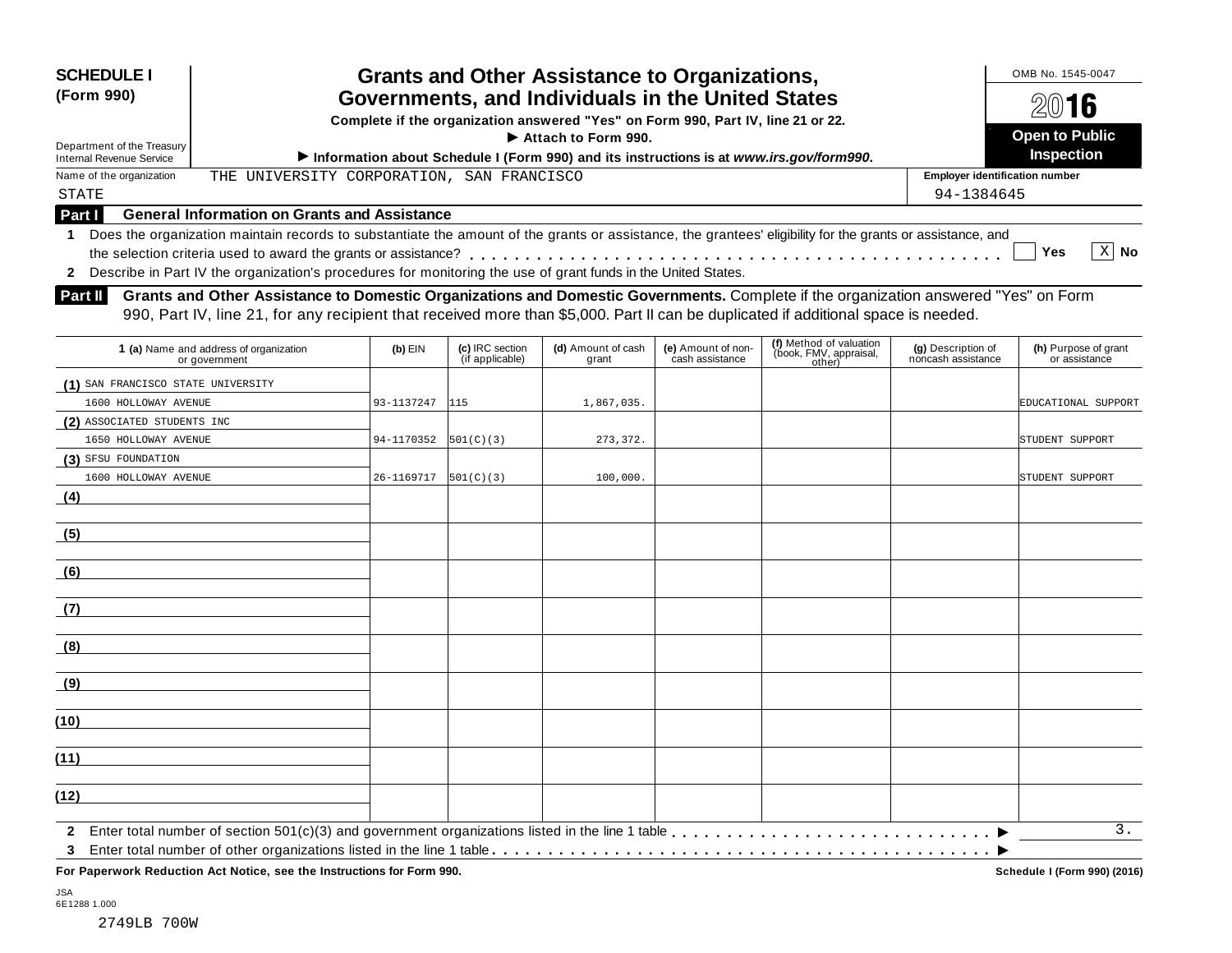**SCHEDULE I (Form 990)**

Department of the Treasury
Internal Revenue Service

# Grants and Other Assistance to Organizations, Governments, and Individuals in the United States

**Complete if the organization answered "Yes" on Form 990, Part IV, line 21 or 22.**

**► Attach to Form 990.**

**► Information about Schedule I (Form 990) and its instructions is at *www.irs.gov/form990*.**

OMB No. 1545-0047

**2016**

**Open to Public Inspection**

Name of the organization: THE UNIVERSITY CORPORATION, SAN FRANCISCO STATE

**Employer identification number:** 94-1384645

## Part I General Information on Grants and Assistance

1 Does the organization maintain records to substantiate the amount of the grants or assistance, the grantees' eligibility for the grants or assistance, and the selection criteria used to award the grants or assistance? . . . . . . . . . . . . . . . . . . . . . . . . . . . . . . . . . . . . . . . . . . . . . . . . [ ] **Yes** [X] **No**

2 Describe in Part IV the organization's procedures for monitoring the use of grant funds in the United States.

## Part II Grants and Other Assistance to Domestic Organizations and Domestic Governments.

Complete if the organization answered "Yes" on Form 990, Part IV, line 21, for any recipient that received more than $5,000. Part II can be duplicated if additional space is needed.

| **1 (a)** Name and address of organization or government | **(b)** EIN | **(c)** IRC section (if applicable) | **(d)** Amount of cash grant | **(e)** Amount of non-cash assistance | **(f)** Method of valuation (book, FMV, appraisal, other) | **(g)** Description of noncash assistance | **(h)** Purpose of grant or assistance |
|---|---|---|---|---|---|---|---|
| (1) SAN FRANCISCO STATE UNIVERSITY 1600 HOLLOWAY AVENUE | 93-1137247 | 115 | 1,867,035. | | | | EDUCATIONAL SUPPORT |
| (2) ASSOCIATED STUDENTS INC 1650 HOLLOWAY AVENUE | 94-1170352 | 501(C)(3) | 273,372. | | | | STUDENT SUPPORT |
| (3) SFSU FOUNDATION 1600 HOLLOWAY AVENUE | 26-1169717 | 501(C)(3) | 100,000. | | | | STUDENT SUPPORT |
| (4) | | | | | | | |
| (5) | | | | | | | |
| (6) | | | | | | | |
| (7) | | | | | | | |
| (8) | | | | | | | |
| (9) | | | | | | | |
| (10) | | | | | | | |
| (11) | | | | | | | |
| (12) | | | | | | | |

2 Enter total number of section 501(c)(3) and government organizations listed in the line 1 table . . . . . . . . . . . . . . . . . . . . . ► 3.

3 Enter total number of other organizations listed in the line 1 table . . . . . . . . . . . . . . . . . . . . . . . . . . . . . . . . . . . . ►

**For Paperwork Reduction Act Notice, see the Instructions for Form 990.** **Schedule I (Form 990) (2016)**

JSA
6E1288 1.000

2749LB 700W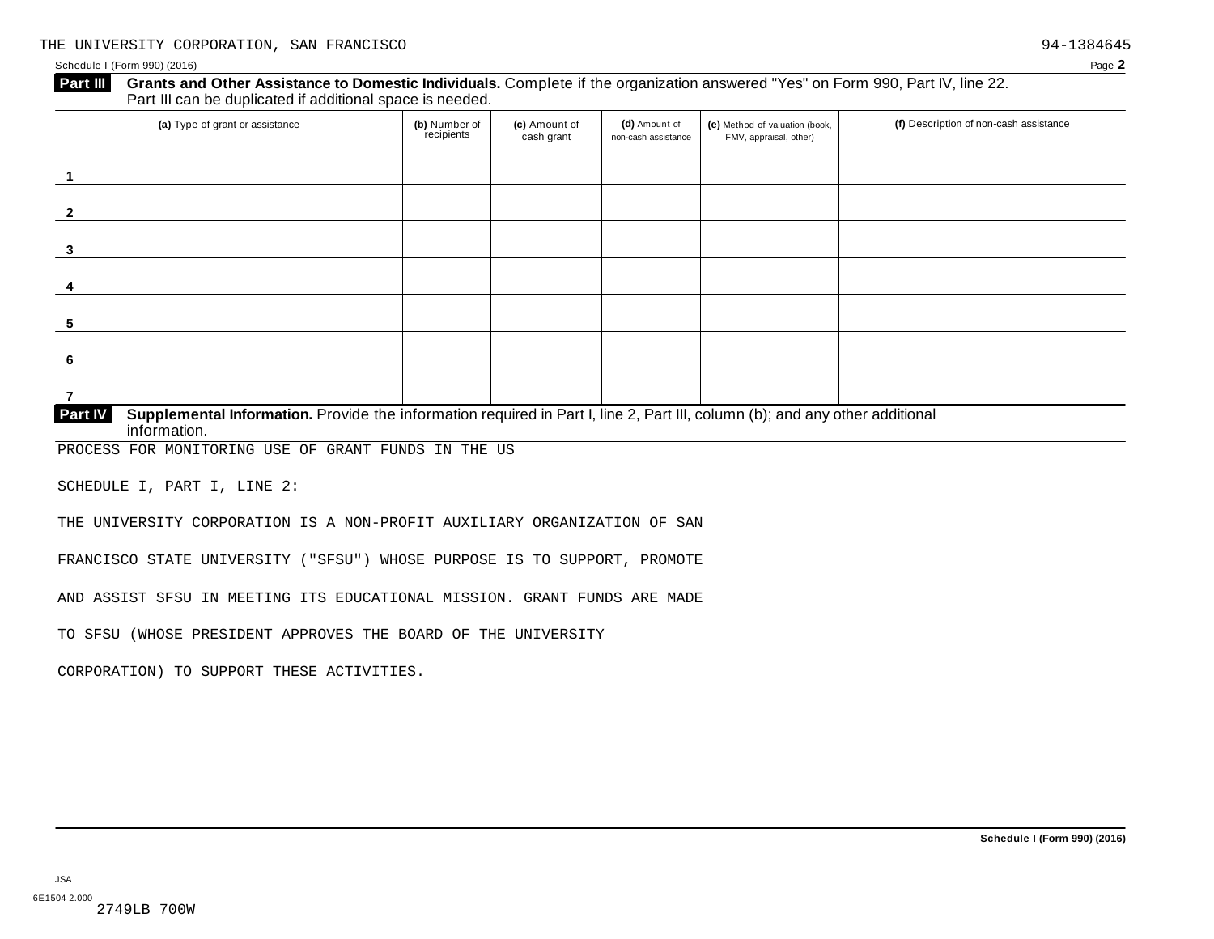THE UNIVERSITY CORPORATION, SAN FRANCISCO 94-1384645

Schedule I (Form 990) (2016) Page **2**

**Part III** **Grants and Other Assistance to Domestic Individuals.** Complete if the organization answered "Yes" on Form 990, Part IV, line 22. Part III can be duplicated if additional space is needed.

| (a) Type of grant or assistance | (b) Number of recipients | (c) Amount of cash grant | (d) Amount of non-cash assistance | (e) Method of valuation (book, FMV, appraisal, other) | (f) Description of non-cash assistance |
|---|---|---|---|---|---|
| 1 | | | | | |
| 2 | | | | | |
| 3 | | | | | |
| 4 | | | | | |
| 5 | | | | | |
| 6 | | | | | |
| 7 | | | | | |

**Part IV** **Supplemental Information.** Provide the information required in Part I, line 2, Part III, column (b); and any other additional information.

PROCESS FOR MONITORING USE OF GRANT FUNDS IN THE US

SCHEDULE I, PART I, LINE 2:

THE UNIVERSITY CORPORATION IS A NON-PROFIT AUXILIARY ORGANIZATION OF SAN FRANCISCO STATE UNIVERSITY ("SFSU") WHOSE PURPOSE IS TO SUPPORT, PROMOTE AND ASSIST SFSU IN MEETING ITS EDUCATIONAL MISSION. GRANT FUNDS ARE MADE TO SFSU (WHOSE PRESIDENT APPROVES THE BOARD OF THE UNIVERSITY CORPORATION) TO SUPPORT THESE ACTIVITIES.

**Schedule I (Form 990) (2016)**

JSA
6E1504 2.000
2749LB 700W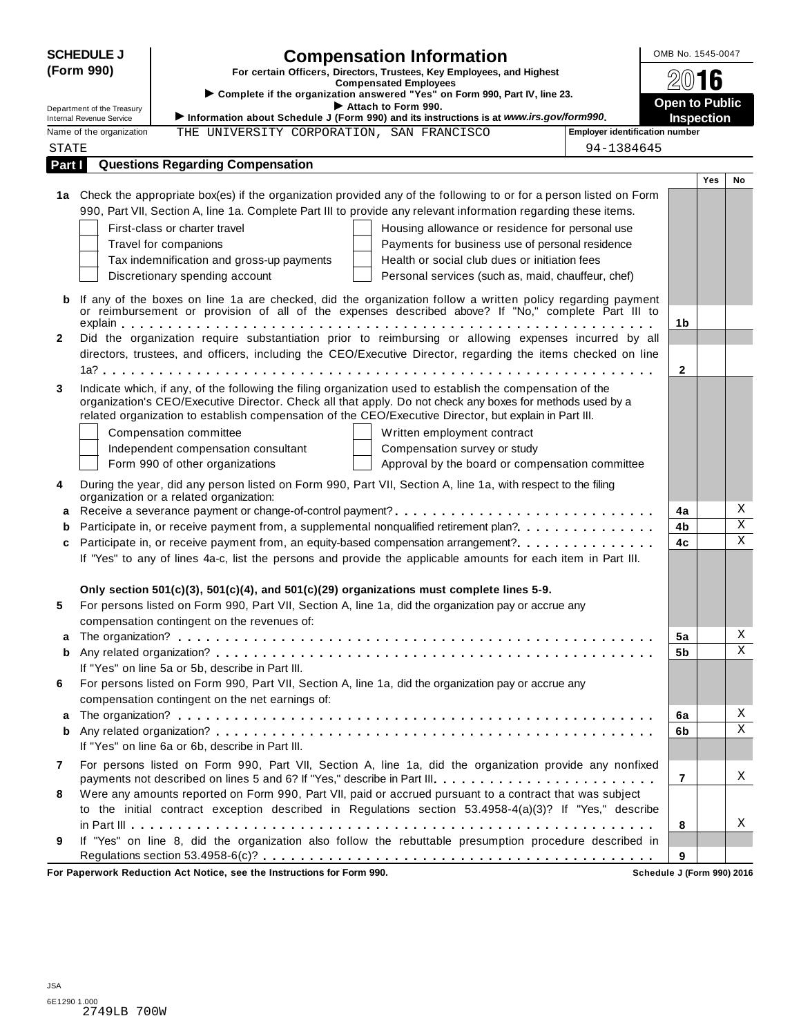**SCHEDULE J (Form 990)**

Department of the Treasury
Internal Revenue Service

# Compensation Information

**For certain Officers, Directors, Trustees, Key Employees, and Highest Compensated Employees**

▶ **Complete if the organization answered "Yes" on Form 990, Part IV, line 23.**

▶ **Attach to Form 990.**

▶ **Information about Schedule J (Form 990) and its instructions is at *www.irs.gov/form990*.**

OMB No. 1545-0047

**2016**

**Open to Public Inspection**

Name of the organization: THE UNIVERSITY CORPORATION, SAN FRANCISCO STATE

Employer identification number: 94-1384645

## Part I Questions Regarding Compensation

| | | | Yes | No |
|---|---|---|---|---|
| **1a** | Check the appropriate box(es) if the organization provided any of the following to or for a person listed on Form 990, Part VII, Section A, line 1a. Complete Part III to provide any relevant information regarding these items.<br>☐ First-class or charter travel ☐ Housing allowance or residence for personal use<br>☐ Travel for companions ☐ Payments for business use of personal residence<br>☐ Tax indemnification and gross-up payments ☐ Health or social club dues or initiation fees<br>☐ Discretionary spending account ☐ Personal services (such as, maid, chauffeur, chef) | | | |
| **b** | If any of the boxes on line 1a are checked, did the organization follow a written policy regarding payment or reimbursement or provision of all of the expenses described above? If "No," complete Part III to explain | 1b | | |
| **2** | Did the organization require substantiation prior to reimbursing or allowing expenses incurred by all directors, trustees, and officers, including the CEO/Executive Director, regarding the items checked on line 1a? | 2 | | |
| **3** | Indicate which, if any, of the following the filing organization used to establish the compensation of the organization's CEO/Executive Director. Check all that apply. Do not check any boxes for methods used by a related organization to establish compensation of the CEO/Executive Director, but explain in Part III.<br>☐ Compensation committee ☐ Written employment contract<br>☐ Independent compensation consultant ☐ Compensation survey or study<br>☐ Form 990 of other organizations ☐ Approval by the board or compensation committee | | | |
| **4** | During the year, did any person listed on Form 990, Part VII, Section A, line 1a, with respect to the filing organization or a related organization: | | | |
| **a** | Receive a severance payment or change-of-control payment? | 4a | | X |
| **b** | Participate in, or receive payment from, a supplemental nonqualified retirement plan? | 4b | | X |
| **c** | Participate in, or receive payment from, an equity-based compensation arrangement? | 4c | | X |
| | If "Yes" to any of lines 4a-c, list the persons and provide the applicable amounts for each item in Part III. | | | |
| | **Only section 501(c)(3), 501(c)(4), and 501(c)(29) organizations must complete lines 5-9.** | | | |
| **5** | For persons listed on Form 990, Part VII, Section A, line 1a, did the organization pay or accrue any compensation contingent on the revenues of: | | | |
| **a** | The organization? | 5a | | X |
| **b** | Any related organization? | 5b | | X |
| | If "Yes" on line 5a or 5b, describe in Part III. | | | |
| **6** | For persons listed on Form 990, Part VII, Section A, line 1a, did the organization pay or accrue any compensation contingent on the net earnings of: | | | |
| **a** | The organization? | 6a | | X |
| **b** | Any related organization? | 6b | | X |
| | If "Yes" on line 6a or 6b, describe in Part III. | | | |
| **7** | For persons listed on Form 990, Part VII, Section A, line 1a, did the organization provide any nonfixed payments not described on lines 5 and 6? If "Yes," describe in Part III. | 7 | | X |
| **8** | Were any amounts reported on Form 990, Part VII, paid or accrued pursuant to a contract that was subject to the initial contract exception described in Regulations section 53.4958-4(a)(3)? If "Yes," describe in Part III | 8 | | X |
| **9** | If "Yes" on line 8, did the organization also follow the rebuttable presumption procedure described in Regulations section 53.4958-6(c)? | 9 | | |

**For Paperwork Reduction Act Notice, see the Instructions for Form 990.** **Schedule J (Form 990) 2016**

JSA
6E1290 1.000
2749LB 700W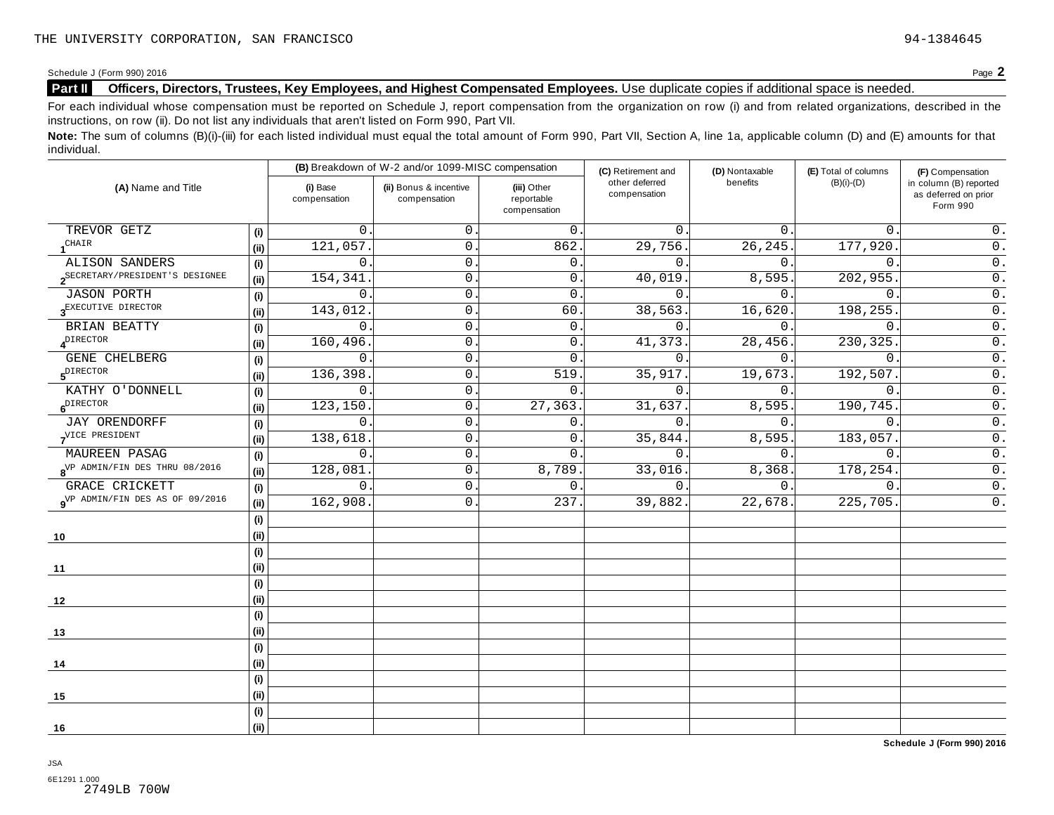THE UNIVERSITY CORPORATION, SAN FRANCISCO 94-1384645

Schedule J (Form 990) 2016

## Part II Officers, Directors, Trustees, Key Employees, and Highest Compensated Employees. 

Use duplicate copies if additional space is needed.

For each individual whose compensation must be reported on Schedule J, report compensation from the organization on row (i) and from related organizations, described in the instructions, on row (ii). Do not list any individuals that aren't listed on Form 990, Part VII.

**Note:** The sum of columns (B)(i)-(iii) for each listed individual must equal the total amount of Form 990, Part VII, Section A, line 1a, applicable column (D) and (E) amounts for that individual.

| (A) Name and Title | | (B) Breakdown of W-2 and/or 1099-MISC compensation (i) Base compensation | (ii) Bonus & incentive compensation | (iii) Other reportable compensation | (C) Retirement and other deferred compensation | (D) Nontaxable benefits | (E) Total of columns (B)(i)-(D) | (F) Compensation in column (B) reported as deferred on prior Form 990 |
|---|---|---|---|---|---|---|---|---|
| 1 TREVOR GETZ | (i) | 0. | 0. | 0. | 0. | 0. | 0. | 0. |
| CHAIR | (ii) | 121,057. | 0. | 862. | 29,756. | 26,245. | 177,920. | 0. |
| 2 ALISON SANDERS | (i) | 0. | 0. | 0. | 0. | 0. | 0. | 0. |
| SECRETARY/PRESIDENT'S DESIGNEE | (ii) | 154,341. | 0. | 0. | 40,019. | 8,595. | 202,955. | 0. |
| 3 JASON PORTH | (i) | 0. | 0. | 0. | 0. | 0. | 0. | 0. |
| EXECUTIVE DIRECTOR | (ii) | 143,012. | 0. | 60. | 38,563. | 16,620. | 198,255. | 0. |
| 4 BRIAN BEATTY | (i) | 0. | 0. | 0. | 0. | 0. | 0. | 0. |
| DIRECTOR | (ii) | 160,496. | 0. | 0. | 41,373. | 28,456. | 230,325. | 0. |
| 5 GENE CHELBERG | (i) | 0. | 0. | 0. | 0. | 0. | 0. | 0. |
| DIRECTOR | (ii) | 136,398. | 0. | 519. | 35,917. | 19,673. | 192,507. | 0. |
| 6 KATHY O'DONNELL | (i) | 0. | 0. | 0. | 0. | 0. | 0. | 0. |
| DIRECTOR | (ii) | 123,150. | 0. | 27,363. | 31,637. | 8,595. | 190,745. | 0. |
| 7 JAY ORENDORFF | (i) | 0. | 0. | 0. | 0. | 0. | 0. | 0. |
| VICE PRESIDENT | (ii) | 138,618. | 0. | 0. | 35,844. | 8,595. | 183,057. | 0. |
| 8 MAUREEN PASAG | (i) | 0. | 0. | 0. | 0. | 0. | 0. | 0. |
| VP ADMIN/FIN DES THRU 08/2016 | (ii) | 128,081. | 0. | 8,789. | 33,016. | 8,368. | 178,254. | 0. |
| 9 GRACE CRICKETT | (i) | 0. | 0. | 0. | 0. | 0. | 0. | 0. |
| VP ADMIN/FIN DES AS OF 09/2016 | (ii) | 162,908. | 0. | 237. | 39,882. | 22,678. | 225,705. | 0. |
| 10 | (i) | | | | | | | |
| | (ii) | | | | | | | |
| 11 | (i) | | | | | | | |
| | (ii) | | | | | | | |
| 12 | (i) | | | | | | | |
| | (ii) | | | | | | | |
| 13 | (i) | | | | | | | |
| | (ii) | | | | | | | |
| 14 | (i) | | | | | | | |
| | (ii) | | | | | | | |
| 15 | (i) | | | | | | | |
| | (ii) | | | | | | | |
| 16 | (i) | | | | | | | |
| | (ii) | | | | | | | |

Schedule J (Form 990) 2016

JSA
6E1291 1.000
2749LB 700W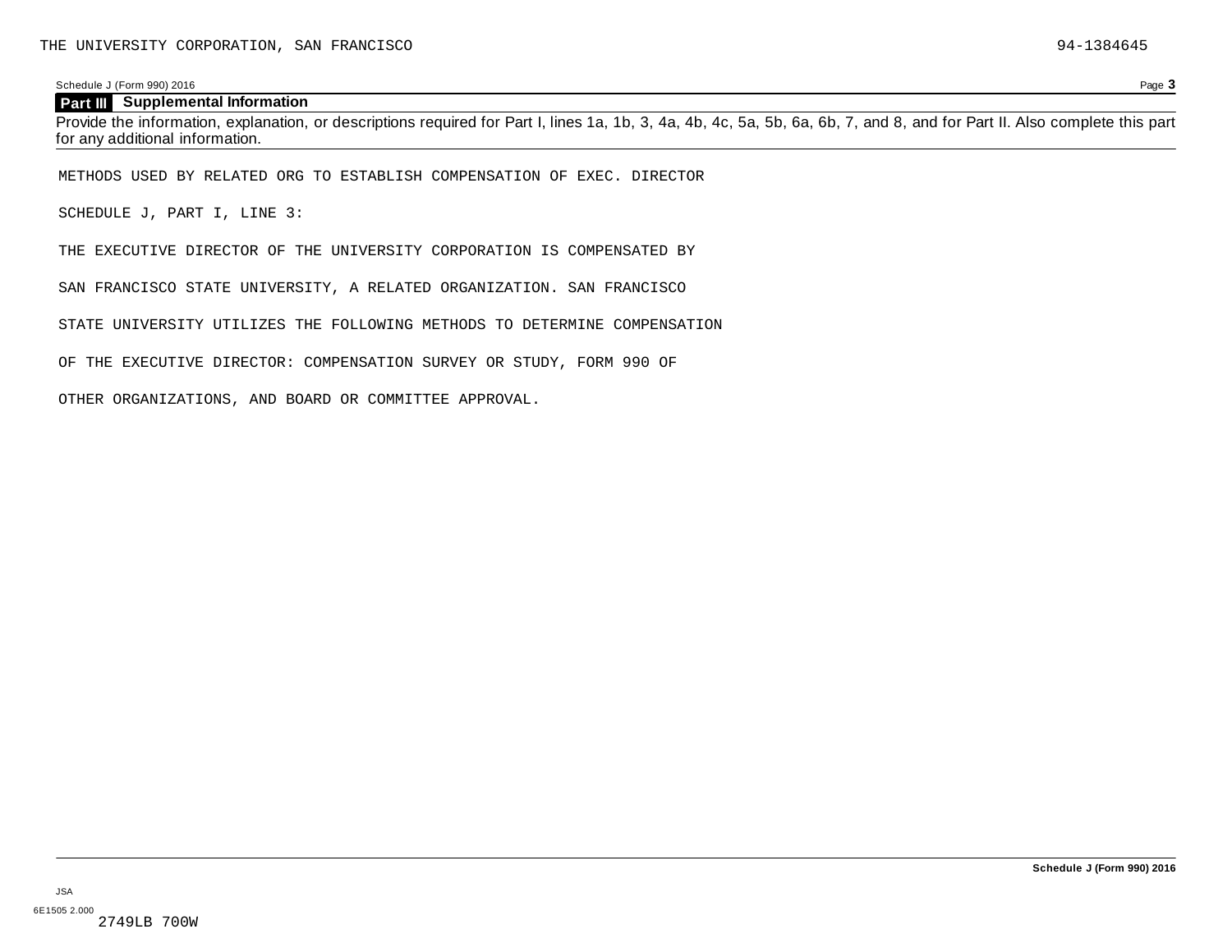THE UNIVERSITY CORPORATION, SAN FRANCISCO 94-1384645

Schedule J (Form 990) 2016

## Part III Supplemental Information

Provide the information, explanation, or descriptions required for Part I, lines 1a, 1b, 3, 4a, 4b, 4c, 5a, 5b, 6a, 6b, 7, and 8, and for Part II. Also complete this part for any additional information.

METHODS USED BY RELATED ORG TO ESTABLISH COMPENSATION OF EXEC. DIRECTOR

SCHEDULE J, PART I, LINE 3:

THE EXECUTIVE DIRECTOR OF THE UNIVERSITY CORPORATION IS COMPENSATED BY SAN FRANCISCO STATE UNIVERSITY, A RELATED ORGANIZATION. SAN FRANCISCO STATE UNIVERSITY UTILIZES THE FOLLOWING METHODS TO DETERMINE COMPENSATION OF THE EXECUTIVE DIRECTOR: COMPENSATION SURVEY OR STUDY, FORM 990 OF OTHER ORGANIZATIONS, AND BOARD OR COMMITTEE APPROVAL.

Schedule J (Form 990) 2016

JSA
6E1505 2.000
2749LB 700W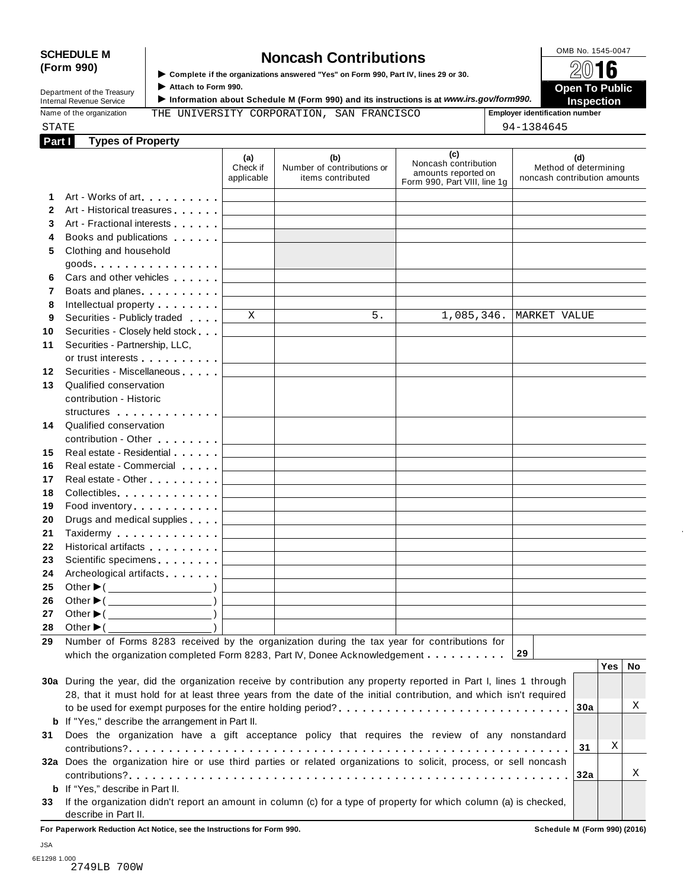**SCHEDULE M (Form 990)**

Department of the Treasury
Internal Revenue Service

# Noncash Contributions

▶ Complete if the organizations answered "Yes" on Form 990, Part IV, lines 29 or 30.
▶ Attach to Form 990.
▶ Information about Schedule M (Form 990) and its instructions is at *www.irs.gov/form990.*

OMB No. 1545-0047
**2016**
**Open To Public Inspection**

Name of the organization: THE UNIVERSITY CORPORATION, SAN FRANCISCO STATE

Employer identification number: 94-1384645

## Part I Types of Property

| | | (a) Check if applicable | (b) Number of contributions or items contributed | (c) Noncash contribution amounts reported on Form 990, Part VIII, line 1g | (d) Method of determining noncash contribution amounts |
|---|---|---|---|---|---|
| 1 | Art - Works of art | | | | |
| 2 | Art - Historical treasures | | | | |
| 3 | Art - Fractional interests | | | | |
| 4 | Books and publications | | | | |
| 5 | Clothing and household goods | | | | |
| 6 | Cars and other vehicles | | | | |
| 7 | Boats and planes | | | | |
| 8 | Intellectual property | | | | |
| 9 | Securities - Publicly traded | X | 5. | 1,085,346. | MARKET VALUE |
| 10 | Securities - Closely held stock | | | | |
| 11 | Securities - Partnership, LLC, or trust interests | | | | |
| 12 | Securities - Miscellaneous | | | | |
| 13 | Qualified conservation contribution - Historic structures | | | | |
| 14 | Qualified conservation contribution - Other | | | | |
| 15 | Real estate - Residential | | | | |
| 16 | Real estate - Commercial | | | | |
| 17 | Real estate - Other | | | | |
| 18 | Collectibles | | | | |
| 19 | Food inventory | | | | |
| 20 | Drugs and medical supplies | | | | |
| 21 | Taxidermy | | | | |
| 22 | Historical artifacts | | | | |
| 23 | Scientific specimens | | | | |
| 24 | Archeological artifacts | | | | |
| 25 | Other ▶( ) | | | | |
| 26 | Other ▶( ) | | | | |
| 27 | Other ▶( ) | | | | |
| 28 | Other ▶( ) | | | | |

29 Number of Forms 8283 received by the organization during the tax year for contributions for which the organization completed Form 8283, Part IV, Donee Acknowledgement . . . . . . . . . . **29**

| | | | Yes | No |
|---|---|---|---|---|
| 30a | During the year, did the organization receive by contribution any property reported in Part I, lines 1 through 28, that it must hold for at least three years from the date of the initial contribution, and which isn't required to be used for exempt purposes for the entire holding period? | 30a | | X |
| b | If "Yes," describe the arrangement in Part II. | | | |
| 31 | Does the organization have a gift acceptance policy that requires the review of any nonstandard contributions? | 31 | X | |
| 32a | Does the organization hire or use third parties or related organizations to solicit, process, or sell noncash contributions? | 32a | | X |
| b | If "Yes," describe in Part II. | | | |
| 33 | If the organization didn't report an amount in column (c) for a type of property for which column (a) is checked, describe in Part II. | | | |

**For Paperwork Reduction Act Notice, see the Instructions for Form 990.** **Schedule M (Form 990) (2016)**

JSA
6E1298 1.000
2749LB 700W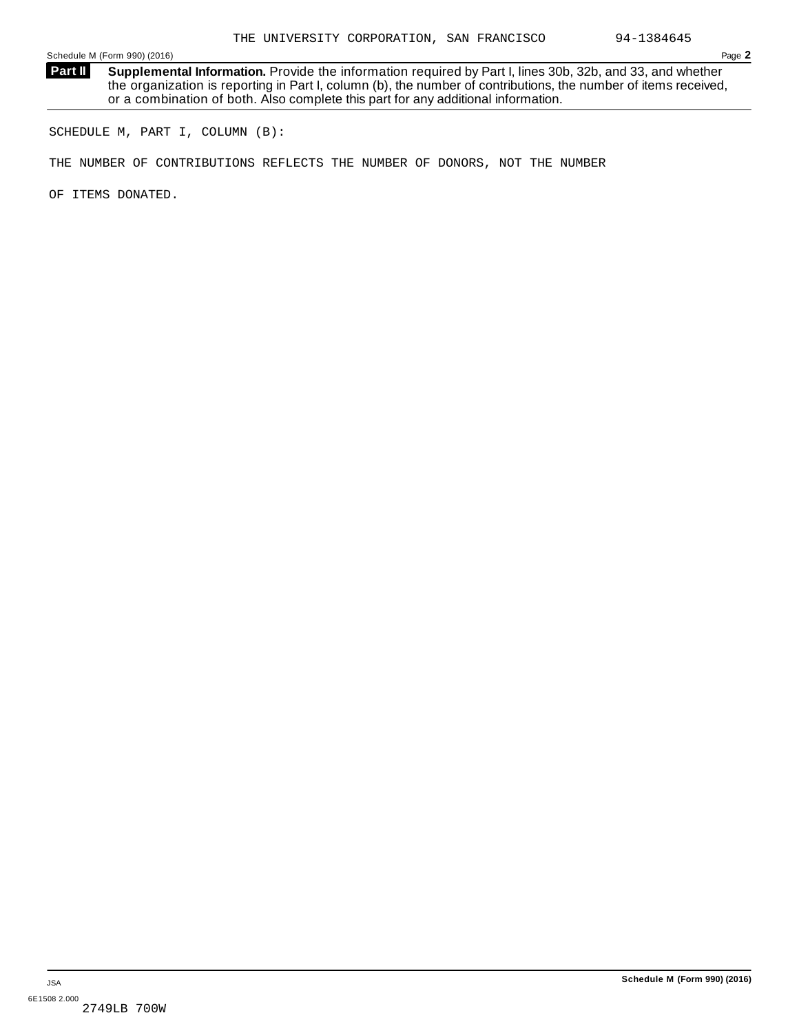## Part II Supplemental Information.

**Supplemental Information.** Provide the information required by Part I, lines 30b, 32b, and 33, and whether the organization is reporting in Part I, column (b), the number of contributions, the number of items received, or a combination of both. Also complete this part for any additional information.

SCHEDULE M, PART I, COLUMN (B):

THE NUMBER OF CONTRIBUTIONS REFLECTS THE NUMBER OF DONORS, NOT THE NUMBER OF ITEMS DONATED.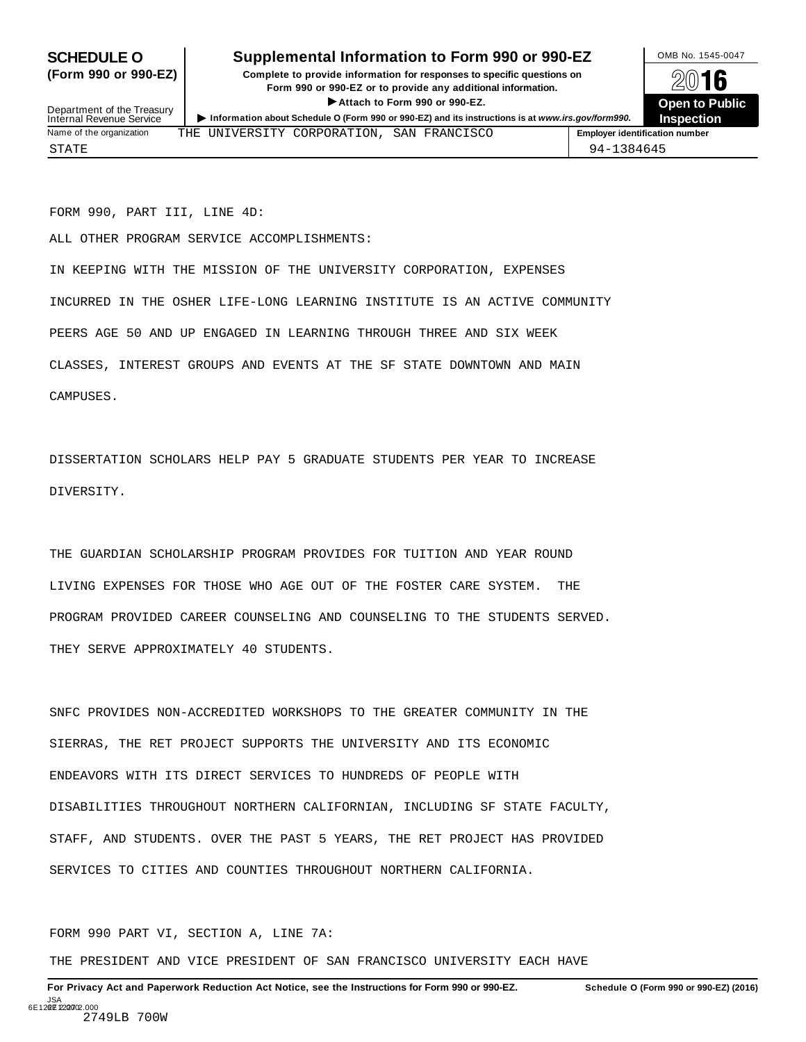**SCHEDULE O (Form 990 or 990-EZ)**

Department of the Treasury
Internal Revenue Service

# Supplemental Information to Form 990 or 990-EZ

**Complete to provide information for responses to specific questions on Form 990 or 990-EZ or to provide any additional information.**

▶ **Attach to Form 990 or 990-EZ.**

▶ **Information about Schedule O (Form 990 or 990-EZ) and its instructions is at** ***www.irs.gov/form990.***

OMB No. 1545-0047

**2016**

**Open to Public Inspection**

| Name of the organization | Employer identification number |
|---|---|
| THE UNIVERSITY CORPORATION, SAN FRANCISCO STATE | 94-1384645 |

FORM 990, PART III, LINE 4D:

ALL OTHER PROGRAM SERVICE ACCOMPLISHMENTS:

IN KEEPING WITH THE MISSION OF THE UNIVERSITY CORPORATION, EXPENSES INCURRED IN THE OSHER LIFE-LONG LEARNING INSTITUTE IS AN ACTIVE COMMUNITY PEERS AGE 50 AND UP ENGAGED IN LEARNING THROUGH THREE AND SIX WEEK CLASSES, INTEREST GROUPS AND EVENTS AT THE SF STATE DOWNTOWN AND MAIN CAMPUSES.

DISSERTATION SCHOLARS HELP PAY 5 GRADUATE STUDENTS PER YEAR TO INCREASE DIVERSITY.

THE GUARDIAN SCHOLARSHIP PROGRAM PROVIDES FOR TUITION AND YEAR ROUND LIVING EXPENSES FOR THOSE WHO AGE OUT OF THE FOSTER CARE SYSTEM. THE PROGRAM PROVIDED CAREER COUNSELING AND COUNSELING TO THE STUDENTS SERVED. THEY SERVE APPROXIMATELY 40 STUDENTS.

SNFC PROVIDES NON-ACCREDITED WORKSHOPS TO THE GREATER COMMUNITY IN THE SIERRAS, THE RET PROJECT SUPPORTS THE UNIVERSITY AND ITS ECONOMIC ENDEAVORS WITH ITS DIRECT SERVICES TO HUNDREDS OF PEOPLE WITH DISABILITIES THROUGHOUT NORTHERN CALIFORNIAN, INCLUDING SF STATE FACULTY, STAFF, AND STUDENTS. OVER THE PAST 5 YEARS, THE RET PROJECT HAS PROVIDED SERVICES TO CITIES AND COUNTIES THROUGHOUT NORTHERN CALIFORNIA.

FORM 990 PART VI, SECTION A, LINE 7A:

THE PRESIDENT AND VICE PRESIDENT OF SAN FRANCISCO UNIVERSITY EACH HAVE

**For Privacy Act and Paperwork Reduction Act Notice, see the Instructions for Form 990 or 990-EZ.** **Schedule O (Form 990 or 990-EZ) (2016)**

JSA
6E1228 2.000
2749LB 700W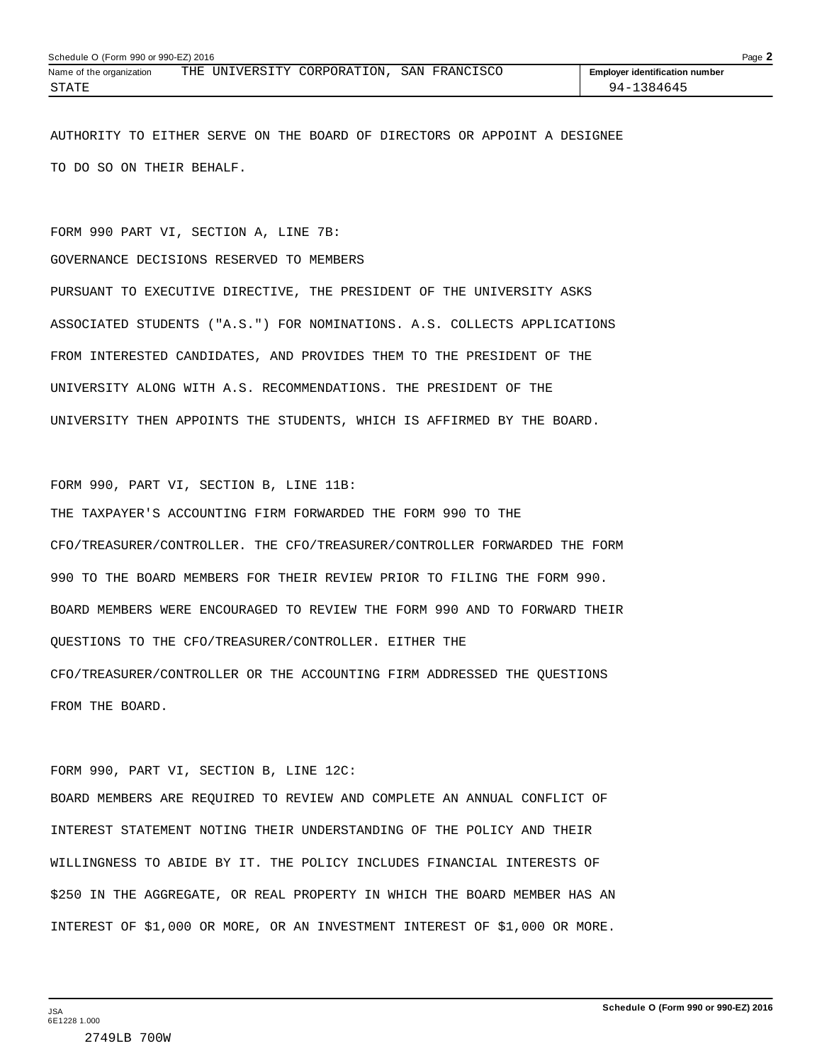AUTHORITY TO EITHER SERVE ON THE BOARD OF DIRECTORS OR APPOINT A DESIGNEE TO DO SO ON THEIR BEHALF.

FORM 990 PART VI, SECTION A, LINE 7B:

GOVERNANCE DECISIONS RESERVED TO MEMBERS

PURSUANT TO EXECUTIVE DIRECTIVE, THE PRESIDENT OF THE UNIVERSITY ASKS ASSOCIATED STUDENTS ("A.S.") FOR NOMINATIONS. A.S. COLLECTS APPLICATIONS FROM INTERESTED CANDIDATES, AND PROVIDES THEM TO THE PRESIDENT OF THE UNIVERSITY ALONG WITH A.S. RECOMMENDATIONS. THE PRESIDENT OF THE UNIVERSITY THEN APPOINTS THE STUDENTS, WHICH IS AFFIRMED BY THE BOARD.

FORM 990, PART VI, SECTION B, LINE 11B:

THE TAXPAYER'S ACCOUNTING FIRM FORWARDED THE FORM 990 TO THE CFO/TREASURER/CONTROLLER. THE CFO/TREASURER/CONTROLLER FORWARDED THE FORM 990 TO THE BOARD MEMBERS FOR THEIR REVIEW PRIOR TO FILING THE FORM 990. BOARD MEMBERS WERE ENCOURAGED TO REVIEW THE FORM 990 AND TO FORWARD THEIR QUESTIONS TO THE CFO/TREASURER/CONTROLLER. EITHER THE CFO/TREASURER/CONTROLLER OR THE ACCOUNTING FIRM ADDRESSED THE QUESTIONS FROM THE BOARD.

FORM 990, PART VI, SECTION B, LINE 12C:

BOARD MEMBERS ARE REQUIRED TO REVIEW AND COMPLETE AN ANNUAL CONFLICT OF INTEREST STATEMENT NOTING THEIR UNDERSTANDING OF THE POLICY AND THEIR WILLINGNESS TO ABIDE BY IT. THE POLICY INCLUDES FINANCIAL INTERESTS OF $250 IN THE AGGREGATE, OR REAL PROPERTY IN WHICH THE BOARD MEMBER HAS AN INTEREST OF $1,000 OR MORE, OR AN INVESTMENT INTEREST OF $1,000 OR MORE.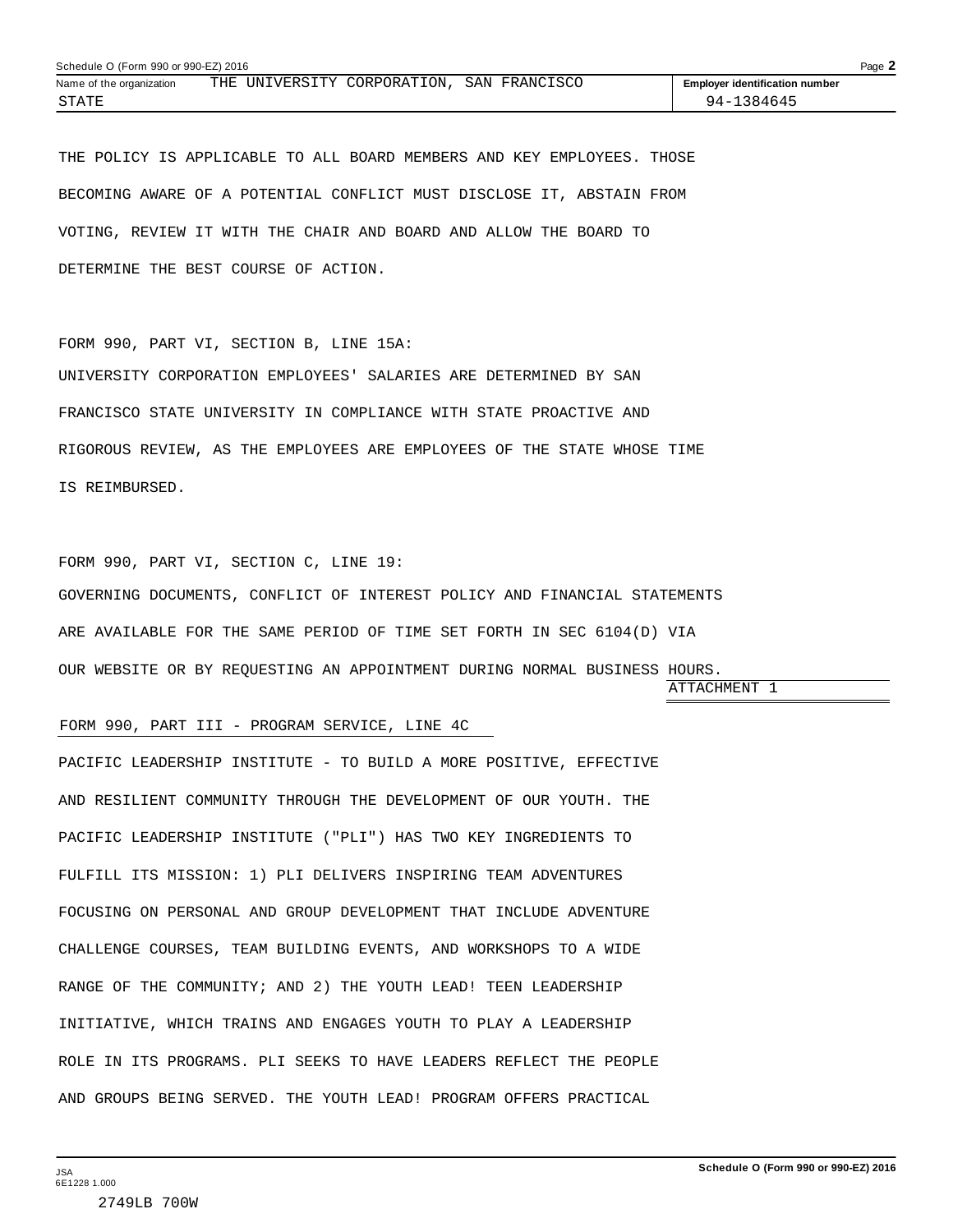THE POLICY IS APPLICABLE TO ALL BOARD MEMBERS AND KEY EMPLOYEES. THOSE BECOMING AWARE OF A POTENTIAL CONFLICT MUST DISCLOSE IT, ABSTAIN FROM VOTING, REVIEW IT WITH THE CHAIR AND BOARD AND ALLOW THE BOARD TO DETERMINE THE BEST COURSE OF ACTION.

FORM 990, PART VI, SECTION B, LINE 15A:

UNIVERSITY CORPORATION EMPLOYEES' SALARIES ARE DETERMINED BY SAN FRANCISCO STATE UNIVERSITY IN COMPLIANCE WITH STATE PROACTIVE AND RIGOROUS REVIEW, AS THE EMPLOYEES ARE EMPLOYEES OF THE STATE WHOSE TIME IS REIMBURSED.

FORM 990, PART VI, SECTION C, LINE 19:

GOVERNING DOCUMENTS, CONFLICT OF INTEREST POLICY AND FINANCIAL STATEMENTS ARE AVAILABLE FOR THE SAME PERIOD OF TIME SET FORTH IN SEC 6104(D) VIA OUR WEBSITE OR BY REQUESTING AN APPOINTMENT DURING NORMAL BUSINESS HOURS.

ATTACHMENT 1

FORM 990, PART III - PROGRAM SERVICE, LINE 4C

PACIFIC LEADERSHIP INSTITUTE - TO BUILD A MORE POSITIVE, EFFECTIVE AND RESILIENT COMMUNITY THROUGH THE DEVELOPMENT OF OUR YOUTH. THE PACIFIC LEADERSHIP INSTITUTE ("PLI") HAS TWO KEY INGREDIENTS TO FULFILL ITS MISSION: 1) PLI DELIVERS INSPIRING TEAM ADVENTURES FOCUSING ON PERSONAL AND GROUP DEVELOPMENT THAT INCLUDE ADVENTURE CHALLENGE COURSES, TEAM BUILDING EVENTS, AND WORKSHOPS TO A WIDE RANGE OF THE COMMUNITY; AND 2) THE YOUTH LEAD! TEEN LEADERSHIP INITIATIVE, WHICH TRAINS AND ENGAGES YOUTH TO PLAY A LEADERSHIP ROLE IN ITS PROGRAMS. PLI SEEKS TO HAVE LEADERS REFLECT THE PEOPLE AND GROUPS BEING SERVED. THE YOUTH LEAD! PROGRAM OFFERS PRACTICAL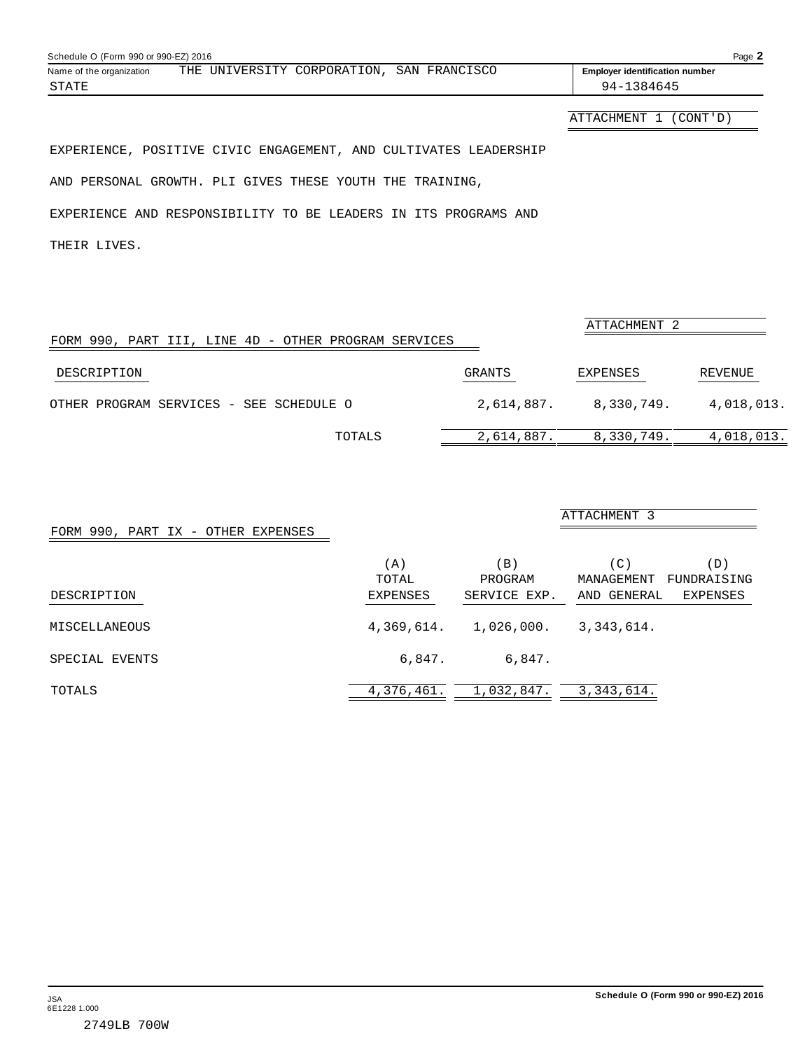Name of the organization: THE UNIVERSITY CORPORATION, SAN FRANCISCO STATE

Employer identification number: 94-1384645

ATTACHMENT 1 (CONT'D)

EXPERIENCE, POSITIVE CIVIC ENGAGEMENT, AND CULTIVATES LEADERSHIP AND PERSONAL GROWTH. PLI GIVES THESE YOUTH THE TRAINING, EXPERIENCE AND RESPONSIBILITY TO BE LEADERS IN ITS PROGRAMS AND THEIR LIVES.

ATTACHMENT 2

FORM 990, PART III, LINE 4D - OTHER PROGRAM SERVICES

| DESCRIPTION | GRANTS | EXPENSES | REVENUE |
|---|---|---|---|
| OTHER PROGRAM SERVICES - SEE SCHEDULE O | 2,614,887. | 8,330,749. | 4,018,013. |
| TOTALS | 2,614,887. | 8,330,749. | 4,018,013. |

ATTACHMENT 3

FORM 990, PART IX - OTHER EXPENSES

| DESCRIPTION | (A) TOTAL EXPENSES | (B) PROGRAM SERVICE EXP. | (C) MANAGEMENT AND GENERAL | (D) FUNDRAISING EXPENSES |
|---|---|---|---|---|
| MISCELLANEOUS | 4,369,614. | 1,026,000. | 3,343,614. | |
| SPECIAL EVENTS | 6,847. | 6,847. | | |
| TOTALS | 4,376,461. | 1,032,847. | 3,343,614. | |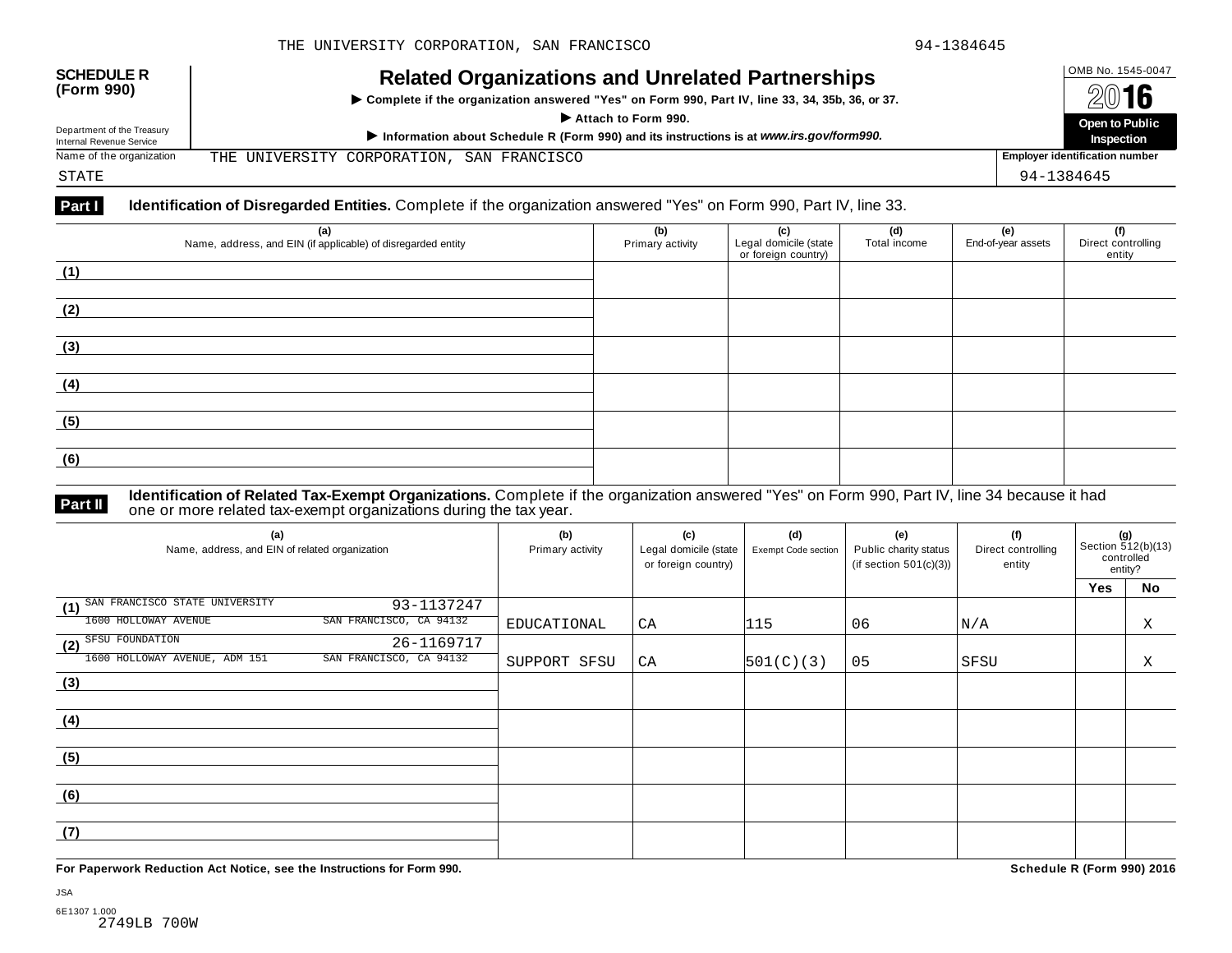THE UNIVERSITY CORPORATION, SAN FRANCISCO 94-1384645

**SCHEDULE R (Form 990)**

# Related Organizations and Unrelated Partnerships

▶ Complete if the organization answered "Yes" on Form 990, Part IV, line 33, 34, 35b, 36, or 37.

▶ Attach to Form 990.

▶ Information about Schedule R (Form 990) and its instructions is at *www.irs.gov/form990.*

Department of the Treasury
Internal Revenue Service

OMB No. 1545-0047

**2016**

**Open to Public Inspection**

Name of the organization: THE UNIVERSITY CORPORATION, SAN FRANCISCO STATE

Employer identification number: 94-1384645

**Part I** **Identification of Disregarded Entities.** Complete if the organization answered "Yes" on Form 990, Part IV, line 33.

| (a) Name, address, and EIN (if applicable) of disregarded entity | (b) Primary activity | (c) Legal domicile (state or foreign country) | (d) Total income | (e) End-of-year assets | (f) Direct controlling entity |
|---|---|---|---|---|---|
| (1) | | | | | |
| (2) | | | | | |
| (3) | | | | | |
| (4) | | | | | |
| (5) | | | | | |
| (6) | | | | | |

**Part II** **Identification of Related Tax-Exempt Organizations.** Complete if the organization answered "Yes" on Form 990, Part IV, line 34 because it had one or more related tax-exempt organizations during the tax year.

| (a) Name, address, and EIN of related organization | (b) Primary activity | (c) Legal domicile (state or foreign country) | (d) Exempt Code section | (e) Public charity status (if section 501(c)(3)) | (f) Direct controlling entity | (g) Section 512(b)(13) controlled entity? Yes | No |
|---|---|---|---|---|---|---|---|
| (1) SAN FRANCISCO STATE UNIVERSITY 93-1137247 1600 HOLLOWAY AVENUE SAN FRANCISCO, CA 94132 | EDUCATIONAL | CA | 115 | 06 | N/A | | X |
| (2) SFSU FOUNDATION 26-1169717 1600 HOLLOWAY AVENUE, ADM 151 SAN FRANCISCO, CA 94132 | SUPPORT SFSU | CA | 501(C)(3) | 05 | SFSU | | X |
| (3) | | | | | | | |
| (4) | | | | | | | |
| (5) | | | | | | | |
| (6) | | | | | | | |
| (7) | | | | | | | |

**For Paperwork Reduction Act Notice, see the Instructions for Form 990.** **Schedule R (Form 990) 2016**

JSA
6E1307 1.000
2749LB 700W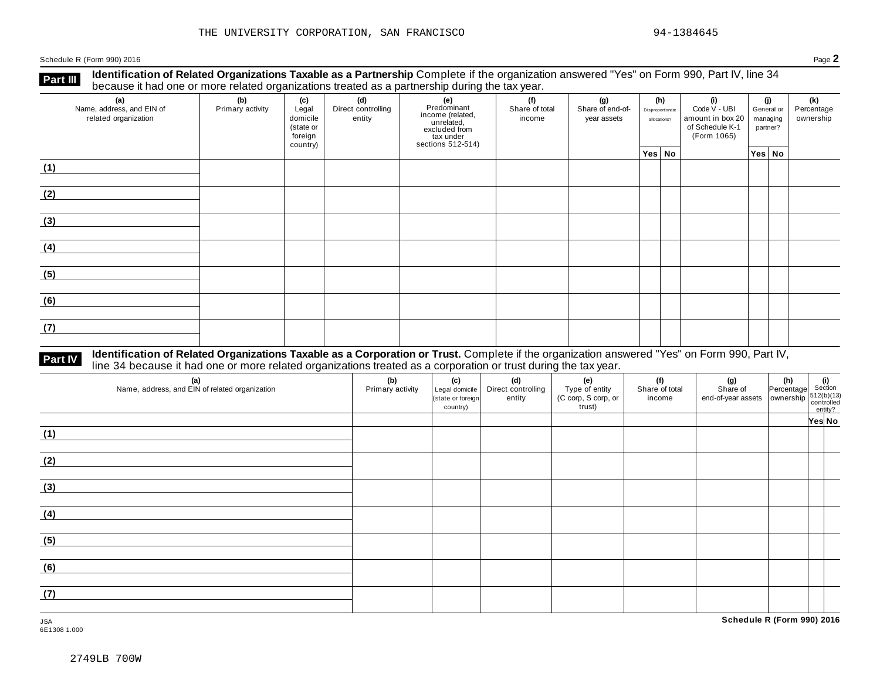THE UNIVERSITY CORPORATION, SAN FRANCISCO 94-1384645

Schedule R (Form 990) 2016 Page **2**

**Part III** **Identification of Related Organizations Taxable as a Partnership** Complete if the organization answered "Yes" on Form 990, Part IV, line 34 because it had one or more related organizations treated as a partnership during the tax year.

| (a) Name, address, and EIN of related organization | (b) Primary activity | (c) Legal domicile (state or foreign country) | (d) Direct controlling entity | (e) Predominant income (related, unrelated, excluded from tax under sections 512-514) | (f) Share of total income | (g) Share of end-of-year assets | (h) Disproportionate allocations? | | (i) Code V - UBI amount in box 20 of Schedule K-1 (Form 1065) | (j) General or managing partner? | | (k) Percentage ownership |
|---|---|---|---|---|---|---|---|---|---|---|---|---|
| | | | | | | | Yes | No | | Yes | No | |
| (1) | | | | | | | | | | | | |
| (2) | | | | | | | | | | | | |
| (3) | | | | | | | | | | | | |
| (4) | | | | | | | | | | | | |
| (5) | | | | | | | | | | | | |
| (6) | | | | | | | | | | | | |
| (7) | | | | | | | | | | | | |

**Part IV** **Identification of Related Organizations Taxable as a Corporation or Trust.** Complete if the organization answered "Yes" on Form 990, Part IV, line 34 because it had one or more related organizations treated as a corporation or trust during the tax year.

| (a) Name, address, and EIN of related organization | (b) Primary activity | (c) Legal domicile (state or foreign country) | (d) Direct controlling entity | (e) Type of entity (C corp, S corp, or trust) | (f) Share of total income | (g) Share of end-of-year assets | (h) Percentage ownership | (i) Section 512(b)(13) controlled entity? | |
|---|---|---|---|---|---|---|---|---|---|
| | | | | | | | | Yes | No |
| (1) | | | | | | | | | |
| (2) | | | | | | | | | |
| (3) | | | | | | | | | |
| (4) | | | | | | | | | |
| (5) | | | | | | | | | |
| (6) | | | | | | | | | |
| (7) | | | | | | | | | |

JSA
6E1308 1.000

**Schedule R (Form 990) 2016**

2749LB 700W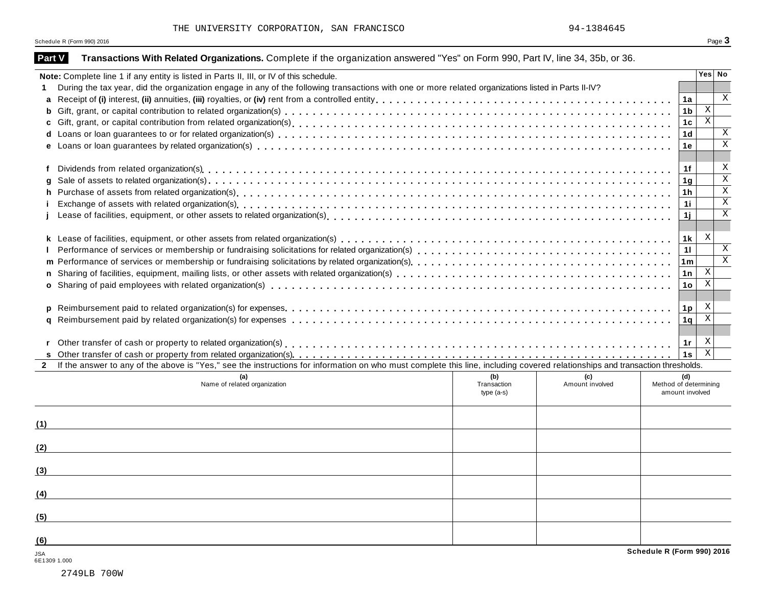THE UNIVERSITY CORPORATION, SAN FRANCISCO 94-1384645

Schedule R (Form 990) 2016

## Part V Transactions With Related Organizations. Complete if the organization answered "Yes" on Form 990, Part IV, line 34, 35b, or 36.

| **Note:** Complete line 1 if any entity is listed in Parts II, III, or IV of this schedule. | | Yes | No |
|---|---|---|---|
| **1** During the tax year, did the organization engage in any of the following transactions with one or more related organizations listed in Parts II-IV? | | | |
| **a** Receipt of **(i)** interest, **(ii)** annuities, **(iii)** royalties, or **(iv)** rent from a controlled entity | 1a | | X |
| **b** Gift, grant, or capital contribution to related organization(s) | 1b | X | |
| **c** Gift, grant, or capital contribution from related organization(s) | 1c | X | |
| **d** Loans or loan guarantees to or for related organization(s) | 1d | | X |
| **e** Loans or loan guarantees by related organization(s) | 1e | | X |
| **f** Dividends from related organization(s) | 1f | | X |
| **g** Sale of assets to related organization(s) | 1g | | X |
| **h** Purchase of assets from related organization(s) | 1h | | X |
| **i** Exchange of assets with related organization(s) | 1i | | X |
| **j** Lease of facilities, equipment, or other assets to related organization(s) | 1j | | X |
| **k** Lease of facilities, equipment, or other assets from related organization(s) | 1k | X | |
| **l** Performance of services or membership or fundraising solicitations for related organization(s) | 1l | | X |
| **m** Performance of services or membership or fundraising solicitations by related organization(s) | 1m | | X |
| **n** Sharing of facilities, equipment, mailing lists, or other assets with related organization(s) | 1n | X | |
| **o** Sharing of paid employees with related organization(s) | 1o | X | |
| **p** Reimbursement paid to related organization(s) for expenses | 1p | X | |
| **q** Reimbursement paid by related organization(s) for expenses | 1q | X | |
| **r** Other transfer of cash or property to related organization(s) | 1r | X | |
| **s** Other transfer of cash or property from related organization(s) | 1s | X | |

**2** If the answer to any of the above is "Yes," see the instructions for information on who must complete this line, including covered relationships and transaction thresholds.

| | (a) Name of related organization | (b) Transaction type (a-s) | (c) Amount involved | (d) Method of determining amount involved |
|---|---|---|---|---|
| (1) | | | | |
| (2) | | | | |
| (3) | | | | |
| (4) | | | | |
| (5) | | | | |
| (6) | | | | |

JSA
6E1309 1.000

Schedule R (Form 990) 2016

2749LB 700W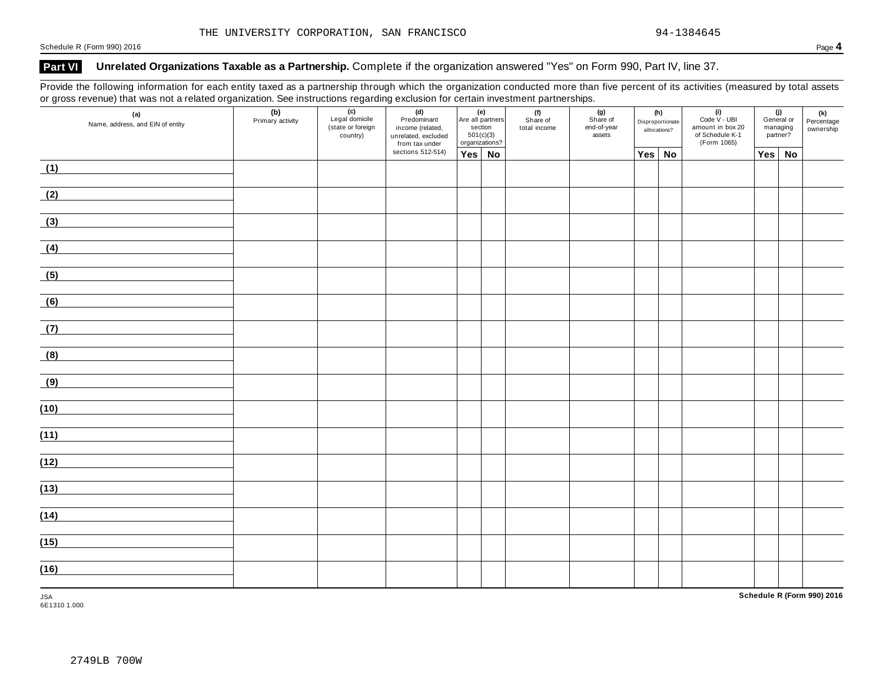THE UNIVERSITY CORPORATION, SAN FRANCISCO 94-1384645

Schedule R (Form 990) 2016

## Part VI Unrelated Organizations Taxable as a Partnership. Complete if the organization answered "Yes" on Form 990, Part IV, line 37.

Provide the following information for each entity taxed as a partnership through which the organization conducted more than five percent of its activities (measured by total assets or gross revenue) that was not a related organization. See instructions regarding exclusion for certain investment partnerships.

| (a) Name, address, and EIN of entity | (b) Primary activity | (c) Legal domicile (state or foreign country) | (d) Predominant income (related, unrelated, excluded from tax under sections 512-514) | (e) Are all partners section 501(c)(3) organizations? | | (f) Share of total income | (g) Share of end-of-year assets | (h) Disproportionate allocations? | | (i) Code V - UBI amount in box 20 of Schedule K-1 (Form 1065) | (j) General or managing partner? | | (k) Percentage ownership |
|---|---|---|---|---|---|---|---|---|---|---|---|---|---|
| | | | | Yes | No | | | Yes | No | | Yes | No | |
| (1) | | | | | | | | | | | | | |
| (2) | | | | | | | | | | | | | |
| (3) | | | | | | | | | | | | | |
| (4) | | | | | | | | | | | | | |
| (5) | | | | | | | | | | | | | |
| (6) | | | | | | | | | | | | | |
| (7) | | | | | | | | | | | | | |
| (8) | | | | | | | | | | | | | |
| (9) | | | | | | | | | | | | | |
| (10) | | | | | | | | | | | | | |
| (11) | | | | | | | | | | | | | |
| (12) | | | | | | | | | | | | | |
| (13) | | | | | | | | | | | | | |
| (14) | | | | | | | | | | | | | |
| (15) | | | | | | | | | | | | | |
| (16) | | | | | | | | | | | | | |

JSA
6E1310 1.000

Schedule R (Form 990) 2016

2749LB 700W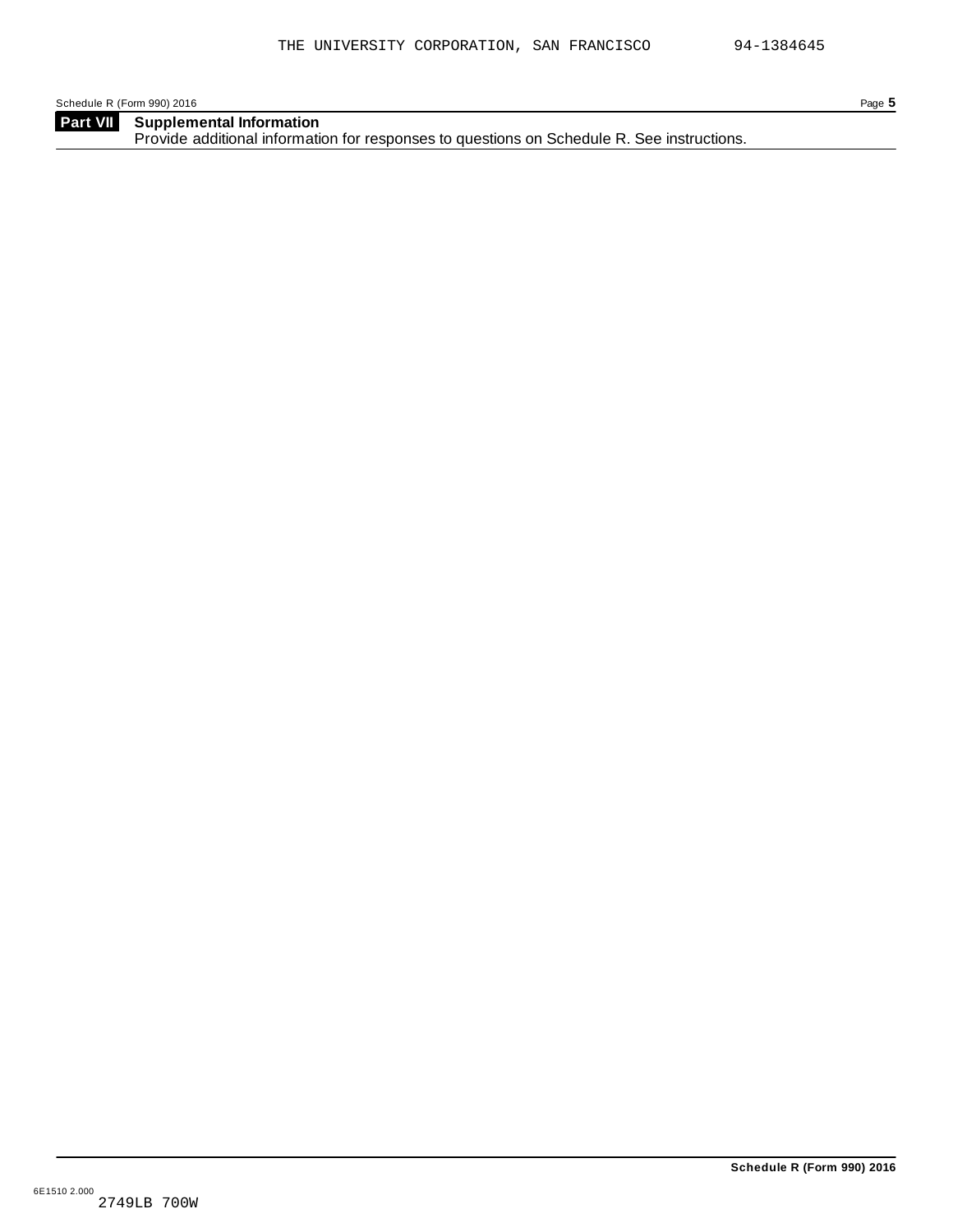THE UNIVERSITY CORPORATION, SAN FRANCISCO 94-1384645

Schedule R (Form 990) 2016

## Part VII Supplemental Information

Provide additional information for responses to questions on Schedule R. See instructions.

Schedule R (Form 990) 2016

6E1510 2.000
2749LB 700W